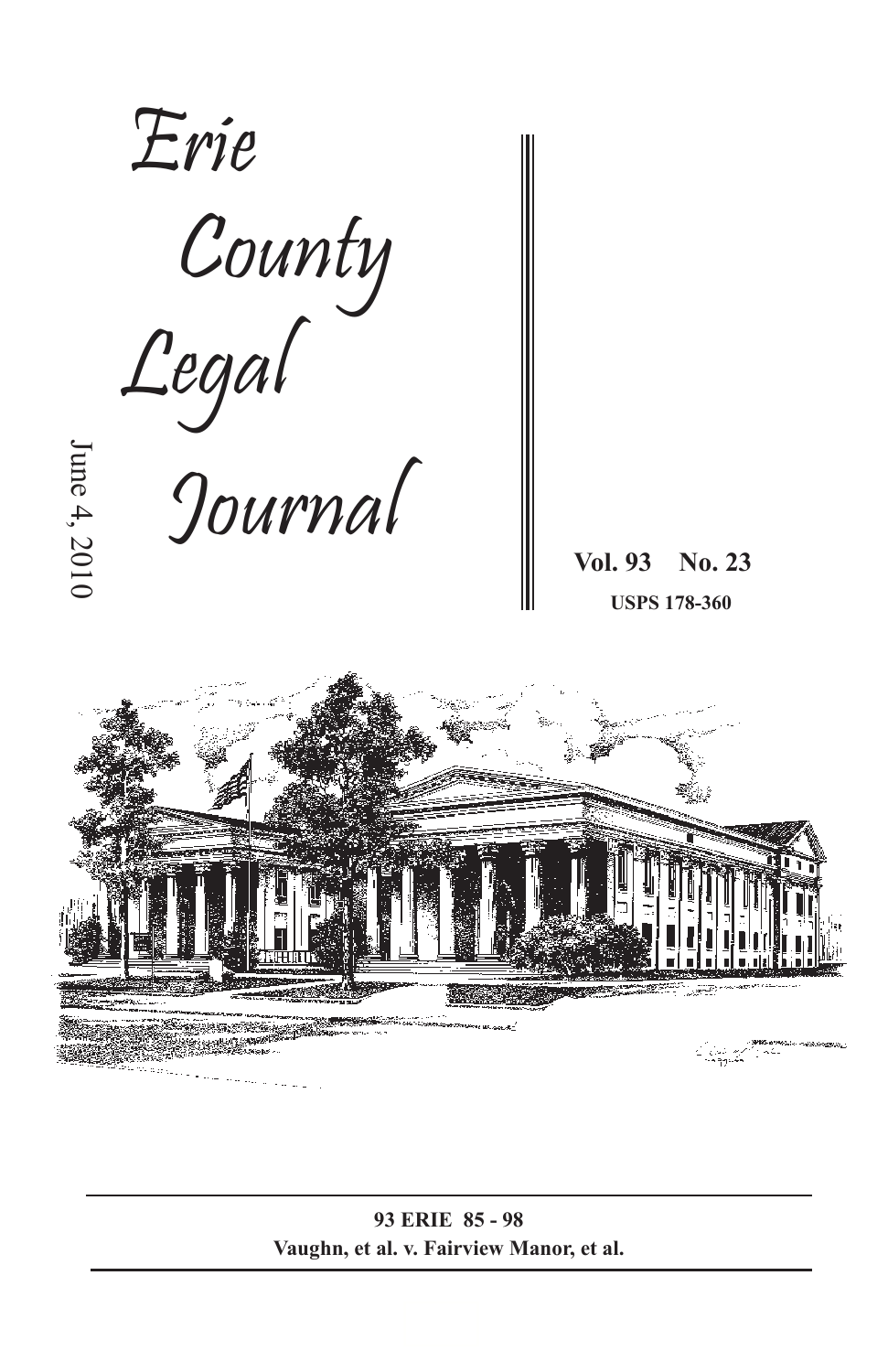# Erie County Legal Journal

June 4, 2010

**Vol. 93 No. 23**

**USPS 178-360**

---

**93 ERIE 85 - 98**

**Vaughn, et al. v. Fairview Manor, et al.**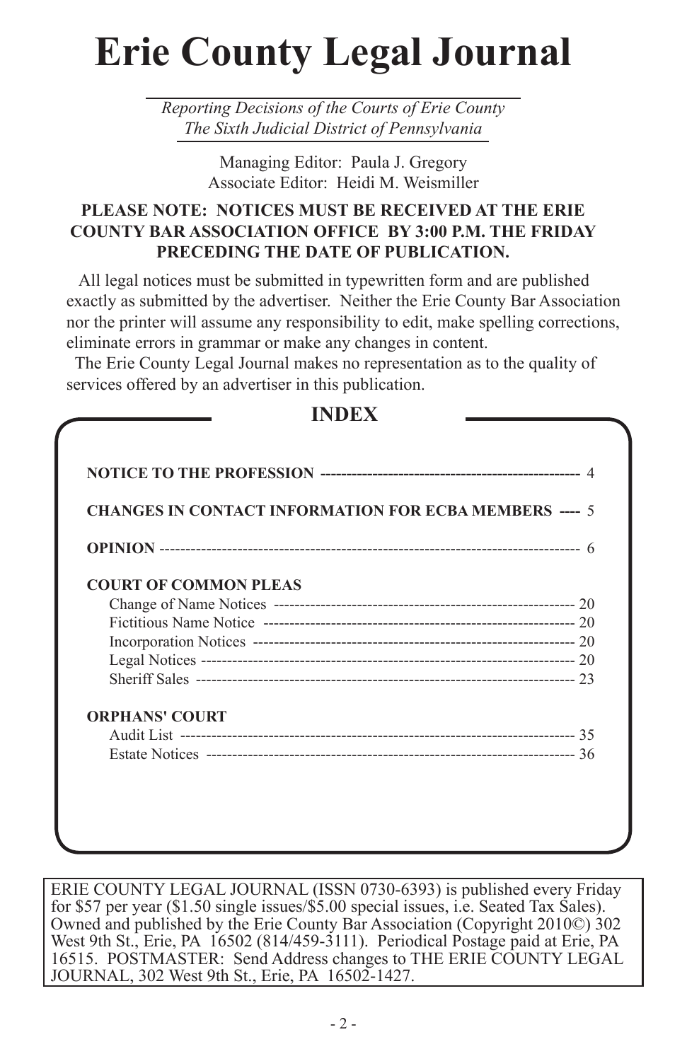# Erie County Legal Journal

*Reporting Decisions of the Courts of Erie County*
*The Sixth Judicial District of Pennsylvania*

Managing Editor: Paula J. Gregory
Associate Editor: Heidi M. Weismiller

**PLEASE NOTE: NOTICES MUST BE RECEIVED AT THE ERIE COUNTY BAR ASSOCIATION OFFICE BY 3:00 P.M. THE FRIDAY PRECEDING THE DATE OF PUBLICATION.**

All legal notices must be submitted in typewritten form and are published exactly as submitted by the advertiser. Neither the Erie County Bar Association nor the printer will assume any responsibility to edit, make spelling corrections, eliminate errors in grammar or make any changes in content.

The Erie County Legal Journal makes no representation as to the quality of services offered by an advertiser in this publication.

## INDEX

**NOTICE TO THE PROFESSION** ---------------------------------------------- 4

**CHANGES IN CONTACT INFORMATION FOR ECBA MEMBERS** ---- 5

**OPINION** ---------------------------------------------------------------------------- 6

**COURT OF COMMON PLEAS**

- Change of Name Notices ---------------------------------------------------- 20
- Fictitious Name Notice ------------------------------------------------------ 20
- Incorporation Notices -------------------------------------------------------- 20
- Legal Notices -------------------------------------------------------------------- 20
- Sheriff Sales --------------------------------------------------------------------- 23

**ORPHANS' COURT**

- Audit List ------------------------------------------------------------------------- 35
- Estate Notices -------------------------------------------------------------------- 36

ERIE COUNTY LEGAL JOURNAL (ISSN 0730-6393) is published every Friday for $57 per year ($1.50 single issues/$5.00 special issues, i.e. Seated Tax Sales). Owned and published by the Erie County Bar Association (Copyright 2010©) 302 West 9th St., Erie, PA 16502 (814/459-3111). Periodical Postage paid at Erie, PA 16515. POSTMASTER: Send Address changes to THE ERIE COUNTY LEGAL JOURNAL, 302 West 9th St., Erie, PA 16502-1427.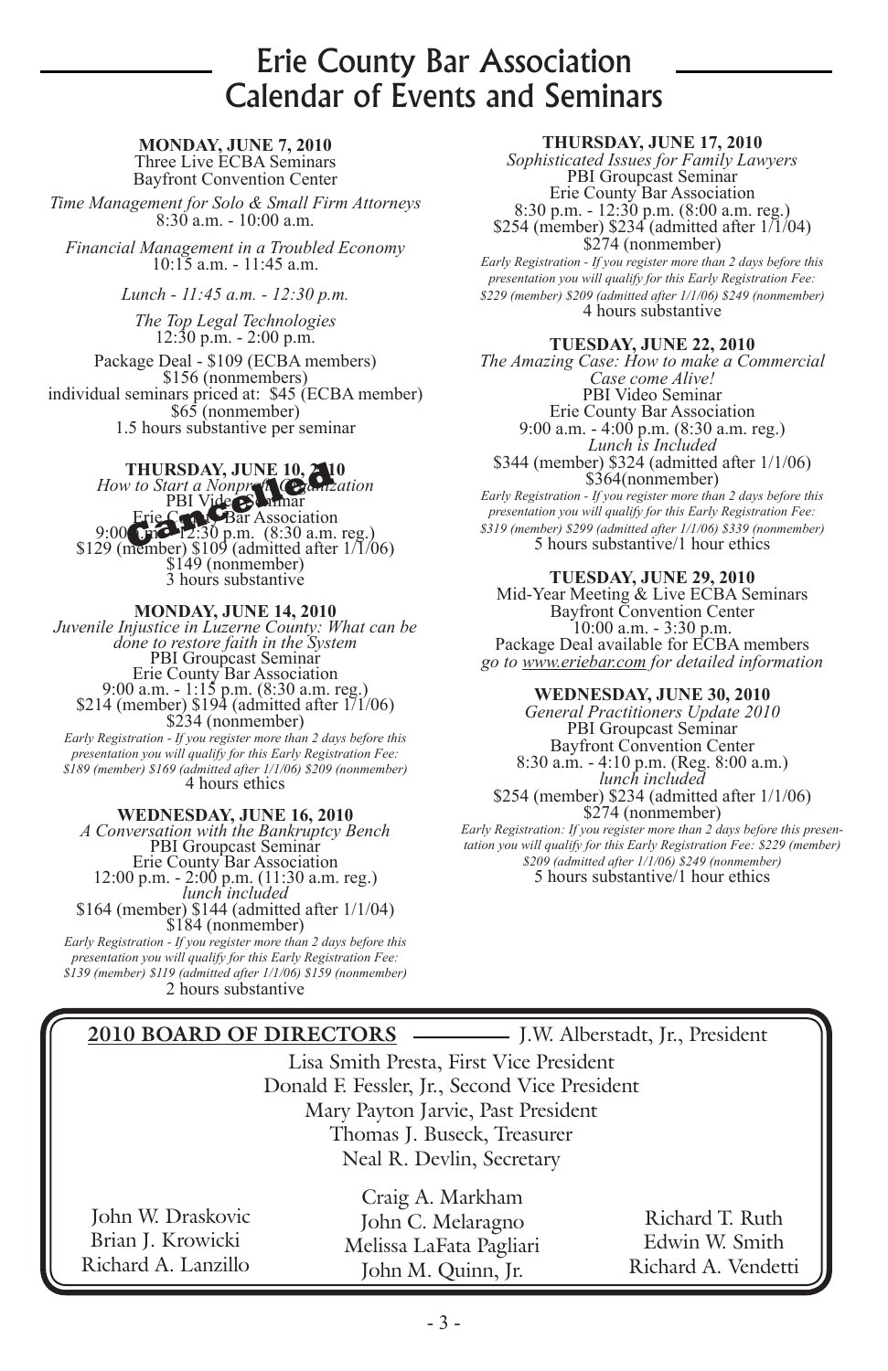# Erie County Bar Association Calendar of Events and Seminars

**MONDAY, JUNE 7, 2010**
Three Live ECBA Seminars
Bayfront Convention Center

*Time Management for Solo & Small Firm Attorneys*
8:30 a.m. - 10:00 a.m.

*Financial Management in a Troubled Economy*
10:15 a.m. - 11:45 a.m.

*Lunch - 11:45 a.m. - 12:30 p.m.*

*The Top Legal Technologies*
12:30 p.m. - 2:00 p.m.

Package Deal - $109 (ECBA members)
$156 (nonmembers)
individual seminars priced at: $45 (ECBA member)
$65 (nonmember)
1.5 hours substantive per seminar

**Cancelled**

**THURSDAY, JUNE 10, 2010**
*How to Start a Nonprofit Organization*
PBI Video Seminar
Erie County Bar Association
9:00 a.m. - 12:30 p.m. (8:30 a.m. reg.)
$129 (member) $109 (admitted after 1/1/06)
$149 (nonmember)
3 hours substantive

**MONDAY, JUNE 14, 2010**
*Juvenile Injustice in Luzerne County: What can be done to restore faith in the System*
PBI Groupcast Seminar
Erie County Bar Association
9:00 a.m. - 1:15 p.m. (8:30 a.m. reg.)
$214 (member) $194 (admitted after 1/1/06)
$234 (nonmember)
*Early Registration - If you register more than 2 days before this presentation you will qualify for this Early Registration Fee: $189 (member) $169 (admitted after 1/1/06) $209 (nonmember)*
4 hours ethics

**WEDNESDAY, JUNE 16, 2010**
*A Conversation with the Bankruptcy Bench*
PBI Groupcast Seminar
Erie County Bar Association
12:00 p.m. - 2:00 p.m. (11:30 a.m. reg.)
*lunch included*
$164 (member) $144 (admitted after 1/1/04)
$184 (nonmember)
*Early Registration - If you register more than 2 days before this presentation you will qualify for this Early Registration Fee: $139 (member) $119 (admitted after 1/1/06) $159 (nonmember)*
2 hours substantive

**THURSDAY, JUNE 17, 2010**
*Sophisticated Issues for Family Lawyers*
PBI Groupcast Seminar
Erie County Bar Association
8:30 p.m. - 12:30 p.m. (8:00 a.m. reg.)
$254 (member) $234 (admitted after 1/1/04)
$274 (nonmember)
*Early Registration - If you register more than 2 days before this presentation you will qualify for this Early Registration Fee: $229 (member) $209 (admitted after 1/1/06) $249 (nonmember)*
4 hours substantive

**TUESDAY, JUNE 22, 2010**
*The Amazing Case: How to make a Commercial Case come Alive!*
PBI Video Seminar
Erie County Bar Association
9:00 a.m. - 4:00 p.m. (8:30 a.m. reg.)
*Lunch is Included*
$344 (member) $324 (admitted after 1/1/06)
$364(nonmember)
*Early Registration - If you register more than 2 days before this presentation you will qualify for this Early Registration Fee: $319 (member) $299 (admitted after 1/1/06) $339 (nonmember)*
5 hours substantive/1 hour ethics

**TUESDAY, JUNE 29, 2010**
Mid-Year Meeting & Live ECBA Seminars
Bayfront Convention Center
10:00 a.m. - 3:30 p.m.
Package Deal available for ECBA members
*go to www.eriebar.com for detailed information*

**WEDNESDAY, JUNE 30, 2010**
*General Practitioners Update 2010*
PBI Groupcast Seminar
Bayfront Convention Center
8:30 a.m. - 4:10 p.m. (Reg. 8:00 a.m.)
*lunch included*
$254 (member) $234 (admitted after 1/1/06)
$274 (nonmember)
*Early Registration: If you register more than 2 days before this presentation you will qualify for this Early Registration Fee: $229 (member) $209 (admitted after 1/1/06) $249 (nonmember)*
5 hours substantive/1 hour ethics

---

**2010 BOARD OF DIRECTORS** — J.W. Alberstadt, Jr., President

Lisa Smith Presta, First Vice President
Donald F. Fessler, Jr., Second Vice President
Mary Payton Jarvie, Past President
Thomas J. Buseck, Treasurer
Neal R. Devlin, Secretary

John W. Draskovic
Brian J. Krowicki
Richard A. Lanzillo

Craig A. Markham
John C. Melaragno
Melissa LaFata Pagliari
John M. Quinn, Jr.

Richard T. Ruth
Edwin W. Smith
Richard A. Vendetti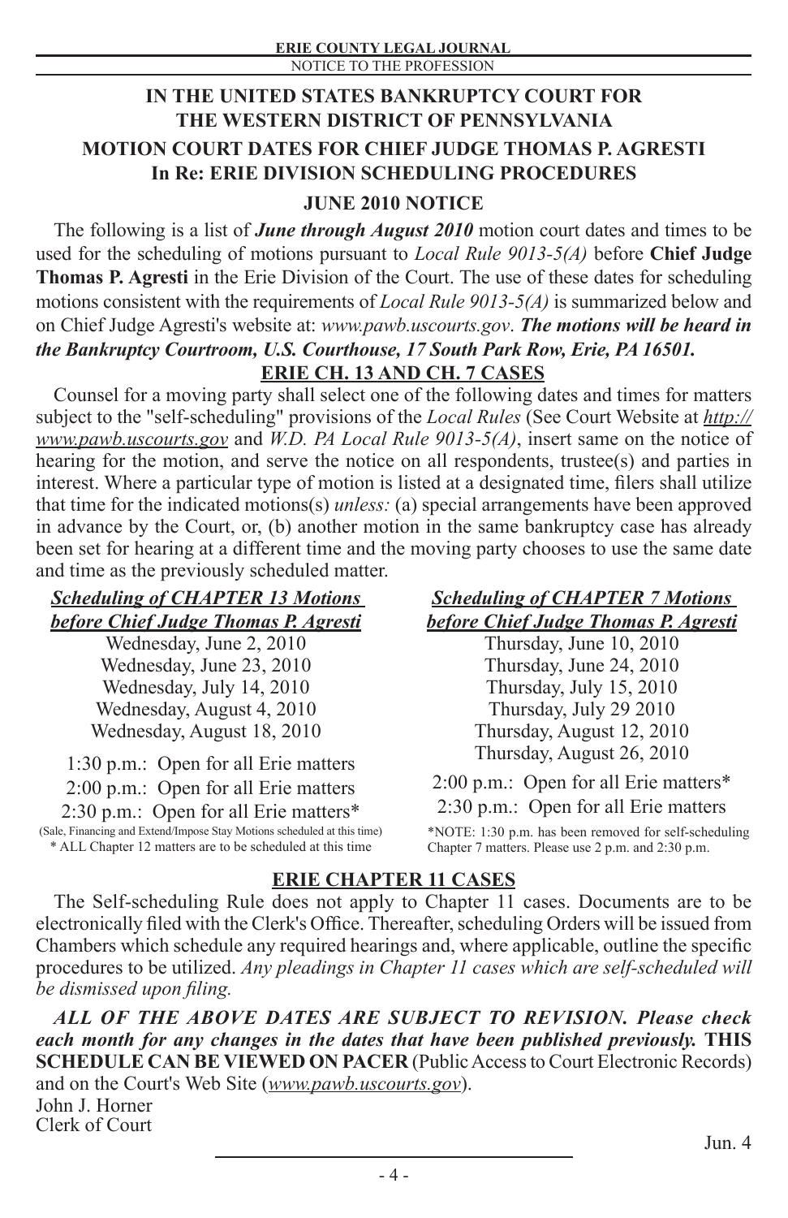NOTICE TO THE PROFESSION

## IN THE UNITED STATES BANKRUPTCY COURT FOR THE WESTERN DISTRICT OF PENNSYLVANIA

## MOTION COURT DATES FOR CHIEF JUDGE THOMAS P. AGRESTI

## In Re: ERIE DIVISION SCHEDULING PROCEDURES

### JUNE 2010 NOTICE

The following is a list of ***June through August 2010*** motion court dates and times to be used for the scheduling of motions pursuant to *Local Rule 9013-5(A)* before **Chief Judge Thomas P. Agresti** in the Erie Division of the Court. The use of these dates for scheduling motions consistent with the requirements of *Local Rule 9013-5(A)* is summarized below and on Chief Judge Agresti's website at: *www.pawb.uscourts.gov*. ***The motions will be heard in the Bankruptcy Courtroom, U.S. Courthouse, 17 South Park Row, Erie, PA 16501.***

### ERIE CH. 13 AND CH. 7 CASES

Counsel for a moving party shall select one of the following dates and times for matters subject to the "self-scheduling" provisions of the *Local Rules* (See Court Website at *http://www.pawb.uscourts.gov* and *W.D. PA Local Rule 9013-5(A)*, insert same on the notice of hearing for the motion, and serve the notice on all respondents, trustee(s) and parties in interest. Where a particular type of motion is listed at a designated time, filers shall utilize that time for the indicated motions(s) *unless:* (a) special arrangements have been approved in advance by the Court, or, (b) another motion in the same bankruptcy case has already been set for hearing at a different time and the moving party chooses to use the same date and time as the previously scheduled matter.

***Scheduling of CHAPTER 13 Motions before Chief Judge Thomas P. Agresti***

Wednesday, June 2, 2010
Wednesday, June 23, 2010
Wednesday, July 14, 2010
Wednesday, August 4, 2010
Wednesday, August 18, 2010

1:30 p.m.: Open for all Erie matters
2:00 p.m.: Open for all Erie matters
2:30 p.m.: Open for all Erie matters*

(Sale, Financing and Extend/Impose Stay Motions scheduled at this time)
* ALL Chapter 12 matters are to be scheduled at this time

***Scheduling of CHAPTER 7 Motions before Chief Judge Thomas P. Agresti***

Thursday, June 10, 2010
Thursday, June 24, 2010
Thursday, July 15, 2010
Thursday, July 29 2010
Thursday, August 12, 2010
Thursday, August 26, 2010

2:00 p.m.: Open for all Erie matters*
2:30 p.m.: Open for all Erie matters

*NOTE: 1:30 p.m. has been removed for self-scheduling Chapter 7 matters. Please use 2 p.m. and 2:30 p.m.

### ERIE CHAPTER 11 CASES

The Self-scheduling Rule does not apply to Chapter 11 cases. Documents are to be electronically filed with the Clerk's Office. Thereafter, scheduling Orders will be issued from Chambers which schedule any required hearings and, where applicable, outline the specific procedures to be utilized. *Any pleadings in Chapter 11 cases which are self-scheduled will be dismissed upon filing.*

***ALL OF THE ABOVE DATES ARE SUBJECT TO REVISION. Please check each month for any changes in the dates that have been published previously.*** **THIS SCHEDULE CAN BE VIEWED ON PACER** (Public Access to Court Electronic Records) and on the Court's Web Site (*www.pawb.uscourts.gov*).

John J. Horner
Clerk of Court

Jun. 4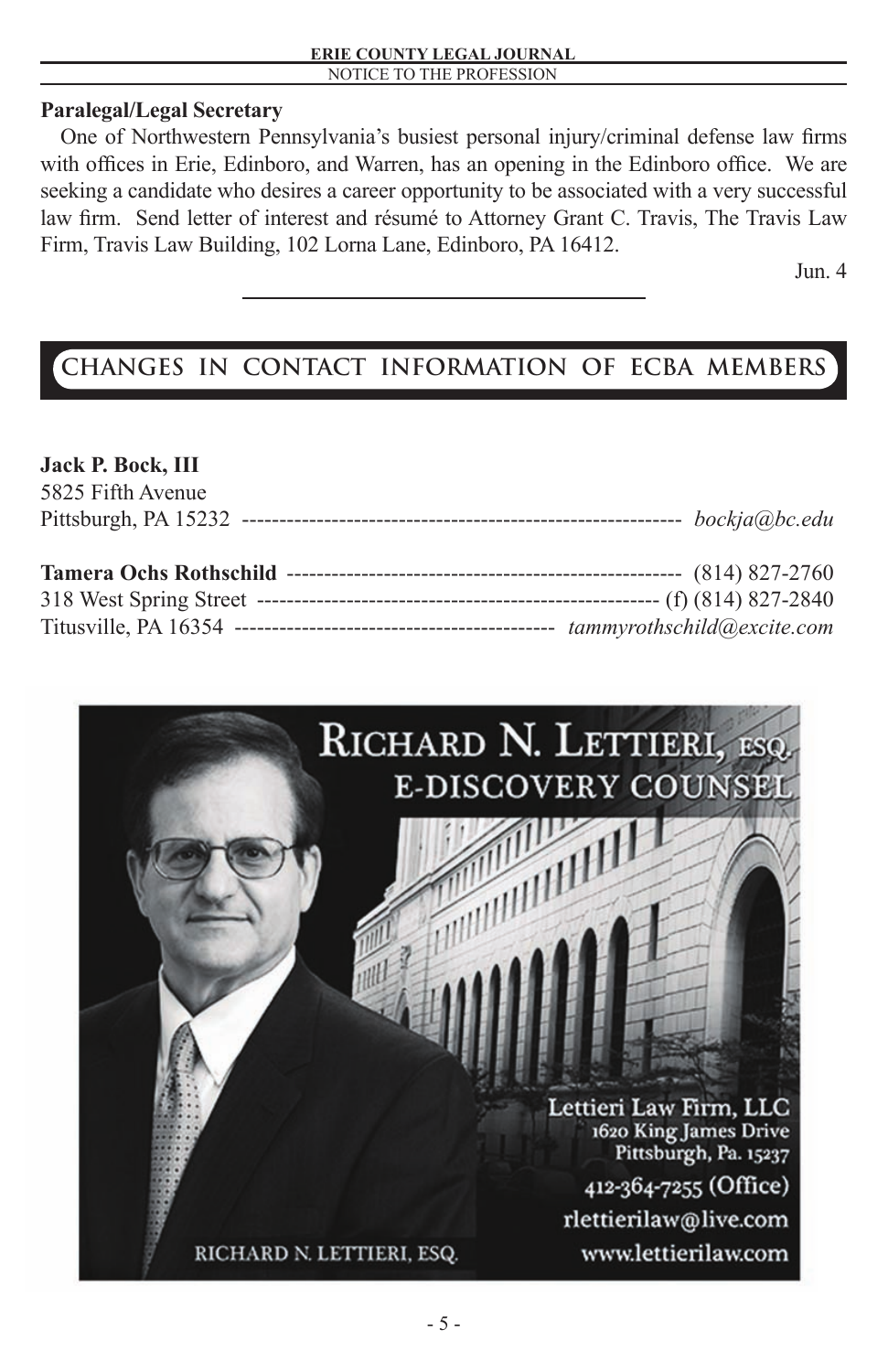**Paralegal/Legal Secretary**

One of Northwestern Pennsylvania's busiest personal injury/criminal defense law firms with offices in Erie, Edinboro, and Warren, has an opening in the Edinboro office. We are seeking a candidate who desires a career opportunity to be associated with a very successful law firm. Send letter of interest and résumé to Attorney Grant C. Travis, The Travis Law Firm, Travis Law Building, 102 Lorna Lane, Edinboro, PA 16412.

Jun. 4

---

## CHANGES IN CONTACT INFORMATION OF ECBA MEMBERS

**Jack P. Bock, III**
5825 Fifth Avenue
Pittsburgh, PA 15232 ---------------------------------------------------------- *bockja@bc.edu*

**Tamera Ochs Rothschild** ---------------------------------------------------- (814) 827-2760
318 West Spring Street ---------------------------------------------------- (f) (814) 827-2840
Titusville, PA 16354 ------------------------------------------ *tammyrothschild@excite.com*

RICHARD N. LETTIERI, ESQ.
E-DISCOVERY COUNSEL

Lettieri Law Firm, LLC
1620 King James Drive
Pittsburgh, Pa. 15237
412-364-7255 (Office)
rlettierilaw@live.com
www.lettierilaw.com

RICHARD N. LETTIERI, ESQ.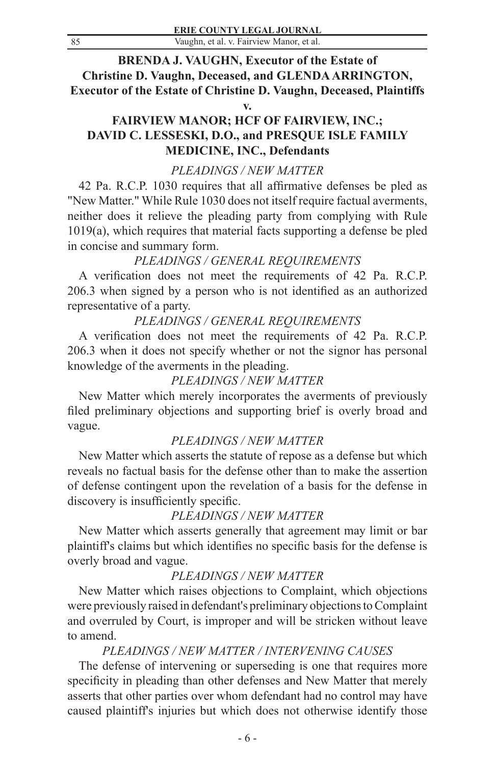**BRENDA J. VAUGHN, Executor of the Estate of Christine D. Vaughn, Deceased, and GLENDA ARRINGTON, Executor of the Estate of Christine D. Vaughn, Deceased, Plaintiffs**

**v.**

**FAIRVIEW MANOR; HCF OF FAIRVIEW, INC.; DAVID C. LESSESKI, D.O., and PRESQUE ISLE FAMILY MEDICINE, INC., Defendants**

*PLEADINGS / NEW MATTER*

42 Pa. R.C.P. 1030 requires that all affirmative defenses be pled as "New Matter." While Rule 1030 does not itself require factual averments, neither does it relieve the pleading party from complying with Rule 1019(a), which requires that material facts supporting a defense be pled in concise and summary form.

*PLEADINGS / GENERAL REQUIREMENTS*

A verification does not meet the requirements of 42 Pa. R.C.P. 206.3 when signed by a person who is not identified as an authorized representative of a party.

*PLEADINGS / GENERAL REQUIREMENTS*

A verification does not meet the requirements of 42 Pa. R.C.P. 206.3 when it does not specify whether or not the signor has personal knowledge of the averments in the pleading.

*PLEADINGS / NEW MATTER*

New Matter which merely incorporates the averments of previously filed preliminary objections and supporting brief is overly broad and vague.

*PLEADINGS / NEW MATTER*

New Matter which asserts the statute of repose as a defense but which reveals no factual basis for the defense other than to make the assertion of defense contingent upon the revelation of a basis for the defense in discovery is insufficiently specific.

*PLEADINGS / NEW MATTER*

New Matter which asserts generally that agreement may limit or bar plaintiff's claims but which identifies no specific basis for the defense is overly broad and vague.

*PLEADINGS / NEW MATTER*

New Matter which raises objections to Complaint, which objections were previously raised in defendant's preliminary objections to Complaint and overruled by Court, is improper and will be stricken without leave to amend.

*PLEADINGS / NEW MATTER / INTERVENING CAUSES*

The defense of intervening or superseding is one that requires more specificity in pleading than other defenses and New Matter that merely asserts that other parties over whom defendant had no control may have caused plaintiff's injuries but which does not otherwise identify those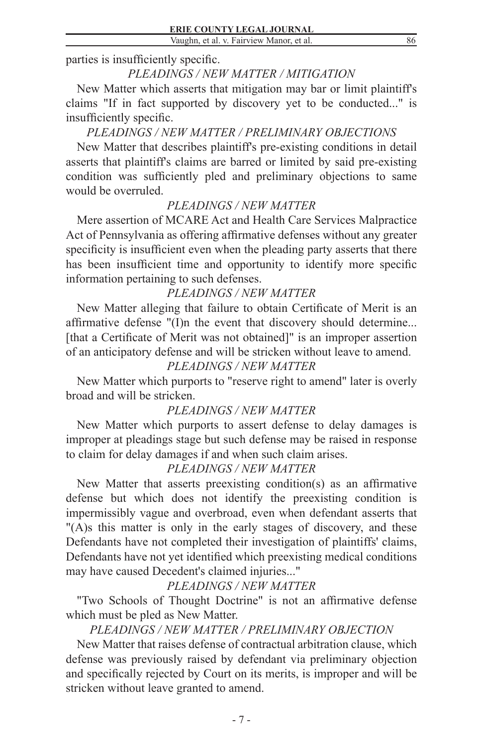parties is insufficiently specific.

*PLEADINGS / NEW MATTER / MITIGATION*

New Matter which asserts that mitigation may bar or limit plaintiff's claims "If in fact supported by discovery yet to be conducted..." is insufficiently specific.

*PLEADINGS / NEW MATTER / PRELIMINARY OBJECTIONS*

New Matter that describes plaintiff's pre-existing conditions in detail asserts that plaintiff's claims are barred or limited by said pre-existing condition was sufficiently pled and preliminary objections to same would be overruled.

*PLEADINGS / NEW MATTER*

Mere assertion of MCARE Act and Health Care Services Malpractice Act of Pennsylvania as offering affirmative defenses without any greater specificity is insufficient even when the pleading party asserts that there has been insufficient time and opportunity to identify more specific information pertaining to such defenses.

*PLEADINGS / NEW MATTER*

New Matter alleging that failure to obtain Certificate of Merit is an affirmative defense "(I)n the event that discovery should determine... [that a Certificate of Merit was not obtained]" is an improper assertion of an anticipatory defense and will be stricken without leave to amend.

*PLEADINGS / NEW MATTER*

New Matter which purports to "reserve right to amend" later is overly broad and will be stricken.

*PLEADINGS / NEW MATTER*

New Matter which purports to assert defense to delay damages is improper at pleadings stage but such defense may be raised in response to claim for delay damages if and when such claim arises.

*PLEADINGS / NEW MATTER*

New Matter that asserts preexisting condition(s) as an affirmative defense but which does not identify the preexisting condition is impermissibly vague and overbroad, even when defendant asserts that "(A)s this matter is only in the early stages of discovery, and these Defendants have not completed their investigation of plaintiffs' claims, Defendants have not yet identified which preexisting medical conditions may have caused Decedent's claimed injuries..."

*PLEADINGS / NEW MATTER*

"Two Schools of Thought Doctrine" is not an affirmative defense which must be pled as New Matter.

*PLEADINGS / NEW MATTER / PRELIMINARY OBJECTION*

New Matter that raises defense of contractual arbitration clause, which defense was previously raised by defendant via preliminary objection and specifically rejected by Court on its merits, is improper and will be stricken without leave granted to amend.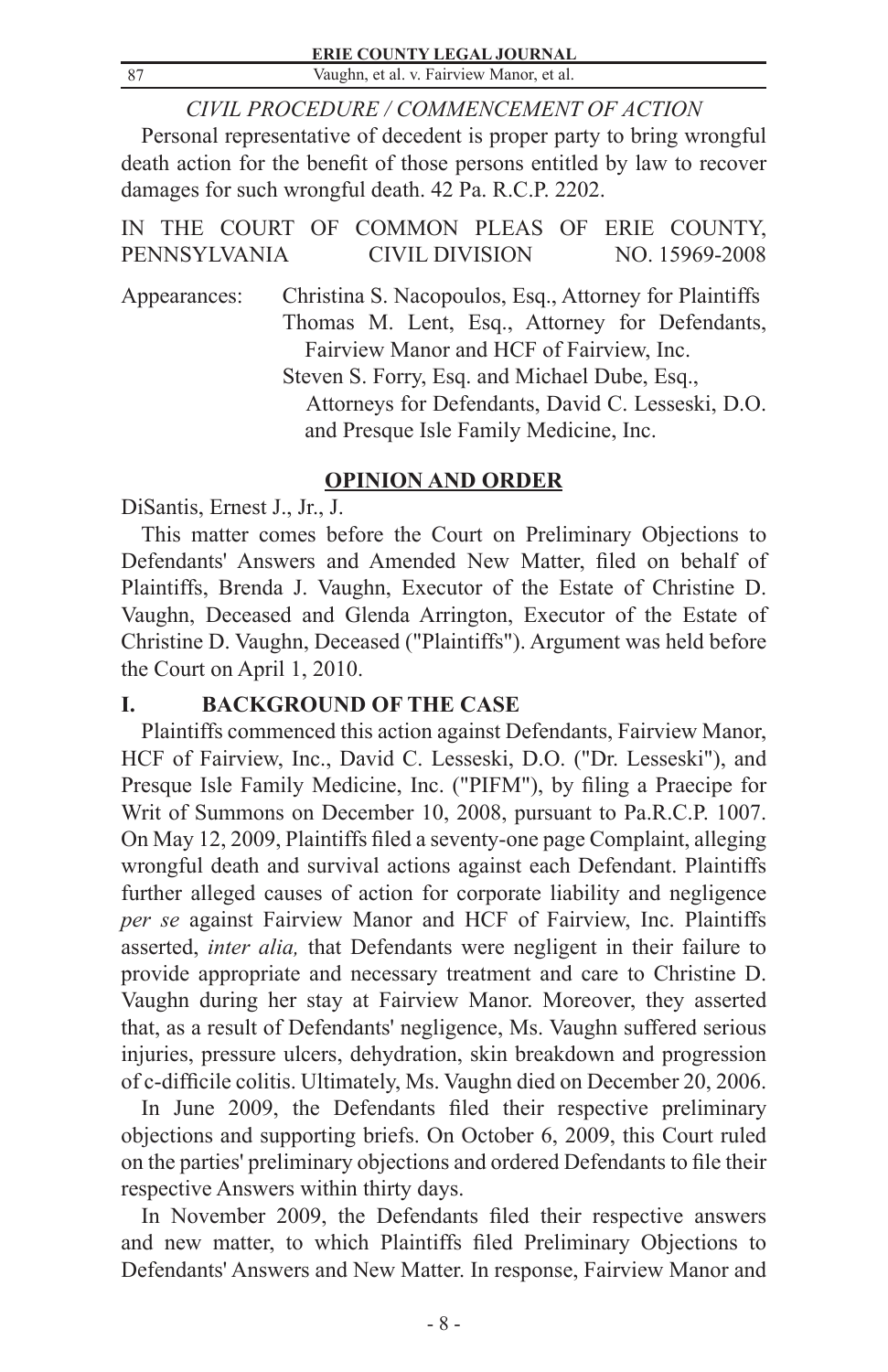*CIVIL PROCEDURE / COMMENCEMENT OF ACTION*

Personal representative of decedent is proper party to bring wrongful death action for the benefit of those persons entitled by law to recover damages for such wrongful death. 42 Pa. R.C.P. 2202.

IN THE COURT OF COMMON PLEAS OF ERIE COUNTY, PENNSYLVANIA CIVIL DIVISION NO. 15969-2008

Appearances: Christina S. Nacopoulos, Esq., Attorney for Plaintiffs
Thomas M. Lent, Esq., Attorney for Defendants, Fairview Manor and HCF of Fairview, Inc.
Steven S. Forry, Esq. and Michael Dube, Esq., Attorneys for Defendants, David C. Lesseski, D.O. and Presque Isle Family Medicine, Inc.

## OPINION AND ORDER

DiSantis, Ernest J., Jr., J.

This matter comes before the Court on Preliminary Objections to Defendants' Answers and Amended New Matter, filed on behalf of Plaintiffs, Brenda J. Vaughn, Executor of the Estate of Christine D. Vaughn, Deceased and Glenda Arrington, Executor of the Estate of Christine D. Vaughn, Deceased ("Plaintiffs"). Argument was held before the Court on April 1, 2010.

### I. BACKGROUND OF THE CASE

Plaintiffs commenced this action against Defendants, Fairview Manor, HCF of Fairview, Inc., David C. Lesseski, D.O. ("Dr. Lesseski"), and Presque Isle Family Medicine, Inc. ("PIFM"), by filing a Praecipe for Writ of Summons on December 10, 2008, pursuant to Pa.R.C.P. 1007. On May 12, 2009, Plaintiffs filed a seventy-one page Complaint, alleging wrongful death and survival actions against each Defendant. Plaintiffs further alleged causes of action for corporate liability and negligence *per se* against Fairview Manor and HCF of Fairview, Inc. Plaintiffs asserted, *inter alia,* that Defendants were negligent in their failure to provide appropriate and necessary treatment and care to Christine D. Vaughn during her stay at Fairview Manor. Moreover, they asserted that, as a result of Defendants' negligence, Ms. Vaughn suffered serious injuries, pressure ulcers, dehydration, skin breakdown and progression of c-difficile colitis. Ultimately, Ms. Vaughn died on December 20, 2006.

In June 2009, the Defendants filed their respective preliminary objections and supporting briefs. On October 6, 2009, this Court ruled on the parties' preliminary objections and ordered Defendants to file their respective Answers within thirty days.

In November 2009, the Defendants filed their respective answers and new matter, to which Plaintiffs filed Preliminary Objections to Defendants' Answers and New Matter. In response, Fairview Manor and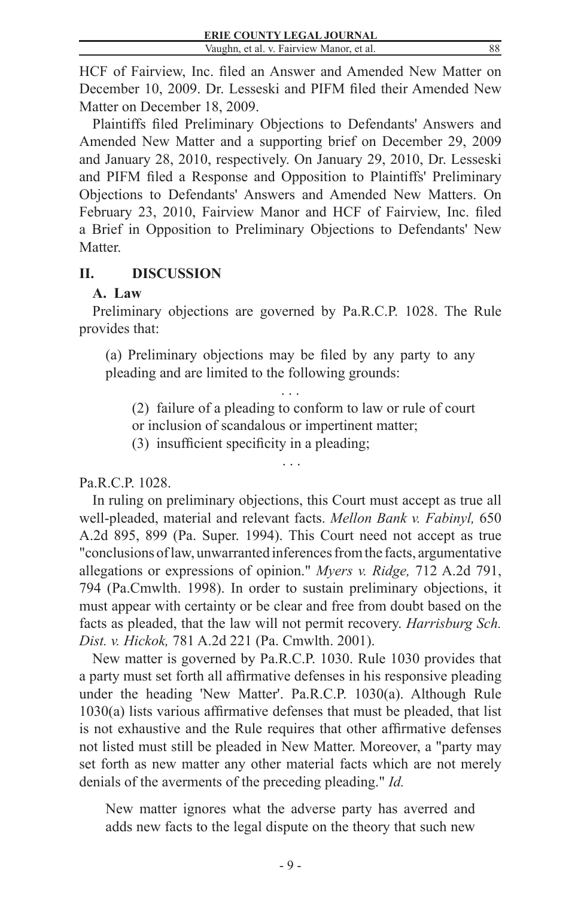HCF of Fairview, Inc. filed an Answer and Amended New Matter on December 10, 2009. Dr. Lesseski and PIFM filed their Amended New Matter on December 18, 2009.

Plaintiffs filed Preliminary Objections to Defendants' Answers and Amended New Matter and a supporting brief on December 29, 2009 and January 28, 2010, respectively. On January 29, 2010, Dr. Lesseski and PIFM filed a Response and Opposition to Plaintiffs' Preliminary Objections to Defendants' Answers and Amended New Matters. On February 23, 2010, Fairview Manor and HCF of Fairview, Inc. filed a Brief in Opposition to Preliminary Objections to Defendants' New Matter.

## II. DISCUSSION

### A. Law

Preliminary objections are governed by Pa.R.C.P. 1028. The Rule provides that:

> (a) Preliminary objections may be filed by any party to any pleading and are limited to the following grounds:
>
> . . .
>
> (2) failure of a pleading to conform to law or rule of court or inclusion of scandalous or impertinent matter;
>
> (3) insufficient specificity in a pleading;
>
> . . .

Pa.R.C.P. 1028.

In ruling on preliminary objections, this Court must accept as true all well-pleaded, material and relevant facts. *Mellon Bank v. Fabinyl,* 650 A.2d 895, 899 (Pa. Super. 1994). This Court need not accept as true "conclusions of law, unwarranted inferences from the facts, argumentative allegations or expressions of opinion." *Myers v. Ridge,* 712 A.2d 791, 794 (Pa.Cmwlth. 1998). In order to sustain preliminary objections, it must appear with certainty or be clear and free from doubt based on the facts as pleaded, that the law will not permit recovery. *Harrisburg Sch. Dist. v. Hickok,* 781 A.2d 221 (Pa. Cmwlth. 2001).

New matter is governed by Pa.R.C.P. 1030. Rule 1030 provides that a party must set forth all affirmative defenses in his responsive pleading under the heading 'New Matter'. Pa.R.C.P. 1030(a). Although Rule 1030(a) lists various affirmative defenses that must be pleaded, that list is not exhaustive and the Rule requires that other affirmative defenses not listed must still be pleaded in New Matter. Moreover, a "party may set forth as new matter any other material facts which are not merely denials of the averments of the preceding pleading." *Id.*

> New matter ignores what the adverse party has averred and adds new facts to the legal dispute on the theory that such new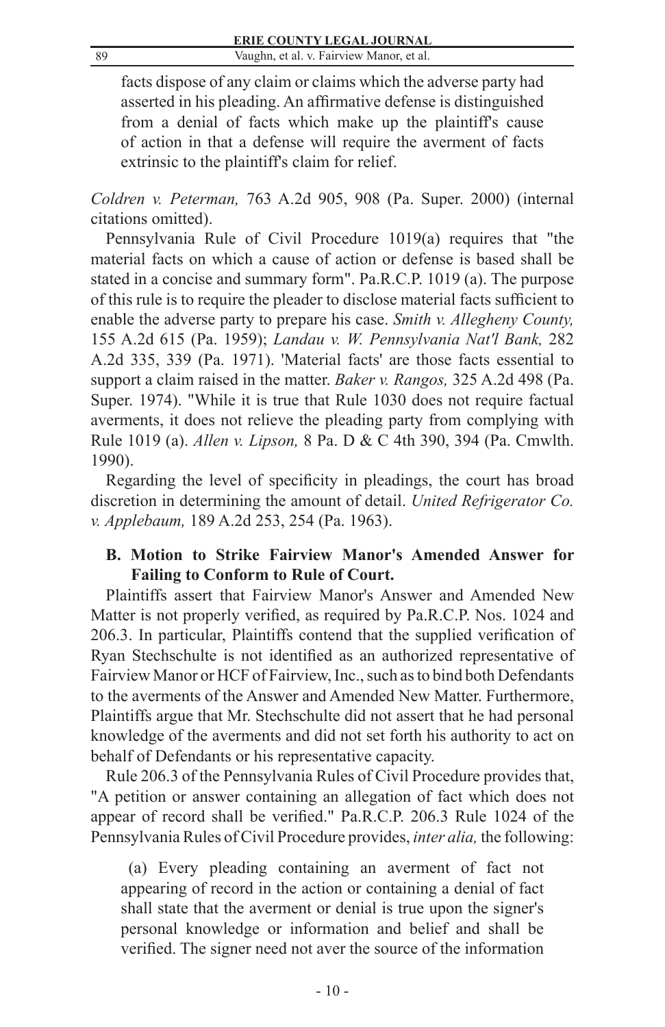> facts dispose of any claim or claims which the adverse party had asserted in his pleading. An affirmative defense is distinguished from a denial of facts which make up the plaintiff's cause of action in that a defense will require the averment of facts extrinsic to the plaintiff's claim for relief.

*Coldren v. Peterman,* 763 A.2d 905, 908 (Pa. Super. 2000) (internal citations omitted).

Pennsylvania Rule of Civil Procedure 1019(a) requires that "the material facts on which a cause of action or defense is based shall be stated in a concise and summary form". Pa.R.C.P. 1019 (a). The purpose of this rule is to require the pleader to disclose material facts sufficient to enable the adverse party to prepare his case. *Smith v. Allegheny County,* 155 A.2d 615 (Pa. 1959); *Landau v. W. Pennsylvania Nat'l Bank,* 282 A.2d 335, 339 (Pa. 1971). 'Material facts' are those facts essential to support a claim raised in the matter. *Baker v. Rangos,* 325 A.2d 498 (Pa. Super. 1974). "While it is true that Rule 1030 does not require factual averments, it does not relieve the pleading party from complying with Rule 1019 (a). *Allen v. Lipson,* 8 Pa. D & C 4th 390, 394 (Pa. Cmwlth. 1990).

Regarding the level of specificity in pleadings, the court has broad discretion in determining the amount of detail. *United Refrigerator Co. v. Applebaum,* 189 A.2d 253, 254 (Pa. 1963).

### B. Motion to Strike Fairview Manor's Amended Answer for Failing to Conform to Rule of Court.

Plaintiffs assert that Fairview Manor's Answer and Amended New Matter is not properly verified, as required by Pa.R.C.P. Nos. 1024 and 206.3. In particular, Plaintiffs contend that the supplied verification of Ryan Stechschulte is not identified as an authorized representative of Fairview Manor or HCF of Fairview, Inc., such as to bind both Defendants to the averments of the Answer and Amended New Matter. Furthermore, Plaintiffs argue that Mr. Stechschulte did not assert that he had personal knowledge of the averments and did not set forth his authority to act on behalf of Defendants or his representative capacity.

Rule 206.3 of the Pennsylvania Rules of Civil Procedure provides that, "A petition or answer containing an allegation of fact which does not appear of record shall be verified." Pa.R.C.P. 206.3 Rule 1024 of the Pennsylvania Rules of Civil Procedure provides, *inter alia,* the following:

> (a) Every pleading containing an averment of fact not appearing of record in the action or containing a denial of fact shall state that the averment or denial is true upon the signer's personal knowledge or information and belief and shall be verified. The signer need not aver the source of the information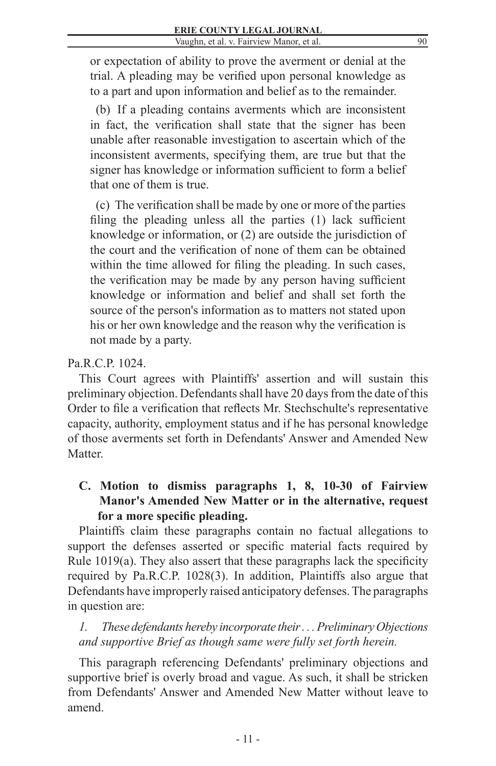or expectation of ability to prove the averment or denial at the trial. A pleading may be verified upon personal knowledge as to a part and upon information and belief as to the remainder.

(b) If a pleading contains averments which are inconsistent in fact, the verification shall state that the signer has been unable after reasonable investigation to ascertain which of the inconsistent averments, specifying them, are true but that the signer has knowledge or information sufficient to form a belief that one of them is true.

(c) The verification shall be made by one or more of the parties filing the pleading unless all the parties (1) lack sufficient knowledge or information, or (2) are outside the jurisdiction of the court and the verification of none of them can be obtained within the time allowed for filing the pleading. In such cases, the verification may be made by any person having sufficient knowledge or information and belief and shall set forth the source of the person's information as to matters not stated upon his or her own knowledge and the reason why the verification is not made by a party.

Pa.R.C.P. 1024.

This Court agrees with Plaintiffs' assertion and will sustain this preliminary objection. Defendants shall have 20 days from the date of this Order to file a verification that reflects Mr. Stechschulte's representative capacity, authority, employment status and if he has personal knowledge of those averments set forth in Defendants' Answer and Amended New Matter.

**C. Motion to dismiss paragraphs 1, 8, 10-30 of Fairview Manor's Amended New Matter or in the alternative, request for a more specific pleading.**

Plaintiffs claim these paragraphs contain no factual allegations to support the defenses asserted or specific material facts required by Rule 1019(a). They also assert that these paragraphs lack the specificity required by Pa.R.C.P. 1028(3). In addition, Plaintiffs also argue that Defendants have improperly raised anticipatory defenses. The paragraphs in question are:

*1. These defendants hereby incorporate their . . . Preliminary Objections and supportive Brief as though same were fully set forth herein.*

This paragraph referencing Defendants' preliminary objections and supportive brief is overly broad and vague. As such, it shall be stricken from Defendants' Answer and Amended New Matter without leave to amend.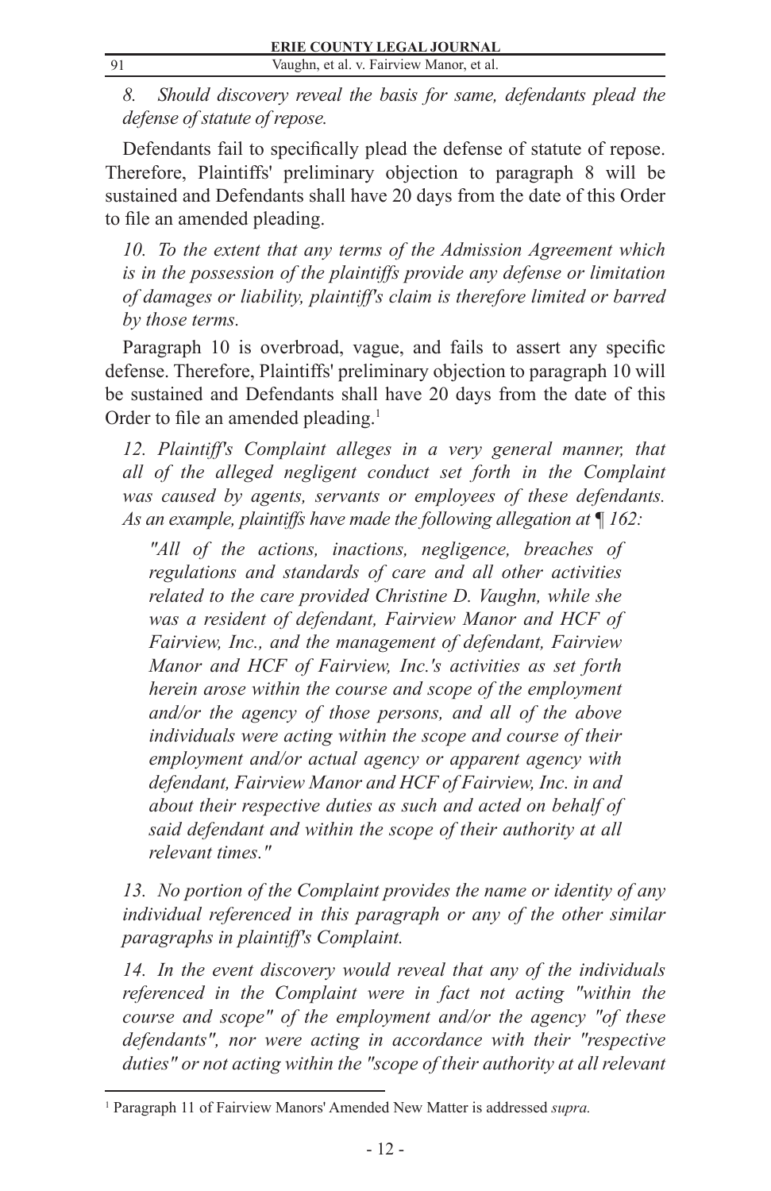*8. Should discovery reveal the basis for same, defendants plead the defense of statute of repose.*

Defendants fail to specifically plead the defense of statute of repose. Therefore, Plaintiffs' preliminary objection to paragraph 8 will be sustained and Defendants shall have 20 days from the date of this Order to file an amended pleading.

*10. To the extent that any terms of the Admission Agreement which is in the possession of the plaintiffs provide any defense or limitation of damages or liability, plaintiff's claim is therefore limited or barred by those terms.*

Paragraph 10 is overbroad, vague, and fails to assert any specific defense. Therefore, Plaintiffs' preliminary objection to paragraph 10 will be sustained and Defendants shall have 20 days from the date of this Order to file an amended pleading.[1]

*12. Plaintiff's Complaint alleges in a very general manner, that all of the alleged negligent conduct set forth in the Complaint was caused by agents, servants or employees of these defendants. As an example, plaintiffs have made the following allegation at ¶ 162:*

> *"All of the actions, inactions, negligence, breaches of regulations and standards of care and all other activities related to the care provided Christine D. Vaughn, while she was a resident of defendant, Fairview Manor and HCF of Fairview, Inc., and the management of defendant, Fairview Manor and HCF of Fairview, Inc.'s activities as set forth herein arose within the course and scope of the employment and/or the agency of those persons, and all of the above individuals were acting within the scope and course of their employment and/or actual agency or apparent agency with defendant, Fairview Manor and HCF of Fairview, Inc. in and about their respective duties as such and acted on behalf of said defendant and within the scope of their authority at all relevant times."*

*13. No portion of the Complaint provides the name or identity of any individual referenced in this paragraph or any of the other similar paragraphs in plaintiff's Complaint.*

*14. In the event discovery would reveal that any of the individuals referenced in the Complaint were in fact not acting "within the course and scope" of the employment and/or the agency "of these defendants", nor were acting in accordance with their "respective duties" or not acting within the "scope of their authority at all relevant*

[1] Paragraph 11 of Fairview Manors' Amended New Matter is addressed *supra.*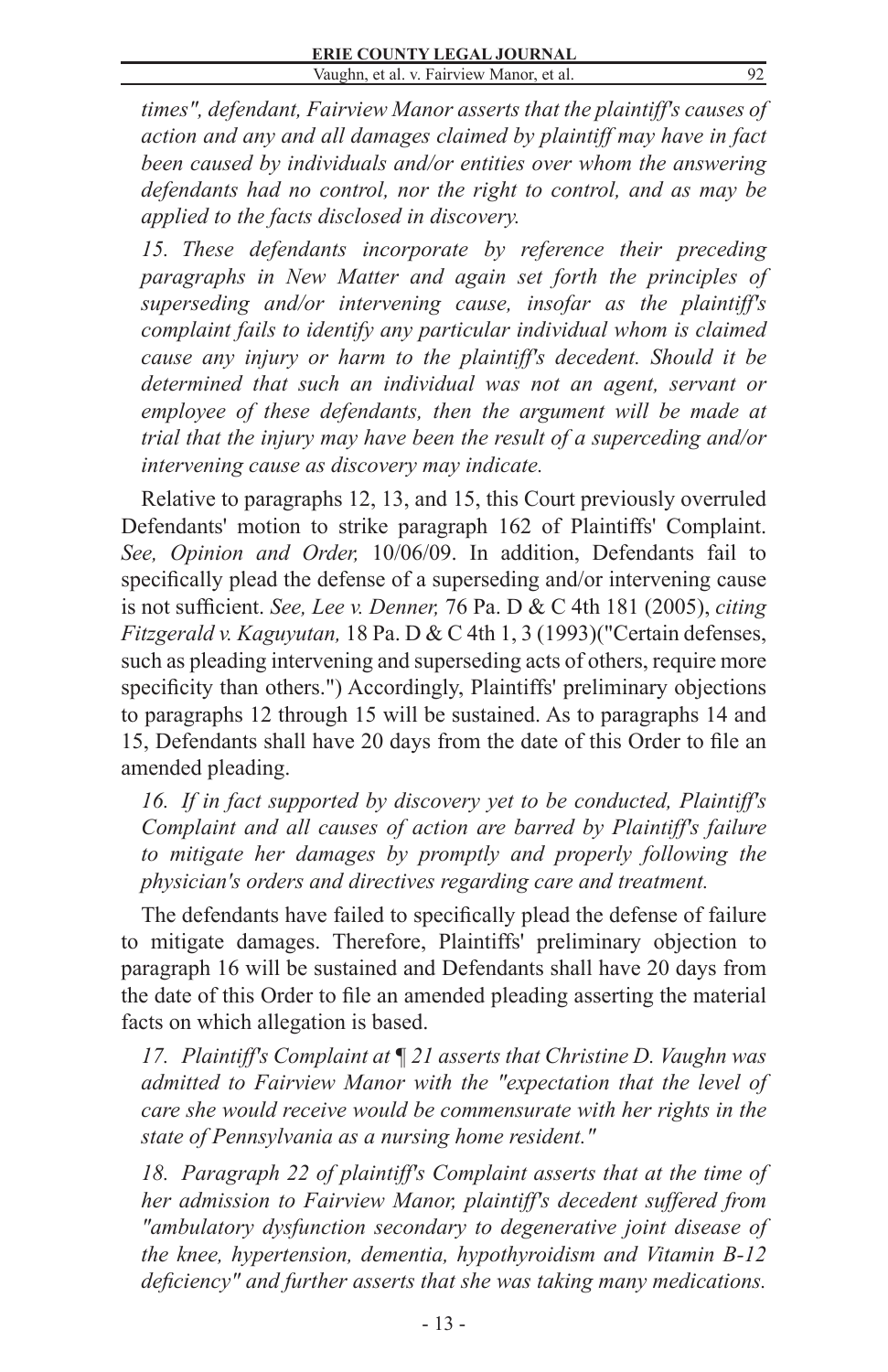*times", defendant, Fairview Manor asserts that the plaintiff's causes of action and any and all damages claimed by plaintiff may have in fact been caused by individuals and/or entities over whom the answering defendants had no control, nor the right to control, and as may be applied to the facts disclosed in discovery.*

*15. These defendants incorporate by reference their preceding paragraphs in New Matter and again set forth the principles of superseding and/or intervening cause, insofar as the plaintiff's complaint fails to identify any particular individual whom is claimed cause any injury or harm to the plaintiff's decedent. Should it be determined that such an individual was not an agent, servant or employee of these defendants, then the argument will be made at trial that the injury may have been the result of a superceding and/or intervening cause as discovery may indicate.*

Relative to paragraphs 12, 13, and 15, this Court previously overruled Defendants' motion to strike paragraph 162 of Plaintiffs' Complaint. *See, Opinion and Order,* 10/06/09. In addition, Defendants fail to specifically plead the defense of a superseding and/or intervening cause is not sufficient. *See, Lee v. Denner,* 76 Pa. D & C 4th 181 (2005), *citing Fitzgerald v. Kaguyutan,* 18 Pa. D & C 4th 1, 3 (1993)("Certain defenses, such as pleading intervening and superseding acts of others, require more specificity than others.") Accordingly, Plaintiffs' preliminary objections to paragraphs 12 through 15 will be sustained. As to paragraphs 14 and 15, Defendants shall have 20 days from the date of this Order to file an amended pleading.

*16. If in fact supported by discovery yet to be conducted, Plaintiff's Complaint and all causes of action are barred by Plaintiff's failure to mitigate her damages by promptly and properly following the physician's orders and directives regarding care and treatment.*

The defendants have failed to specifically plead the defense of failure to mitigate damages. Therefore, Plaintiffs' preliminary objection to paragraph 16 will be sustained and Defendants shall have 20 days from the date of this Order to file an amended pleading asserting the material facts on which allegation is based.

*17. Plaintiff's Complaint at ¶ 21 asserts that Christine D. Vaughn was admitted to Fairview Manor with the "expectation that the level of care she would receive would be commensurate with her rights in the state of Pennsylvania as a nursing home resident."*

*18. Paragraph 22 of plaintiff's Complaint asserts that at the time of her admission to Fairview Manor, plaintiff's decedent suffered from "ambulatory dysfunction secondary to degenerative joint disease of the knee, hypertension, dementia, hypothyroidism and Vitamin B-12 deficiency" and further asserts that she was taking many medications.*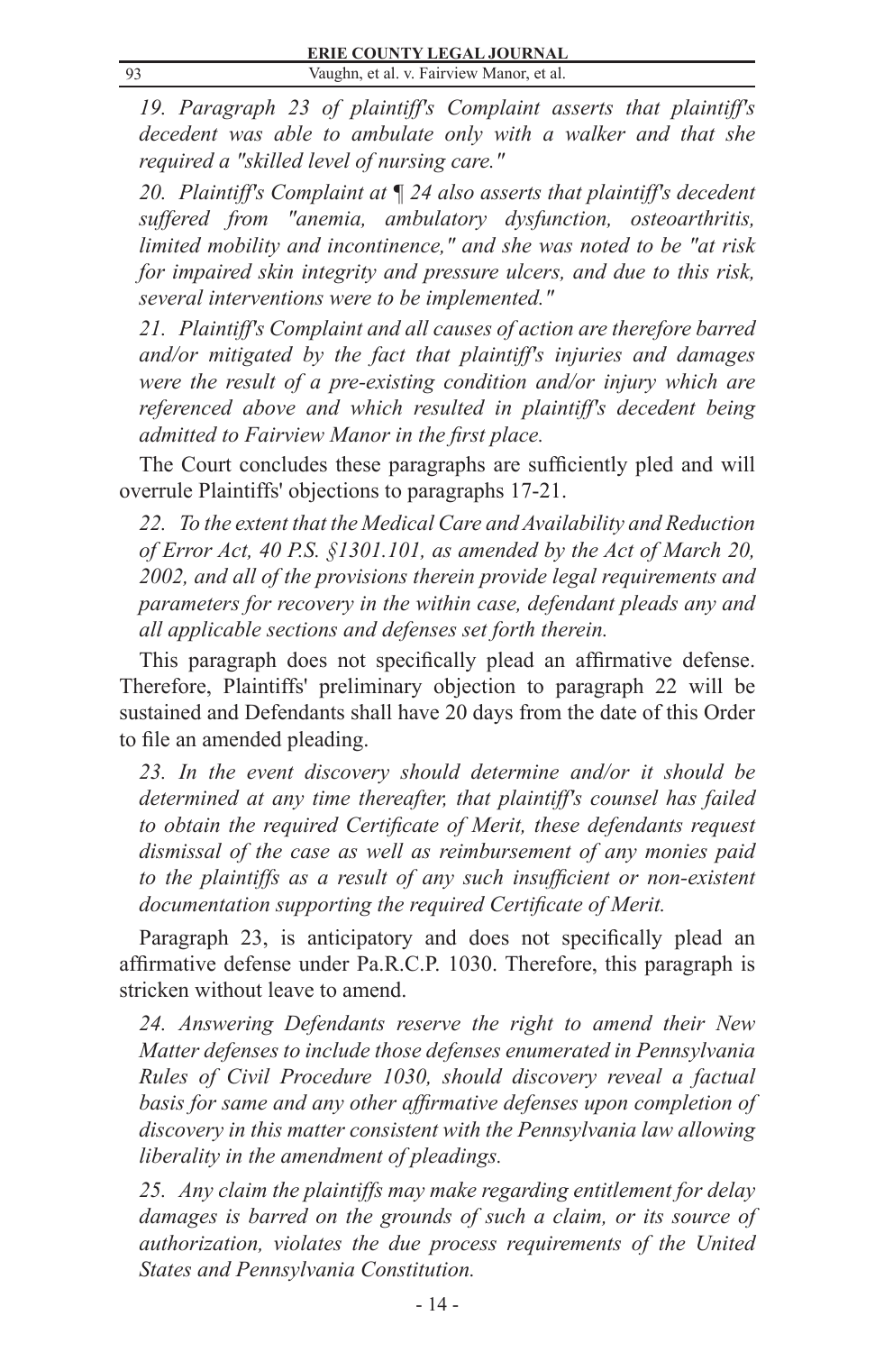*19. Paragraph 23 of plaintiff's Complaint asserts that plaintiff's decedent was able to ambulate only with a walker and that she required a "skilled level of nursing care."*

*20. Plaintiff's Complaint at ¶ 24 also asserts that plaintiff's decedent suffered from "anemia, ambulatory dysfunction, osteoarthritis, limited mobility and incontinence," and she was noted to be "at risk for impaired skin integrity and pressure ulcers, and due to this risk, several interventions were to be implemented."*

*21. Plaintiff's Complaint and all causes of action are therefore barred and/or mitigated by the fact that plaintiff's injuries and damages were the result of a pre-existing condition and/or injury which are referenced above and which resulted in plaintiff's decedent being admitted to Fairview Manor in the first place.*

The Court concludes these paragraphs are sufficiently pled and will overrule Plaintiffs' objections to paragraphs 17-21.

*22. To the extent that the Medical Care and Availability and Reduction of Error Act, 40 P.S. §1301.101, as amended by the Act of March 20, 2002, and all of the provisions therein provide legal requirements and parameters for recovery in the within case, defendant pleads any and all applicable sections and defenses set forth therein.*

This paragraph does not specifically plead an affirmative defense. Therefore, Plaintiffs' preliminary objection to paragraph 22 will be sustained and Defendants shall have 20 days from the date of this Order to file an amended pleading.

*23. In the event discovery should determine and/or it should be determined at any time thereafter, that plaintiff's counsel has failed to obtain the required Certificate of Merit, these defendants request dismissal of the case as well as reimbursement of any monies paid to the plaintiffs as a result of any such insufficient or non-existent documentation supporting the required Certificate of Merit.*

Paragraph 23, is anticipatory and does not specifically plead an affirmative defense under Pa.R.C.P. 1030. Therefore, this paragraph is stricken without leave to amend.

*24. Answering Defendants reserve the right to amend their New Matter defenses to include those defenses enumerated in Pennsylvania Rules of Civil Procedure 1030, should discovery reveal a factual basis for same and any other affirmative defenses upon completion of discovery in this matter consistent with the Pennsylvania law allowing liberality in the amendment of pleadings.*

*25. Any claim the plaintiffs may make regarding entitlement for delay damages is barred on the grounds of such a claim, or its source of authorization, violates the due process requirements of the United States and Pennsylvania Constitution.*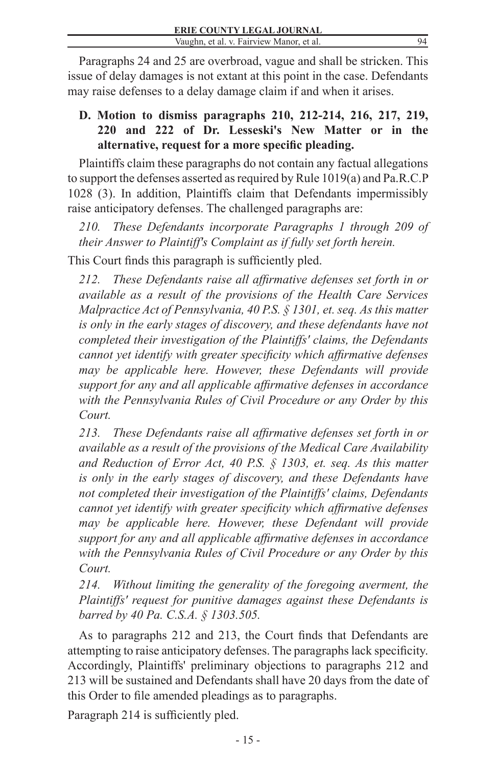Paragraphs 24 and 25 are overbroad, vague and shall be stricken. This issue of delay damages is not extant at this point in the case. Defendants may raise defenses to a delay damage claim if and when it arises.

**D. Motion to dismiss paragraphs 210, 212-214, 216, 217, 219, 220 and 222 of Dr. Lesseski's New Matter or in the alternative, request for a more specific pleading.**

Plaintiffs claim these paragraphs do not contain any factual allegations to support the defenses asserted as required by Rule 1019(a) and Pa.R.C.P 1028 (3). In addition, Plaintiffs claim that Defendants impermissibly raise anticipatory defenses. The challenged paragraphs are:

*210. These Defendants incorporate Paragraphs 1 through 209 of their Answer to Plaintiff's Complaint as if fully set forth herein.*

This Court finds this paragraph is sufficiently pled.

*212. These Defendants raise all affirmative defenses set forth in or available as a result of the provisions of the Health Care Services Malpractice Act of Pennsylvania, 40 P.S. § 1301, et. seq. As this matter is only in the early stages of discovery, and these defendants have not completed their investigation of the Plaintiffs' claims, the Defendants cannot yet identify with greater specificity which affirmative defenses may be applicable here. However, these Defendants will provide support for any and all applicable affirmative defenses in accordance with the Pennsylvania Rules of Civil Procedure or any Order by this Court.*

*213. These Defendants raise all affirmative defenses set forth in or available as a result of the provisions of the Medical Care Availability and Reduction of Error Act, 40 P.S. § 1303, et. seq. As this matter is only in the early stages of discovery, and these Defendants have not completed their investigation of the Plaintiffs' claims, Defendants cannot yet identify with greater specificity which affirmative defenses may be applicable here. However, these Defendant will provide support for any and all applicable affirmative defenses in accordance with the Pennsylvania Rules of Civil Procedure or any Order by this Court.*

*214. Without limiting the generality of the foregoing averment, the Plaintiffs' request for punitive damages against these Defendants is barred by 40 Pa. C.S.A. § 1303.505.*

As to paragraphs 212 and 213, the Court finds that Defendants are attempting to raise anticipatory defenses. The paragraphs lack specificity. Accordingly, Plaintiffs' preliminary objections to paragraphs 212 and 213 will be sustained and Defendants shall have 20 days from the date of this Order to file amended pleadings as to paragraphs.

Paragraph 214 is sufficiently pled.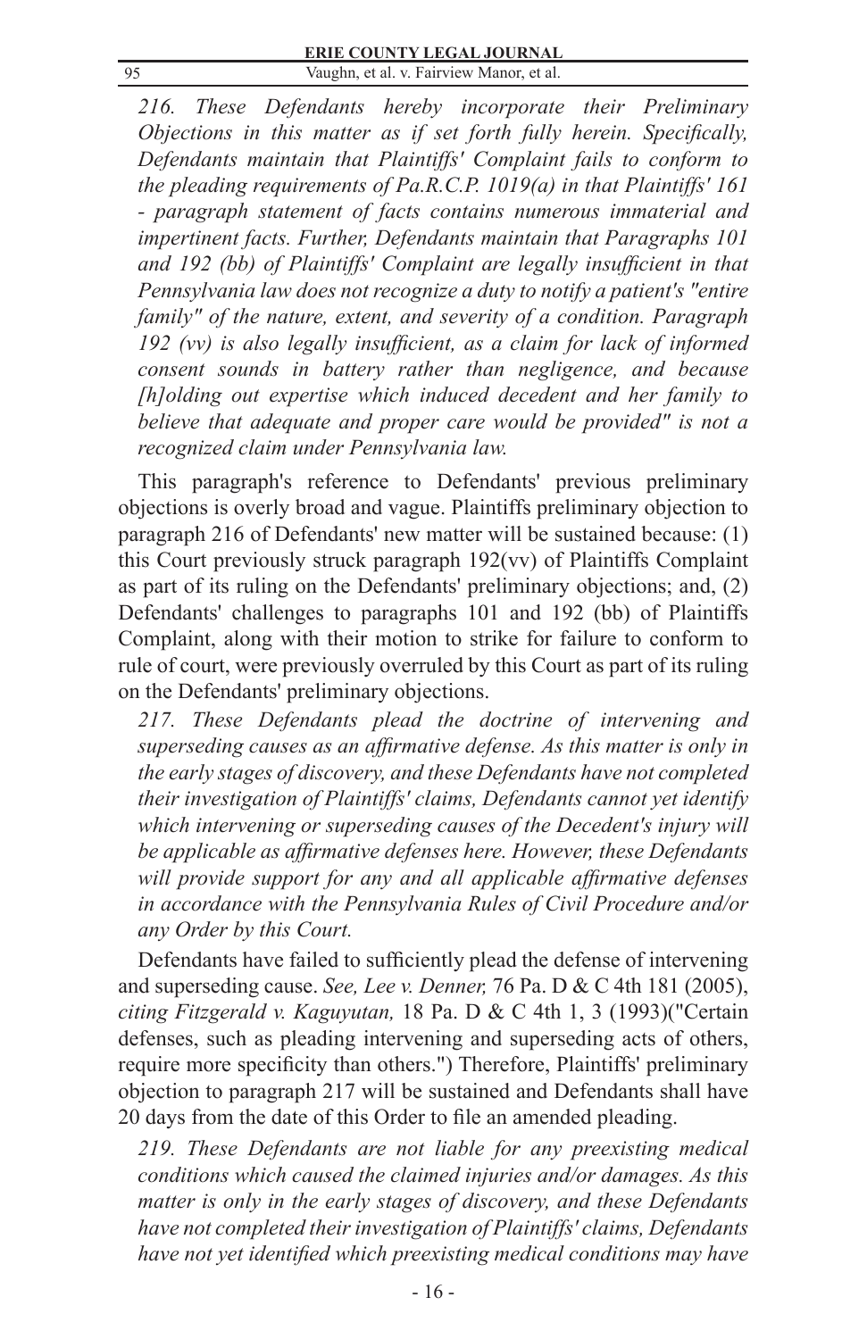*216. These Defendants hereby incorporate their Preliminary Objections in this matter as if set forth fully herein. Specifically, Defendants maintain that Plaintiffs' Complaint fails to conform to the pleading requirements of Pa.R.C.P. 1019(a) in that Plaintiffs' 161 - paragraph statement of facts contains numerous immaterial and impertinent facts. Further, Defendants maintain that Paragraphs 101 and 192 (bb) of Plaintiffs' Complaint are legally insufficient in that Pennsylvania law does not recognize a duty to notify a patient's "entire family" of the nature, extent, and severity of a condition. Paragraph 192 (vv) is also legally insufficient, as a claim for lack of informed consent sounds in battery rather than negligence, and because [h]olding out expertise which induced decedent and her family to believe that adequate and proper care would be provided" is not a recognized claim under Pennsylvania law.*

This paragraph's reference to Defendants' previous preliminary objections is overly broad and vague. Plaintiffs preliminary objection to paragraph 216 of Defendants' new matter will be sustained because: (1) this Court previously struck paragraph 192(vv) of Plaintiffs Complaint as part of its ruling on the Defendants' preliminary objections; and, (2) Defendants' challenges to paragraphs 101 and 192 (bb) of Plaintiffs Complaint, along with their motion to strike for failure to conform to rule of court, were previously overruled by this Court as part of its ruling on the Defendants' preliminary objections.

*217. These Defendants plead the doctrine of intervening and superseding causes as an affirmative defense. As this matter is only in the early stages of discovery, and these Defendants have not completed their investigation of Plaintiffs' claims, Defendants cannot yet identify which intervening or superseding causes of the Decedent's injury will be applicable as affirmative defenses here. However, these Defendants will provide support for any and all applicable affirmative defenses in accordance with the Pennsylvania Rules of Civil Procedure and/or any Order by this Court.*

Defendants have failed to sufficiently plead the defense of intervening and superseding cause. *See, Lee v. Denner,* 76 Pa. D & C 4th 181 (2005), *citing Fitzgerald v. Kaguyutan,* 18 Pa. D & C 4th 1, 3 (1993)("Certain defenses, such as pleading intervening and superseding acts of others, require more specificity than others.") Therefore, Plaintiffs' preliminary objection to paragraph 217 will be sustained and Defendants shall have 20 days from the date of this Order to file an amended pleading.

*219. These Defendants are not liable for any preexisting medical conditions which caused the claimed injuries and/or damages. As this matter is only in the early stages of discovery, and these Defendants have not completed their investigation of Plaintiffs' claims, Defendants have not yet identified which preexisting medical conditions may have*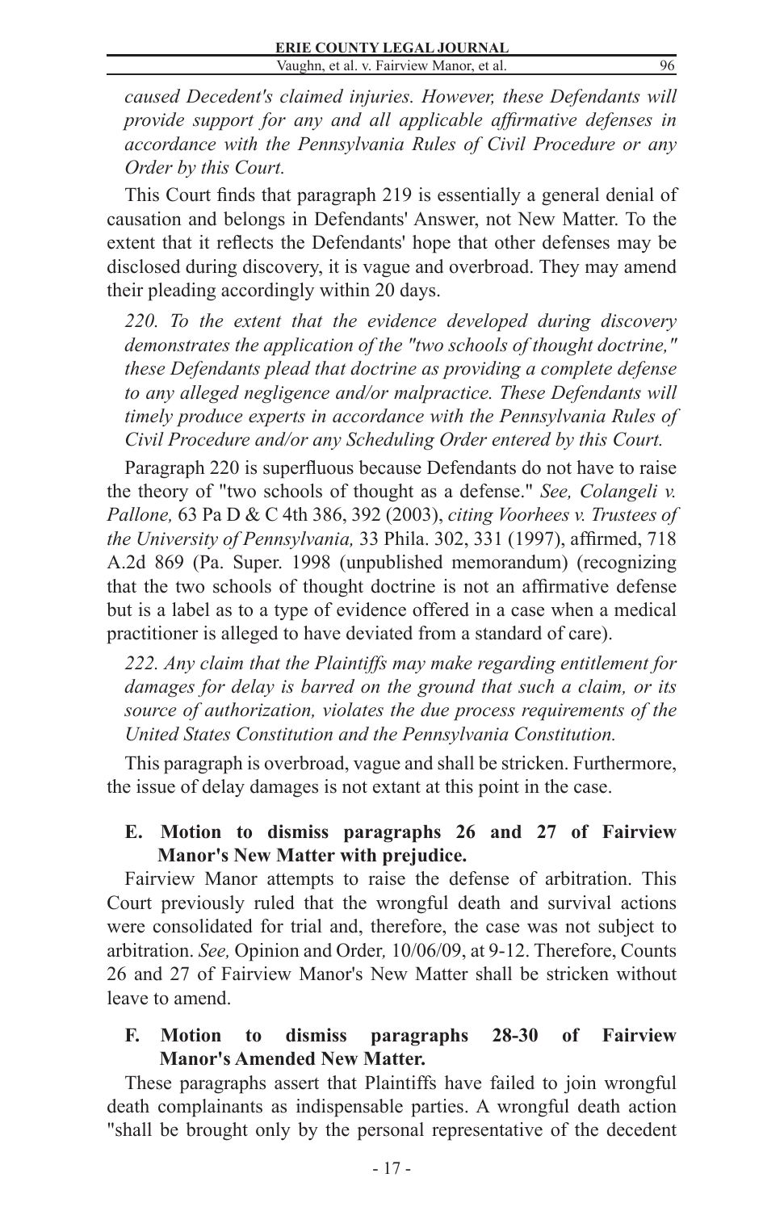*caused Decedent's claimed injuries. However, these Defendants will provide support for any and all applicable affirmative defenses in accordance with the Pennsylvania Rules of Civil Procedure or any Order by this Court.*

This Court finds that paragraph 219 is essentially a general denial of causation and belongs in Defendants' Answer, not New Matter. To the extent that it reflects the Defendants' hope that other defenses may be disclosed during discovery, it is vague and overbroad. They may amend their pleading accordingly within 20 days.

*220. To the extent that the evidence developed during discovery demonstrates the application of the "two schools of thought doctrine," these Defendants plead that doctrine as providing a complete defense to any alleged negligence and/or malpractice. These Defendants will timely produce experts in accordance with the Pennsylvania Rules of Civil Procedure and/or any Scheduling Order entered by this Court.*

Paragraph 220 is superfluous because Defendants do not have to raise the theory of "two schools of thought as a defense." *See, Colangeli v. Pallone,* 63 Pa D & C 4th 386, 392 (2003), *citing Voorhees v. Trustees of the University of Pennsylvania,* 33 Phila. 302, 331 (1997), affirmed, 718 A.2d 869 (Pa. Super. 1998 (unpublished memorandum) (recognizing that the two schools of thought doctrine is not an affirmative defense but is a label as to a type of evidence offered in a case when a medical practitioner is alleged to have deviated from a standard of care).

*222. Any claim that the Plaintiffs may make regarding entitlement for damages for delay is barred on the ground that such a claim, or its source of authorization, violates the due process requirements of the United States Constitution and the Pennsylvania Constitution.*

This paragraph is overbroad, vague and shall be stricken. Furthermore, the issue of delay damages is not extant at this point in the case.

**E. Motion to dismiss paragraphs 26 and 27 of Fairview Manor's New Matter with prejudice.**

Fairview Manor attempts to raise the defense of arbitration. This Court previously ruled that the wrongful death and survival actions were consolidated for trial and, therefore, the case was not subject to arbitration. *See,* Opinion and Order*,* 10/06/09, at 9-12. Therefore, Counts 26 and 27 of Fairview Manor's New Matter shall be stricken without leave to amend.

**F. Motion to dismiss paragraphs 28-30 of Fairview Manor's Amended New Matter.**

These paragraphs assert that Plaintiffs have failed to join wrongful death complainants as indispensable parties. A wrongful death action "shall be brought only by the personal representative of the decedent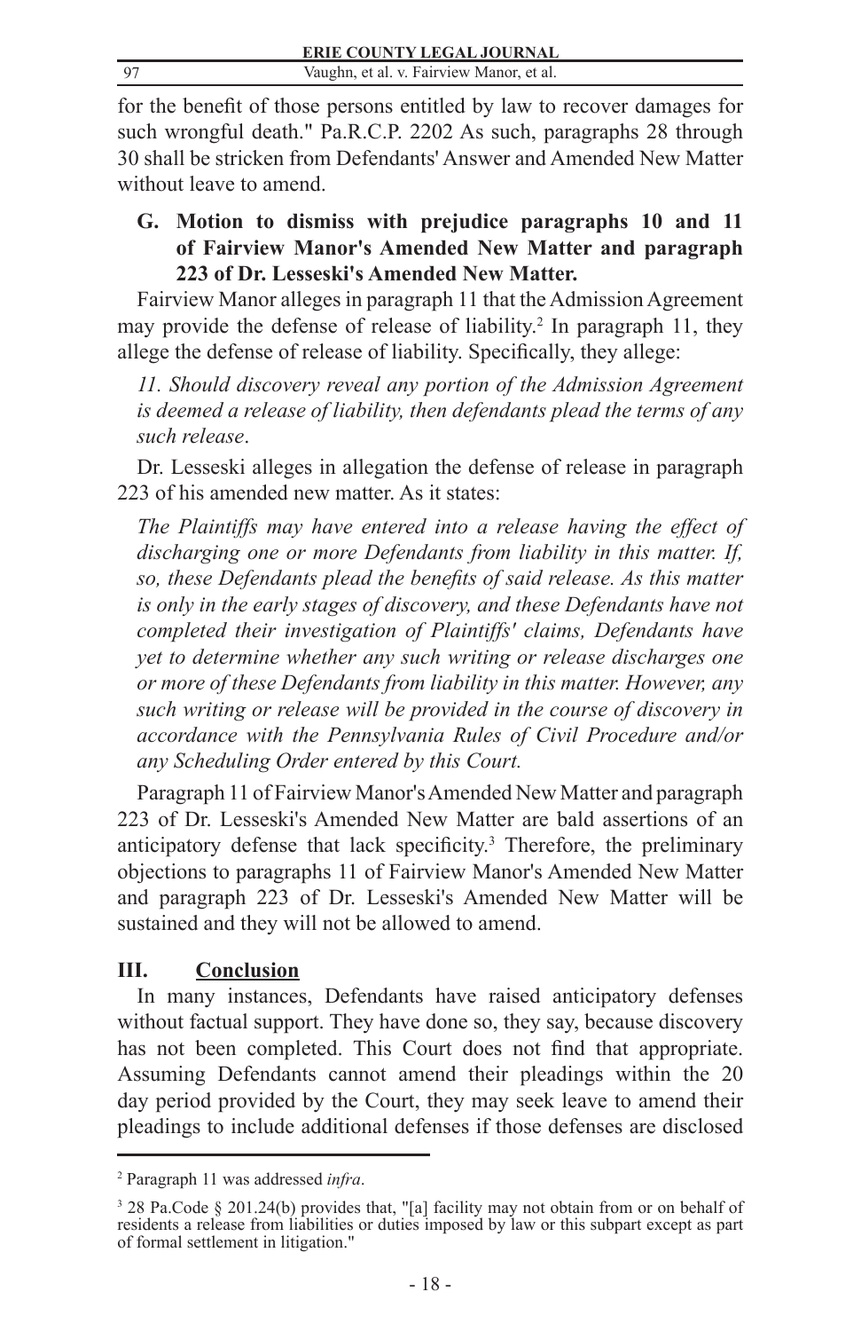for the benefit of those persons entitled by law to recover damages for such wrongful death." Pa.R.C.P. 2202 As such, paragraphs 28 through 30 shall be stricken from Defendants' Answer and Amended New Matter without leave to amend.

**G. Motion to dismiss with prejudice paragraphs 10 and 11 of Fairview Manor's Amended New Matter and paragraph 223 of Dr. Lesseski's Amended New Matter.**

Fairview Manor alleges in paragraph 11 that the Admission Agreement may provide the defense of release of liability.[2] In paragraph 11, they allege the defense of release of liability. Specifically, they allege:

*11. Should discovery reveal any portion of the Admission Agreement is deemed a release of liability, then defendants plead the terms of any such release*.

Dr. Lesseski alleges in allegation the defense of release in paragraph 223 of his amended new matter. As it states:

*The Plaintiffs may have entered into a release having the effect of discharging one or more Defendants from liability in this matter. If, so, these Defendants plead the benefits of said release. As this matter is only in the early stages of discovery, and these Defendants have not completed their investigation of Plaintiffs' claims, Defendants have yet to determine whether any such writing or release discharges one or more of these Defendants from liability in this matter. However, any such writing or release will be provided in the course of discovery in accordance with the Pennsylvania Rules of Civil Procedure and/or any Scheduling Order entered by this Court.*

Paragraph 11 of Fairview Manor's Amended New Matter and paragraph 223 of Dr. Lesseski's Amended New Matter are bald assertions of an anticipatory defense that lack specificity.[3] Therefore, the preliminary objections to paragraphs 11 of Fairview Manor's Amended New Matter and paragraph 223 of Dr. Lesseski's Amended New Matter will be sustained and they will not be allowed to amend.

## III. <u>Conclusion</u>

In many instances, Defendants have raised anticipatory defenses without factual support. They have done so, they say, because discovery has not been completed. This Court does not find that appropriate. Assuming Defendants cannot amend their pleadings within the 20 day period provided by the Court, they may seek leave to amend their pleadings to include additional defenses if those defenses are disclosed

---

[2] Paragraph 11 was addressed *infra*.

[3] 28 Pa.Code § 201.24(b) provides that, "[a] facility may not obtain from or on behalf of residents a release from liabilities or duties imposed by law or this subpart except as part of formal settlement in litigation."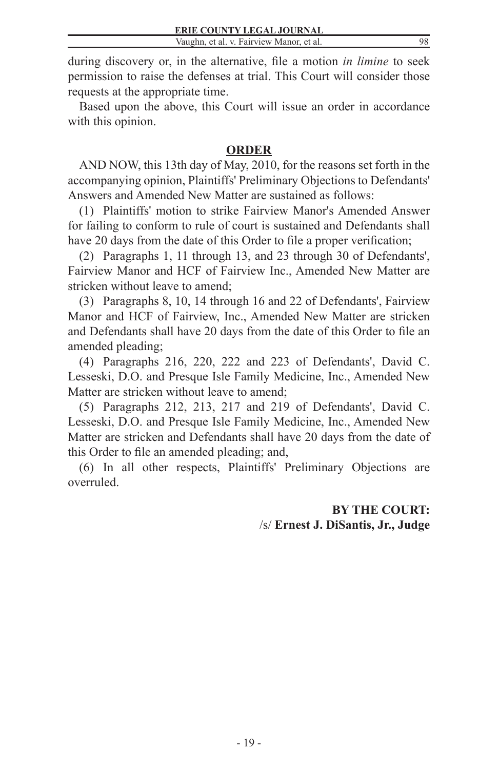during discovery or, in the alternative, file a motion *in limine* to seek permission to raise the defenses at trial. This Court will consider those requests at the appropriate time.

Based upon the above, this Court will issue an order in accordance with this opinion.

## ORDER

AND NOW, this 13th day of May, 2010, for the reasons set forth in the accompanying opinion, Plaintiffs' Preliminary Objections to Defendants' Answers and Amended New Matter are sustained as follows:

(1) Plaintiffs' motion to strike Fairview Manor's Amended Answer for failing to conform to rule of court is sustained and Defendants shall have 20 days from the date of this Order to file a proper verification;

(2) Paragraphs 1, 11 through 13, and 23 through 30 of Defendants', Fairview Manor and HCF of Fairview Inc., Amended New Matter are stricken without leave to amend;

(3) Paragraphs 8, 10, 14 through 16 and 22 of Defendants', Fairview Manor and HCF of Fairview, Inc., Amended New Matter are stricken and Defendants shall have 20 days from the date of this Order to file an amended pleading;

(4) Paragraphs 216, 220, 222 and 223 of Defendants', David C. Lesseski, D.O. and Presque Isle Family Medicine, Inc., Amended New Matter are stricken without leave to amend;

(5) Paragraphs 212, 213, 217 and 219 of Defendants', David C. Lesseski, D.O. and Presque Isle Family Medicine, Inc., Amended New Matter are stricken and Defendants shall have 20 days from the date of this Order to file an amended pleading; and,

(6) In all other respects, Plaintiffs' Preliminary Objections are overruled.

**BY THE COURT:**
/s/ **Ernest J. DiSantis, Jr., Judge**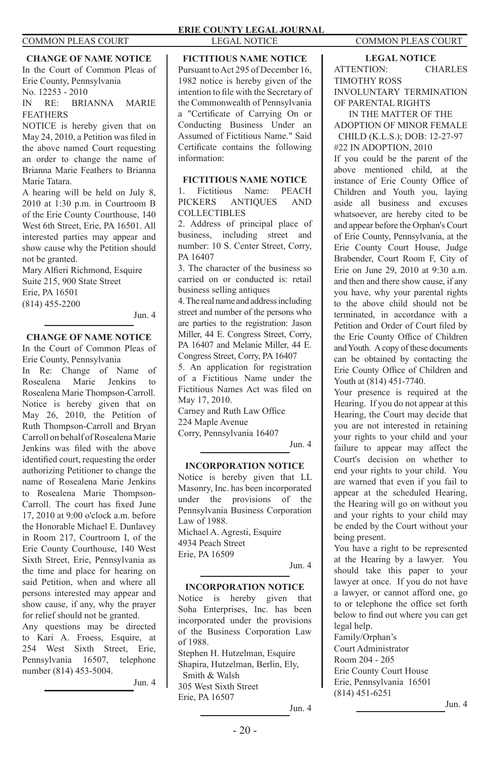### CHANGE OF NAME NOTICE

In the Court of Common Pleas of Erie County, Pennsylvania

No. 12253 - 2010

IN RE: BRIANNA MARIE FEATHERS

NOTICE is hereby given that on May 24, 2010, a Petition was filed in the above named Court requesting an order to change the name of Brianna Marie Feathers to Brianna Marie Tatara.

A hearing will be held on July 8, 2010 at 1:30 p.m. in Courtroom B of the Erie County Courthouse, 140 West 6th Street, Erie, PA 16501. All interested parties may appear and show cause why the Petition should not be granted.

Mary Alfieri Richmond, Esquire
Suite 215, 900 State Street
Erie, PA 16501
(814) 455-2200

Jun. 4

### CHANGE OF NAME NOTICE

In the Court of Common Pleas of Erie County, Pennsylvania

In Re: Change of Name of Rosealena Marie Jenkins to Rosealena Marie Thompson-Carroll.

Notice is hereby given that on May 26, 2010, the Petition of Ruth Thompson-Carroll and Bryan Carroll on behalf of Rosealena Marie Jenkins was filed with the above identified court, requesting the order authorizing Petitioner to change the name of Rosealena Marie Jenkins to Rosealena Marie Thompson-Carroll. The court has fixed June 17, 2010 at 9:00 o'clock a.m. before the Honorable Michael E. Dunlavey in Room 217, Courtroom I, of the Erie County Courthouse, 140 West Sixth Street, Erie, Pennsylvania as the time and place for hearing on said Petition, when and where all persons interested may appear and show cause, if any, why the prayer for relief should not be granted.

Any questions may be directed to Kari A. Froess, Esquire, at 254 West Sixth Street, Erie, Pennsylvania 16507, telephone number (814) 453-5004.

Jun. 4

### FICTITIOUS NAME NOTICE

Pursuant to Act 295 of December 16, 1982 notice is hereby given of the intention to file with the Secretary of the Commonwealth of Pennsylvania a "Certificate of Carrying On or Conducting Business Under an Assumed of Fictitious Name." Said Certificate contains the following information:

### FICTITIOUS NAME NOTICE

1. Fictitious Name: PEACH PICKERS ANTIQUES AND COLLECTIBLES
2. Address of principal place of business, including street and number: 10 S. Center Street, Corry, PA 16407
3. The character of the business so carried on or conducted is: retail business selling antiques
4. The real name and address including street and number of the persons who are parties to the registration: Jason Miller, 44 E. Congress Street, Corry, PA 16407 and Melanie Miller, 44 E. Congress Street, Corry, PA 16407
5. An application for registration of a Fictitious Name under the Fictitious Names Act was filed on May 17, 2010.

Carney and Ruth Law Office
224 Maple Avenue
Corry, Pennsylvania 16407

Jun. 4

### INCORPORATION NOTICE

Notice is hereby given that LL Masonry, Inc. has been incorporated under the provisions of the Pennsylvania Business Corporation Law of 1988.

Michael A. Agresti, Esquire
4934 Peach Street
Erie, PA 16509

Jun. 4

### INCORPORATION NOTICE

Notice is hereby given that Soha Enterprises, Inc. has been incorporated under the provisions of the Business Corporation Law of 1988.

Stephen H. Hutzelman, Esquire
Shapira, Hutzelman, Berlin, Ely, Smith & Walsh
305 West Sixth Street
Erie, PA 16507

Jun. 4

### LEGAL NOTICE

ATTENTION: CHARLES TIMOTHY ROSS

INVOLUNTARY TERMINATION OF PARENTAL RIGHTS

IN THE MATTER OF THE ADOPTION OF MINOR FEMALE CHILD (K.L.S.); DOB: 12-27-97

#22 IN ADOPTION, 2010

If you could be the parent of the above mentioned child, at the instance of Erie County Office of Children and Youth you, laying aside all business and excuses whatsoever, are hereby cited to be and appear before the Orphan's Court of Erie County, Pennsylvania, at the Erie County Court House, Judge Brabender, Court Room F, City of Erie on June 29, 2010 at 9:30 a.m. and then and there show cause, if any you have, why your parental rights to the above child should not be terminated, in accordance with a Petition and Order of Court filed by the Erie County Office of Children and Youth. A copy of these documents can be obtained by contacting the Erie County Office of Children and Youth at (814) 451-7740.

Your presence is required at the Hearing. If you do not appear at this Hearing, the Court may decide that you are not interested in retaining your rights to your child and your failure to appear may affect the Court's decision on whether to end your rights to your child. You are warned that even if you fail to appear at the scheduled Hearing, the Hearing will go on without you and your rights to your child may be ended by the Court without your being present.

You have a right to be represented at the Hearing by a lawyer. You should take this paper to your lawyer at once. If you do not have a lawyer, or cannot afford one, go to or telephone the office set forth below to find out where you can get legal help.

Family/Orphan's
Court Administrator
Room 204 - 205
Erie County Court House
Erie, Pennsylvania 16501
(814) 451-6251

Jun. 4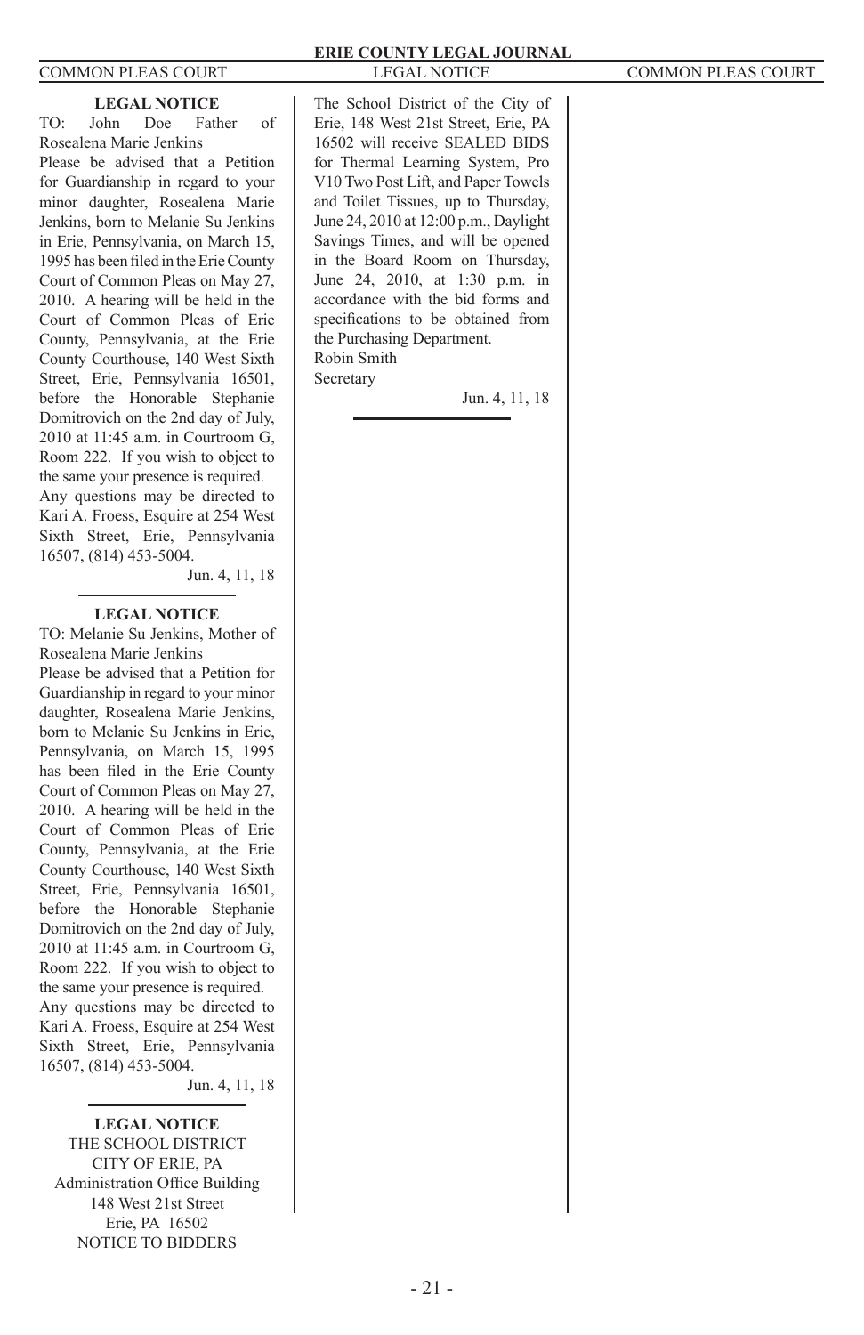## LEGAL NOTICE

TO: John Doe Father of Rosealena Marie Jenkins

Please be advised that a Petition for Guardianship in regard to your minor daughter, Rosealena Marie Jenkins, born to Melanie Su Jenkins in Erie, Pennsylvania, on March 15, 1995 has been filed in the Erie County Court of Common Pleas on May 27, 2010. A hearing will be held in the Court of Common Pleas of Erie County, Pennsylvania, at the Erie County Courthouse, 140 West Sixth Street, Erie, Pennsylvania 16501, before the Honorable Stephanie Domitrovich on the 2nd day of July, 2010 at 11:45 a.m. in Courtroom G, Room 222. If you wish to object to the same your presence is required.

Any questions may be directed to Kari A. Froess, Esquire at 254 West Sixth Street, Erie, Pennsylvania 16507, (814) 453-5004.

Jun. 4, 11, 18

---

## LEGAL NOTICE

TO: Melanie Su Jenkins, Mother of Rosealena Marie Jenkins

Please be advised that a Petition for Guardianship in regard to your minor daughter, Rosealena Marie Jenkins, born to Melanie Su Jenkins in Erie, Pennsylvania, on March 15, 1995 has been filed in the Erie County Court of Common Pleas on May 27, 2010. A hearing will be held in the Court of Common Pleas of Erie County, Pennsylvania, at the Erie County Courthouse, 140 West Sixth Street, Erie, Pennsylvania 16501, before the Honorable Stephanie Domitrovich on the 2nd day of July, 2010 at 11:45 a.m. in Courtroom G, Room 222. If you wish to object to the same your presence is required.

Any questions may be directed to Kari A. Froess, Esquire at 254 West Sixth Street, Erie, Pennsylvania 16507, (814) 453-5004.

Jun. 4, 11, 18

---

## LEGAL NOTICE

THE SCHOOL DISTRICT
CITY OF ERIE, PA
Administration Office Building
148 West 21st Street
Erie, PA 16502
NOTICE TO BIDDERS

The School District of the City of Erie, 148 West 21st Street, Erie, PA 16502 will receive SEALED BIDS for Thermal Learning System, Pro V10 Two Post Lift, and Paper Towels and Toilet Tissues, up to Thursday, June 24, 2010 at 12:00 p.m., Daylight Savings Times, and will be opened in the Board Room on Thursday, June 24, 2010, at 1:30 p.m. in accordance with the bid forms and specifications to be obtained from the Purchasing Department.

Robin Smith
Secretary

Jun. 4, 11, 18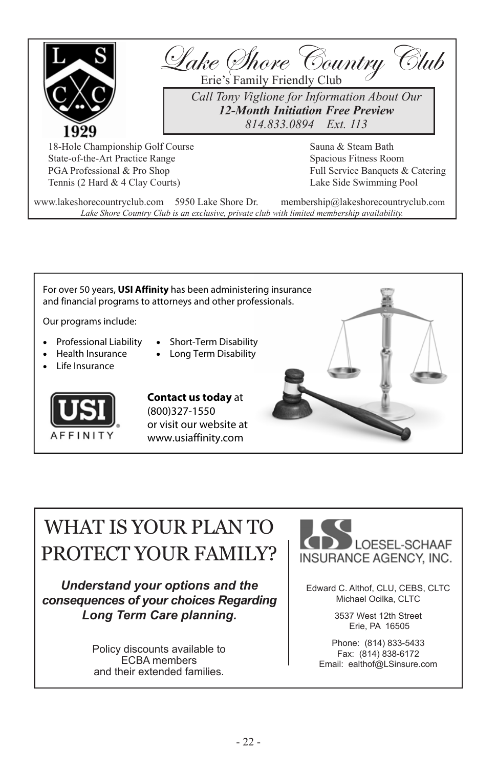# Lake Shore Country Club

L S C C 1929

Erie's Family Friendly Club

*Call Tony Viglione for Information About Our*
***12-Month Initiation Free Preview***
*814.833.0894 Ext. 113*

- 18-Hole Championship Golf Course
- State-of-the-Art Practice Range
- PGA Professional & Pro Shop
- Tennis (2 Hard & 4 Clay Courts)
- Sauna & Steam Bath
- Spacious Fitness Room
- Full Service Banquets & Catering
- Lake Side Swimming Pool

www.lakeshorecountryclub.com 5950 Lake Shore Dr. membership@lakeshorecountryclub.com

*Lake Shore Country Club is an exclusive, private club with limited membership availability.*

---

For over 50 years, **USI Affinity** has been administering insurance and financial programs to attorneys and other professionals.

Our programs include:

- Professional Liability
- Health Insurance
- Life Insurance
- Short-Term Disability
- Long Term Disability

USI AFFINITY

**Contact us today** at (800)327-1550 or visit our website at www.usiaffinity.com

---

# WHAT IS YOUR PLAN TO PROTECT YOUR FAMILY?

***Understand your options and the consequences of your choices Regarding Long Term Care planning.***

Policy discounts available to ECBA members and their extended families.

LS LOESEL-SCHAAF INSURANCE AGENCY, INC.

Edward C. Althof, CLU, CEBS, CLTC
Michael Ocilka, CLTC

3537 West 12th Street
Erie, PA 16505

Phone: (814) 833-5433
Fax: (814) 838-6172
Email: ealthof@LSinsure.com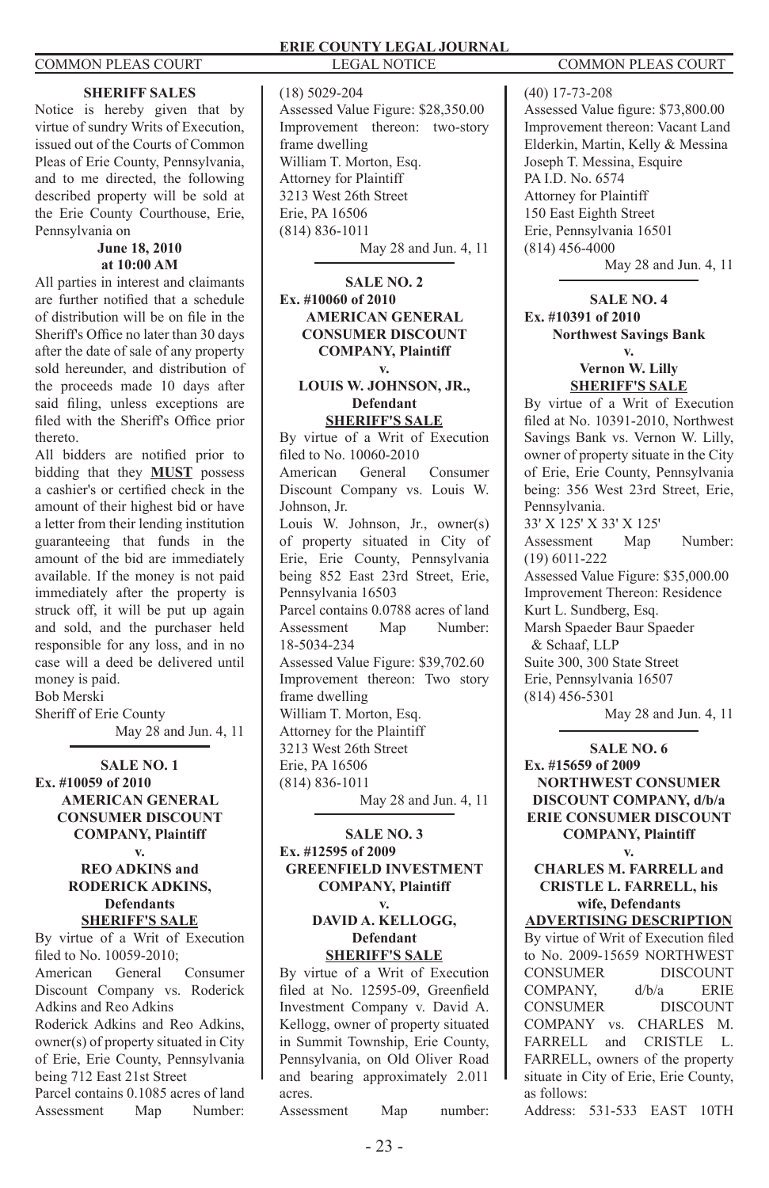## SHERIFF SALES

Notice is hereby given that by virtue of sundry Writs of Execution, issued out of the Courts of Common Pleas of Erie County, Pennsylvania, and to me directed, the following described property will be sold at the Erie County Courthouse, Erie, Pennsylvania on

**June 18, 2010**
**at 10:00 AM**

All parties in interest and claimants are further notified that a schedule of distribution will be on file in the Sheriff's Office no later than 30 days after the date of sale of any property sold hereunder, and distribution of the proceeds made 10 days after said filing, unless exceptions are filed with the Sheriff's Office prior thereto.

All bidders are notified prior to bidding that they **MUST** possess a cashier's or certified check in the amount of their highest bid or have a letter from their lending institution guaranteeing that funds in the amount of the bid are immediately available. If the money is not paid immediately after the property is struck off, it will be put up again and sold, and the purchaser held responsible for any loss, and in no case will a deed be delivered until money is paid.

Bob Merski
Sheriff of Erie County

May 28 and Jun. 4, 11

---

**SALE NO. 1**
**Ex. #10059 of 2010**
**AMERICAN GENERAL CONSUMER DISCOUNT COMPANY, Plaintiff**
**v.**
**REO ADKINS and RODERICK ADKINS, Defendants**
**SHERIFF'S SALE**

By virtue of a Writ of Execution filed to No. 10059-2010;
American General Consumer Discount Company vs. Roderick Adkins and Reo Adkins
Roderick Adkins and Reo Adkins, owner(s) of property situated in City of Erie, Erie County, Pennsylvania being 712 East 21st Street
Parcel contains 0.1085 acres of land
Assessment Map Number: (18) 5029-204
Assessed Value Figure: $28,350.00
Improvement thereon: two-story frame dwelling
William T. Morton, Esq.
Attorney for Plaintiff
3213 West 26th Street
Erie, PA 16506
(814) 836-1011

May 28 and Jun. 4, 11

---

**SALE NO. 2**
**Ex. #10060 of 2010**
**AMERICAN GENERAL CONSUMER DISCOUNT COMPANY, Plaintiff**
**v.**
**LOUIS W. JOHNSON, JR., Defendant**
**SHERIFF'S SALE**

By virtue of a Writ of Execution filed to No. 10060-2010
American General Consumer Discount Company vs. Louis W. Johnson, Jr.
Louis W. Johnson, Jr., owner(s) of property situated in City of Erie, Erie County, Pennsylvania being 852 East 23rd Street, Erie, Pennsylvania 16503
Parcel contains 0.0788 acres of land
Assessment Map Number: 18-5034-234
Assessed Value Figure: $39,702.60
Improvement thereon: Two story frame dwelling
William T. Morton, Esq.
Attorney for the Plaintiff
3213 West 26th Street
Erie, PA 16506
(814) 836-1011

May 28 and Jun. 4, 11

---

**SALE NO. 3**
**Ex. #12595 of 2009**
**GREENFIELD INVESTMENT COMPANY, Plaintiff**
**v.**
**DAVID A. KELLOGG, Defendant**
**SHERIFF'S SALE**

By virtue of a Writ of Execution filed at No. 12595-09, Greenfield Investment Company v. David A. Kellogg, owner of property situated in Summit Township, Erie County, Pennsylvania, on Old Oliver Road and bearing approximately 2.011 acres.
Assessment Map number: (40) 17-73-208
Assessed Value figure: $73,800.00
Improvement thereon: Vacant Land
Elderkin, Martin, Kelly & Messina
Joseph T. Messina, Esquire
PA I.D. No. 6574
Attorney for Plaintiff
150 East Eighth Street
Erie, Pennsylvania 16501
(814) 456-4000

May 28 and Jun. 4, 11

---

**SALE NO. 4**
**Ex. #10391 of 2010**
**Northwest Savings Bank**
**v.**
**Vernon W. Lilly**
**SHERIFF'S SALE**

By virtue of a Writ of Execution filed at No. 10391-2010, Northwest Savings Bank vs. Vernon W. Lilly, owner of property situate in the City of Erie, Erie County, Pennsylvania being: 356 West 23rd Street, Erie, Pennsylvania.
33' X 125' X 33' X 125'
Assessment Map Number: (19) 6011-222
Assessed Value Figure: $35,000.00
Improvement Thereon: Residence
Kurt L. Sundberg, Esq.
Marsh Spaeder Baur Spaeder & Schaaf, LLP
Suite 300, 300 State Street
Erie, Pennsylvania 16507
(814) 456-5301

May 28 and Jun. 4, 11

---

**SALE NO. 6**
**Ex. #15659 of 2009**
**NORTHWEST CONSUMER DISCOUNT COMPANY, d/b/a ERIE CONSUMER DISCOUNT COMPANY, Plaintiff**
**v.**
**CHARLES M. FARRELL and CRISTLE L. FARRELL, his wife, Defendants**
**ADVERTISING DESCRIPTION**

By virtue of Writ of Execution filed to No. 2009-15659 NORTHWEST CONSUMER DISCOUNT COMPANY, d/b/a ERIE CONSUMER DISCOUNT COMPANY vs. CHARLES M. FARRELL and CRISTLE L. FARRELL, owners of the property situate in City of Erie, Erie County, as follows:
Address: 531-533 EAST 10TH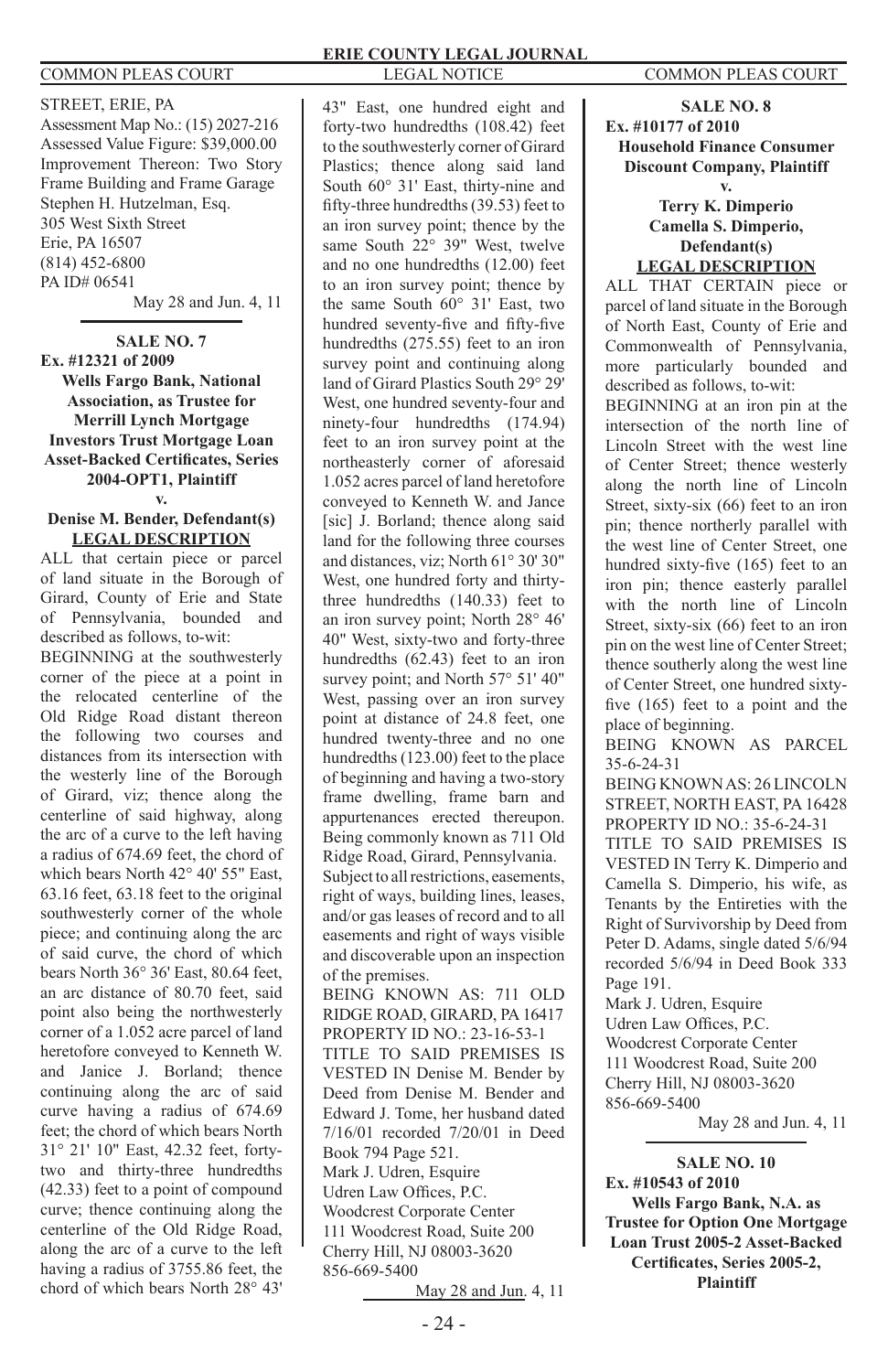STREET, ERIE, PA
Assessment Map No.: (15) 2027-216
Assessed Value Figure: $39,000.00
Improvement Thereon: Two Story Frame Building and Frame Garage
Stephen H. Hutzelman, Esq.
305 West Sixth Street
Erie, PA 16507
(814) 452-6800
PA ID# 06541

May 28 and Jun. 4, 11

---

**SALE NO. 7**
**Ex. #12321 of 2009**
**Wells Fargo Bank, National Association, as Trustee for Merrill Lynch Mortgage Investors Trust Mortgage Loan Asset-Backed Certificates, Series 2004-OPT1, Plaintiff**
**v.**
**Denise M. Bender, Defendant(s)**
**LEGAL DESCRIPTION**

ALL that certain piece or parcel of land situate in the Borough of Girard, County of Erie and State of Pennsylvania, bounded and described as follows, to-wit:

BEGINNING at the southwesterly corner of the piece at a point in the relocated centerline of the Old Ridge Road distant thereon the following two courses and distances from its intersection with the westerly line of the Borough of Girard, viz; thence along the centerline of said highway, along the arc of a curve to the left having a radius of 674.69 feet, the chord of which bears North 42° 40' 55" East, 63.16 feet, 63.18 feet to the original southwesterly corner of the whole piece; and continuing along the arc of said curve, the chord of which bears North 36° 36' East, 80.64 feet, an arc distance of 80.70 feet, said point also being the northwesterly corner of a 1.052 acre parcel of land heretofore conveyed to Kenneth W. and Janice J. Borland; thence continuing along the arc of said curve having a radius of 674.69 feet; the chord of which bears North 31° 21' 10" East, 42.32 feet, forty-two and thirty-three hundredths (42.33) feet to a point of compound curve; thence continuing along the centerline of the Old Ridge Road, along the arc of a curve to the left having a radius of 3755.86 feet, the chord of which bears North 28° 43' 43" East, one hundred eight and forty-two hundredths (108.42) feet to the southwesterly corner of Girard Plastics; thence along said land South 60° 31' East, thirty-nine and fifty-three hundredths (39.53) feet to an iron survey point; thence by the same South 22° 39" West, twelve and no one hundredths (12.00) feet to an iron survey point; thence by the same South 60° 31' East, two hundred seventy-five and fifty-five hundredths (275.55) feet to an iron survey point and continuing along land of Girard Plastics South 29° 29' West, one hundred seventy-four and ninety-four hundredths (174.94) feet to an iron survey point at the northeasterly corner of aforesaid 1.052 acres parcel of land heretofore conveyed to Kenneth W. and Jance [sic] J. Borland; thence along said land for the following three courses and distances, viz; North 61° 30' 30" West, one hundred forty and thirty-three hundredths (140.33) feet to an iron survey point; North 28° 46' 40" West, sixty-two and forty-three hundredths (62.43) feet to an iron survey point; and North 57° 51' 40" West, passing over an iron survey point at distance of 24.8 feet, one hundred twenty-three and no one hundredths (123.00) feet to the place of beginning and having a two-story frame dwelling, frame barn and appurtenances erected thereupon. Being commonly known as 711 Old Ridge Road, Girard, Pennsylvania.

Subject to all restrictions, easements, right of ways, building lines, leases, and/or gas leases of record and to all easements and right of ways visible and discoverable upon an inspection of the premises.

BEING KNOWN AS: 711 OLD RIDGE ROAD, GIRARD, PA 16417
PROPERTY ID NO.: 23-16-53-1

TITLE TO SAID PREMISES IS VESTED IN Denise M. Bender by Deed from Denise M. Bender and Edward J. Tome, her husband dated 7/16/01 recorded 7/20/01 in Deed Book 794 Page 521.

Mark J. Udren, Esquire
Udren Law Offices, P.C.
Woodcrest Corporate Center
111 Woodcrest Road, Suite 200
Cherry Hill, NJ 08003-3620
856-669-5400

May 28 and Jun. 4, 11

---

**SALE NO. 8**
**Ex. #10177 of 2010**
**Household Finance Consumer Discount Company, Plaintiff**
**v.**
**Terry K. Dimperio**
**Camella S. Dimperio, Defendant(s)**
**LEGAL DESCRIPTION**

ALL THAT CERTAIN piece or parcel of land situate in the Borough of North East, County of Erie and Commonwealth of Pennsylvania, more particularly bounded and described as follows, to-wit:

BEGINNING at an iron pin at the intersection of the north line of Lincoln Street with the west line of Center Street; thence westerly along the north line of Lincoln Street, sixty-six (66) feet to an iron pin; thence northerly parallel with the west line of Center Street, one hundred sixty-five (165) feet to an iron pin; thence easterly parallel with the north line of Lincoln Street, sixty-six (66) feet to an iron pin on the west line of Center Street; thence southerly along the west line of Center Street, one hundred sixty-five (165) feet to a point and the place of beginning.

BEING KNOWN AS PARCEL 35-6-24-31

BEING KNOWN AS: 26 LINCOLN STREET, NORTH EAST, PA 16428
PROPERTY ID NO.: 35-6-24-31

TITLE TO SAID PREMISES IS VESTED IN Terry K. Dimperio and Camella S. Dimperio, his wife, as Tenants by the Entireties with the Right of Survivorship by Deed from Peter D. Adams, single dated 5/6/94 recorded 5/6/94 in Deed Book 333 Page 191.

Mark J. Udren, Esquire
Udren Law Offices, P.C.
Woodcrest Corporate Center
111 Woodcrest Road, Suite 200
Cherry Hill, NJ 08003-3620
856-669-5400

May 28 and Jun. 4, 11

---

**SALE NO. 10**
**Ex. #10543 of 2010**
**Wells Fargo Bank, N.A. as Trustee for Option One Mortgage Loan Trust 2005-2 Asset-Backed Certificates, Series 2005-2, Plaintiff**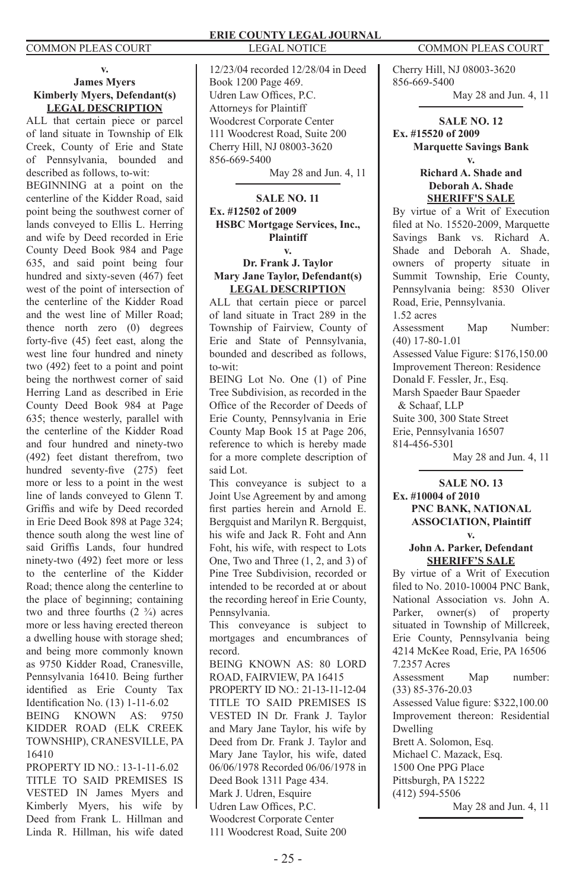**v.**

**James Myers**
**Kimberly Myers, Defendant(s)**
**LEGAL DESCRIPTION**

ALL that certain piece or parcel of land situate in Township of Elk Creek, County of Erie and State of Pennsylvania, bounded and described as follows, to-wit:

BEGINNING at a point on the centerline of the Kidder Road, said point being the southwest corner of lands conveyed to Ellis L. Herring and wife by Deed recorded in Erie County Deed Book 984 and Page 635, and said point being four hundred and sixty-seven (467) feet west of the point of intersection of the centerline of the Kidder Road and the west line of Miller Road; thence north zero (0) degrees forty-five (45) feet east, along the west line four hundred and ninety two (492) feet to a point and point being the northwest corner of said Herring Land as described in Erie County Deed Book 984 at Page 635; thence westerly, parallel with the centerline of the Kidder Road and four hundred and ninety-two (492) feet distant therefrom, two hundred seventy-five (275) feet more or less to a point in the west line of lands conveyed to Glenn T. Griffis and wife by Deed recorded in Erie Deed Book 898 at Page 324; thence south along the west line of said Griffis Lands, four hundred ninety-two (492) feet more or less to the centerline of the Kidder Road; thence along the centerline to the place of beginning; containing two and three fourths (2 ¾) acres more or less having erected thereon a dwelling house with storage shed; and being more commonly known as 9750 Kidder Road, Cranesville, Pennsylvania 16410. Being further identified as Erie County Tax Identification No. (13) 1-11-6.02

BEING KNOWN AS: 9750 KIDDER ROAD (ELK CREEK TOWNSHIP), CRANESVILLE, PA 16410

PROPERTY ID NO.: 13-1-11-6.02

TITLE TO SAID PREMISES IS VESTED IN James Myers and Kimberly Myers, his wife by Deed from Frank L. Hillman and Linda R. Hillman, his wife dated 12/23/04 recorded 12/28/04 in Deed Book 1200 Page 469.

Udren Law Offices, P.C.
Attorneys for Plaintiff
Woodcrest Corporate Center
111 Woodcrest Road, Suite 200
Cherry Hill, NJ 08003-3620
856-669-5400

May 28 and Jun. 4, 11

---

**SALE NO. 11**
**Ex. #12502 of 2009**
**HSBC Mortgage Services, Inc., Plaintiff**
**v.**
**Dr. Frank J. Taylor**
**Mary Jane Taylor, Defendant(s)**
**LEGAL DESCRIPTION**

ALL that certain piece or parcel of land situate in Tract 289 in the Township of Fairview, County of Erie and State of Pennsylvania, bounded and described as follows, to-wit:

BEING Lot No. One (1) of Pine Tree Subdivision, as recorded in the Office of the Recorder of Deeds of Erie County, Pennsylvania in Erie County Map Book 15 at Page 206, reference to which is hereby made for a more complete description of said Lot.

This conveyance is subject to a Joint Use Agreement by and among first parties herein and Arnold E. Bergquist and Marilyn R. Bergquist, his wife and Jack R. Foht and Ann Foht, his wife, with respect to Lots One, Two and Three (1, 2, and 3) of Pine Tree Subdivision, recorded or intended to be recorded at or about the recording hereof in Erie County, Pennsylvania.

This conveyance is subject to mortgages and encumbrances of record.

BEING KNOWN AS: 80 LORD ROAD, FAIRVIEW, PA 16415

PROPERTY ID NO.: 21-13-11-12-04

TITLE TO SAID PREMISES IS VESTED IN Dr. Frank J. Taylor and Mary Jane Taylor, his wife by Deed from Dr. Frank J. Taylor and Mary Jane Taylor, his wife, dated 06/06/1978 Recorded 06/06/1978 in Deed Book 1311 Page 434.

Mark J. Udren, Esquire
Udren Law Offices, P.C.
Woodcrest Corporate Center
111 Woodcrest Road, Suite 200
Cherry Hill, NJ 08003-3620
856-669-5400

May 28 and Jun. 4, 11

---

**SALE NO. 12**
**Ex. #15520 of 2009**
**Marquette Savings Bank**
**v.**
**Richard A. Shade and Deborah A. Shade**
**SHERIFF'S SALE**

By virtue of a Writ of Execution filed at No. 15520-2009, Marquette Savings Bank vs. Richard A. Shade and Deborah A. Shade, owners of property situate in Summit Township, Erie County, Pennsylvania being: 8530 Oliver Road, Erie, Pennsylvania.

1.52 acres

Assessment Map Number: (40) 17-80-1.01

Assessed Value Figure: $176,150.00

Improvement Thereon: Residence

Donald F. Fessler, Jr., Esq.
Marsh Spaeder Baur Spaeder & Schaaf, LLP
Suite 300, 300 State Street
Erie, Pennsylvania 16507
814-456-5301

May 28 and Jun. 4, 11

---

**SALE NO. 13**
**Ex. #10004 of 2010**
**PNC BANK, NATIONAL ASSOCIATION, Plaintiff**
**v.**
**John A. Parker, Defendant**
**SHERIFF'S SALE**

By virtue of a Writ of Execution filed to No. 2010-10004 PNC Bank, National Association vs. John A. Parker, owner(s) of property situated in Township of Millcreek, Erie County, Pennsylvania being 4214 McKee Road, Erie, PA 16506

7.2357 Acres

Assessment Map number: (33) 85-376-20.03

Assessed Value figure: $322,100.00

Improvement thereon: Residential Dwelling

Brett A. Solomon, Esq.
Michael C. Mazack, Esq.
1500 One PPG Place
Pittsburgh, PA 15222
(412) 594-5506

May 28 and Jun. 4, 11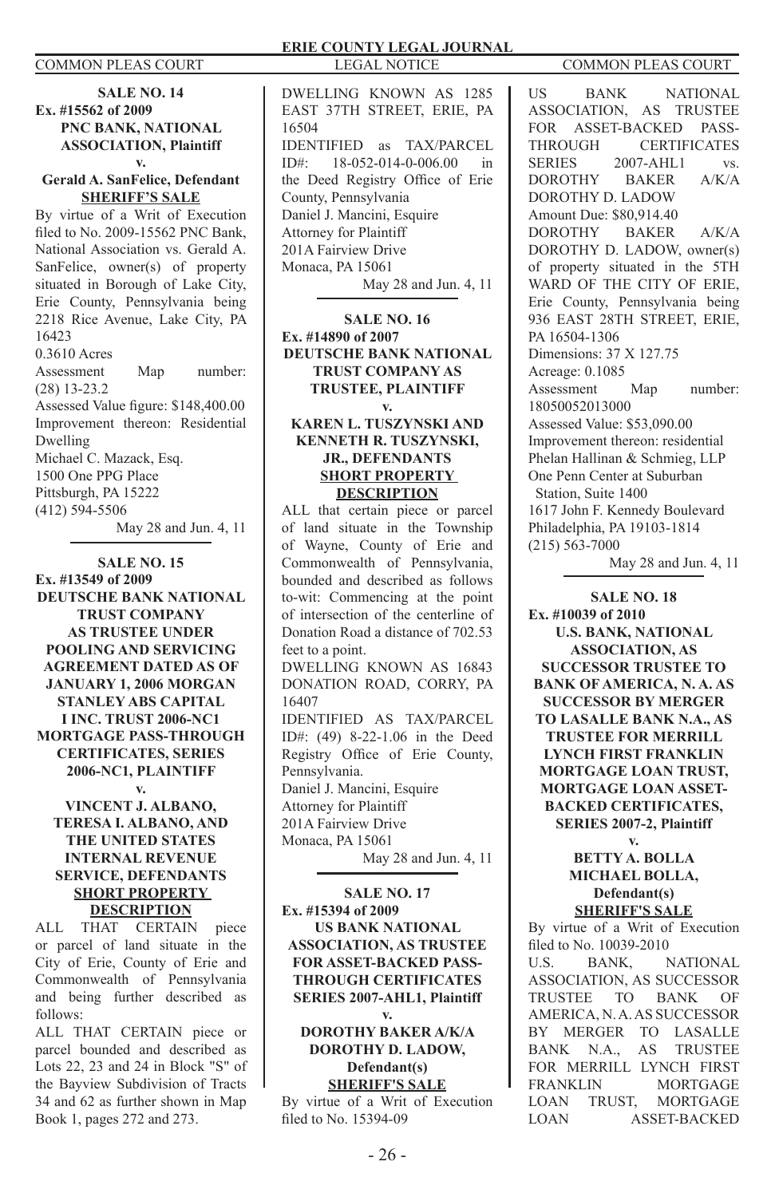COMMON PLEAS COURT | LEGAL NOTICE | COMMON PLEAS COURT

**SALE NO. 14**
**Ex. #15562 of 2009**
**PNC BANK, NATIONAL ASSOCIATION, Plaintiff**
**v.**
**Gerald A. SanFelice, Defendant**
**SHERIFF'S SALE**

By virtue of a Writ of Execution filed to No. 2009-15562 PNC Bank, National Association vs. Gerald A. SanFelice, owner(s) of property situated in Borough of Lake City, Erie County, Pennsylvania being 2218 Rice Avenue, Lake City, PA 16423
0.3610 Acres
Assessment Map number: (28) 13-23.2
Assessed Value figure: $148,400.00
Improvement thereon: Residential Dwelling
Michael C. Mazack, Esq.
1500 One PPG Place
Pittsburgh, PA 15222
(412) 594-5506

May 28 and Jun. 4, 11

**SALE NO. 15**
**Ex. #13549 of 2009**
**DEUTSCHE BANK NATIONAL TRUST COMPANY AS TRUSTEE UNDER POOLING AND SERVICING AGREEMENT DATED AS OF JANUARY 1, 2006 MORGAN STANLEY ABS CAPITAL I INC. TRUST 2006-NC1 MORTGAGE PASS-THROUGH CERTIFICATES, SERIES 2006-NC1, PLAINTIFF**
**v.**
**VINCENT J. ALBANO, TERESA I. ALBANO, AND THE UNITED STATES INTERNAL REVENUE SERVICE, DEFENDANTS**
**SHORT PROPERTY DESCRIPTION**

ALL THAT CERTAIN piece or parcel of land situate in the City of Erie, County of Erie and Commonwealth of Pennsylvania and being further described as follows:
ALL THAT CERTAIN piece or parcel bounded and described as Lots 22, 23 and 24 in Block "S" of the Bayview Subdivision of Tracts 34 and 62 as further shown in Map Book 1, pages 272 and 273.
DWELLING KNOWN AS 1285 EAST 37TH STREET, ERIE, PA 16504
IDENTIFIED as TAX/PARCEL ID#: 18-052-014-0-006.00 in the Deed Registry Office of Erie County, Pennsylvania
Daniel J. Mancini, Esquire
Attorney for Plaintiff
201A Fairview Drive
Monaca, PA 15061

May 28 and Jun. 4, 11

**SALE NO. 16**
**Ex. #14890 of 2007**
**DEUTSCHE BANK NATIONAL TRUST COMPANY AS TRUSTEE, PLAINTIFF**
**v.**
**KAREN L. TUSZYNSKI AND KENNETH R. TUSZYNSKI, JR., DEFENDANTS**
**SHORT PROPERTY DESCRIPTION**

ALL that certain piece or parcel of land situate in the Township of Wayne, County of Erie and Commonwealth of Pennsylvania, bounded and described as follows to-wit: Commencing at the point of intersection of the centerline of Donation Road a distance of 702.53 feet to a point.
DWELLING KNOWN AS 16843 DONATION ROAD, CORRY, PA 16407
IDENTIFIED AS TAX/PARCEL ID#: (49) 8-22-1.06 in the Deed Registry Office of Erie County, Pennsylvania.
Daniel J. Mancini, Esquire
Attorney for Plaintiff
201A Fairview Drive
Monaca, PA 15061

May 28 and Jun. 4, 11

**SALE NO. 17**
**Ex. #15394 of 2009**
**US BANK NATIONAL ASSOCIATION, AS TRUSTEE FOR ASSET-BACKED PASS-THROUGH CERTIFICATES SERIES 2007-AHL1, Plaintiff**
**v.**
**DOROTHY BAKER A/K/A DOROTHY D. LADOW, Defendant(s)**
**SHERIFF'S SALE**

By virtue of a Writ of Execution filed to No. 15394-09
US BANK NATIONAL ASSOCIATION, AS TRUSTEE FOR ASSET-BACKED PASS-THROUGH CERTIFICATES SERIES 2007-AHL1 vs. DOROTHY BAKER A/K/A DOROTHY D. LADOW
Amount Due: $80,914.40
DOROTHY BAKER A/K/A DOROTHY D. LADOW, owner(s) of property situated in the 5TH WARD OF THE CITY OF ERIE, Erie County, Pennsylvania being 936 EAST 28TH STREET, ERIE, PA 16504-1306
Dimensions: 37 X 127.75
Acreage: 0.1085
Assessment Map number: 18050052013000
Assessed Value: $53,090.00
Improvement thereon: residential
Phelan Hallinan & Schmieg, LLP
One Penn Center at Suburban Station, Suite 1400
1617 John F. Kennedy Boulevard
Philadelphia, PA 19103-1814
(215) 563-7000

May 28 and Jun. 4, 11

**SALE NO. 18**
**Ex. #10039 of 2010**
**U.S. BANK, NATIONAL ASSOCIATION, AS SUCCESSOR TRUSTEE TO BANK OF AMERICA, N. A. AS SUCCESSOR BY MERGER TO LASALLE BANK N.A., AS TRUSTEE FOR MERRILL LYNCH FIRST FRANKLIN MORTGAGE LOAN TRUST, MORTGAGE LOAN ASSET-BACKED CERTIFICATES, SERIES 2007-2, Plaintiff**
**v.**
**BETTY A. BOLLA MICHAEL BOLLA, Defendant(s)**
**SHERIFF'S SALE**

By virtue of a Writ of Execution filed to No. 10039-2010
U.S. BANK, NATIONAL ASSOCIATION, AS SUCCESSOR TRUSTEE TO BANK OF AMERICA, N. A. AS SUCCESSOR BY MERGER TO LASALLE BANK N.A., AS TRUSTEE FOR MERRILL LYNCH FIRST FRANKLIN MORTGAGE LOAN TRUST, MORTGAGE LOAN ASSET-BACKED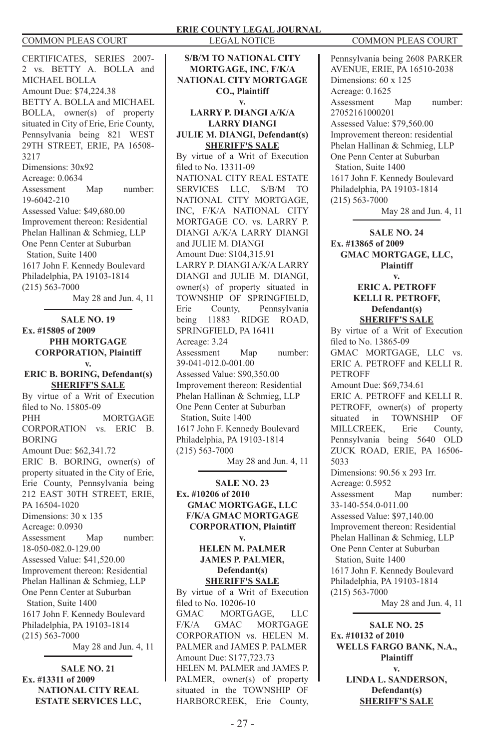CERTIFICATES, SERIES 2007-2 vs. BETTY A. BOLLA and MICHAEL BOLLA
Amount Due: $74,224.38
BETTY A. BOLLA and MICHAEL BOLLA, owner(s) of property situated in City of Erie, Erie County, Pennsylvania being 821 WEST 29TH STREET, ERIE, PA 16508-3217
Dimensions: 30x92
Acreage: 0.0634
Assessment Map number: 19-6042-210
Assessed Value: $49,680.00
Improvement thereon: Residential
Phelan Hallinan & Schmieg, LLP
One Penn Center at Suburban Station, Suite 1400
1617 John F. Kennedy Boulevard
Philadelphia, PA 19103-1814
(215) 563-7000

May 28 and Jun. 4, 11

---

**SALE NO. 19**
**Ex. #15805 of 2009**
**PHH MORTGAGE CORPORATION, Plaintiff**
**v.**
**ERIC B. BORING, Defendant(s)**
**SHERIFF'S SALE**

By virtue of a Writ of Execution filed to No. 15805-09
PHH MORTGAGE CORPORATION vs. ERIC B. BORING
Amount Due: $62,341.72
ERIC B. BORING, owner(s) of property situated in the City of Erie, Erie County, Pennsylvania being 212 EAST 30TH STREET, ERIE, PA 16504-1020
Dimensions: 30 x 135
Acreage: 0.0930
Assessment Map number: 18-050-082.0-129.00
Assessed Value: $41,520.00
Improvement thereon: Residential
Phelan Hallinan & Schmieg, LLP
One Penn Center at Suburban Station, Suite 1400
1617 John F. Kennedy Boulevard
Philadelphia, PA 19103-1814
(215) 563-7000

May 28 and Jun. 4, 11

---

**SALE NO. 21**
**Ex. #13311 of 2009**
**NATIONAL CITY REAL ESTATE SERVICES LLC, S/B/M TO NATIONAL CITY MORTGAGE, INC, F/K/A NATIONAL CITY MORTGAGE CO., Plaintiff**
**v.**
**LARRY P. DIANGI A/K/A LARRY DIANGI**
**JULIE M. DIANGI, Defendant(s)**
**SHERIFF'S SALE**

By virtue of a Writ of Execution filed to No. 13311-09
NATIONAL CITY REAL ESTATE SERVICES LLC, S/B/M TO NATIONAL CITY MORTGAGE, INC, F/K/A NATIONAL CITY MORTGAGE CO. vs. LARRY P. DIANGI A/K/A LARRY DIANGI and JULIE M. DIANGI
Amount Due: $104,315.91
LARRY P. DIANGI A/K/A LARRY DIANGI and JULIE M. DIANGI, owner(s) of property situated in TOWNSHIP OF SPRINGFIELD, Erie County, Pennsylvania being 11883 RIDGE ROAD, SPRINGFIELD, PA 16411
Acreage: 3.24
Assessment Map number: 39-041-012.0-001.00
Assessed Value: $90,350.00
Improvement thereon: Residential
Phelan Hallinan & Schmieg, LLP
One Penn Center at Suburban Station, Suite 1400
1617 John F. Kennedy Boulevard
Philadelphia, PA 19103-1814
(215) 563-7000

May 28 and Jun. 4, 11

---

**SALE NO. 23**
**Ex. #10206 of 2010**
**GMAC MORTGAGE, LLC F/K/A GMAC MORTGAGE CORPORATION, Plaintiff**
**v.**
**HELEN M. PALMER**
**JAMES P. PALMER, Defendant(s)**
**SHERIFF'S SALE**

By virtue of a Writ of Execution filed to No. 10206-10
GMAC MORTGAGE, LLC F/K/A GMAC MORTGAGE CORPORATION vs. HELEN M. PALMER and JAMES P. PALMER
Amount Due: $177,723.73
HELEN M. PALMER and JAMES P. PALMER, owner(s) of property situated in the TOWNSHIP OF HARBORCREEK, Erie County, Pennsylvania being 2608 PARKER AVENUE, ERIE, PA 16510-2038
Dimensions: 60 x 125
Acreage: 0.1625
Assessment Map number: 27052161000201
Assessed Value: $79,560.00
Improvement thereon: residential
Phelan Hallinan & Schmieg, LLP
One Penn Center at Suburban Station, Suite 1400
1617 John F. Kennedy Boulevard
Philadelphia, PA 19103-1814
(215) 563-7000

May 28 and Jun. 4, 11

---

**SALE NO. 24**
**Ex. #13865 of 2009**
**GMAC MORTGAGE, LLC, Plaintiff**
**v.**
**ERIC A. PETROFF**
**KELLI R. PETROFF, Defendant(s)**
**SHERIFF'S SALE**

By virtue of a Writ of Execution filed to No. 13865-09
GMAC MORTGAGE, LLC vs. ERIC A. PETROFF and KELLI R. PETROFF
Amount Due: $69,734.61
ERIC A. PETROFF and KELLI R. PETROFF, owner(s) of property situated in TOWNSHIP OF MILLCREEK, Erie County, Pennsylvania being 5640 OLD ZUCK ROAD, ERIE, PA 16506-5033
Dimensions: 90.56 x 293 Irr.
Acreage: 0.5952
Assessment Map number: 33-140-554.0-011.00
Assessed Value: $97,140.00
Improvement thereon: Residential
Phelan Hallinan & Schmieg, LLP
One Penn Center at Suburban Station, Suite 1400
1617 John F. Kennedy Boulevard
Philadelphia, PA 19103-1814
(215) 563-7000

May 28 and Jun. 4, 11

---

**SALE NO. 25**
**Ex. #10132 of 2010**
**WELLS FARGO BANK, N.A., Plaintiff**
**v.**
**LINDA L. SANDERSON, Defendant(s)**
**SHERIFF'S SALE**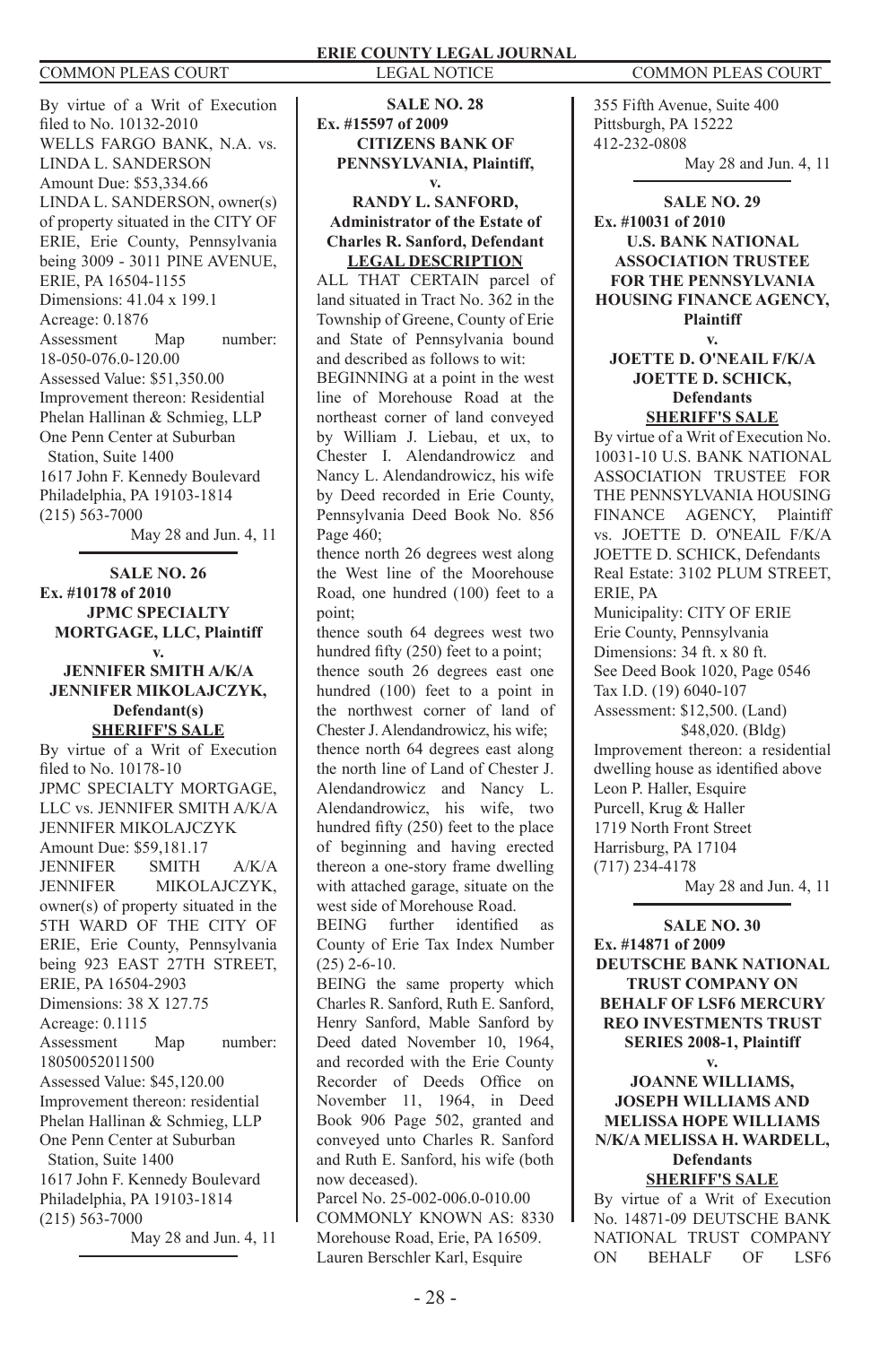By virtue of a Writ of Execution filed to No. 10132-2010
WELLS FARGO BANK, N.A. vs. LINDA L. SANDERSON
Amount Due: $53,334.66
LINDA L. SANDERSON, owner(s) of property situated in the CITY OF ERIE, Erie County, Pennsylvania being 3009 - 3011 PINE AVENUE, ERIE, PA 16504-1155
Dimensions: 41.04 x 199.1
Acreage: 0.1876
Assessment Map number: 18-050-076.0-120.00
Assessed Value: $51,350.00
Improvement thereon: Residential
Phelan Hallinan & Schmieg, LLP
One Penn Center at Suburban Station, Suite 1400
1617 John F. Kennedy Boulevard
Philadelphia, PA 19103-1814
(215) 563-7000

May 28 and Jun. 4, 11

---

**SALE NO. 26**
**Ex. #10178 of 2010**
**JPMC SPECIALTY MORTGAGE, LLC, Plaintiff**
**v.**
**JENNIFER SMITH A/K/A JENNIFER MIKOLAJCZYK, Defendant(s)**
**SHERIFF'S SALE**

By virtue of a Writ of Execution filed to No. 10178-10
JPMC SPECIALTY MORTGAGE, LLC vs. JENNIFER SMITH A/K/A JENNIFER MIKOLAJCZYK
Amount Due: $59,181.17
JENNIFER SMITH A/K/A JENNIFER MIKOLAJCZYK, owner(s) of property situated in the 5TH WARD OF THE CITY OF ERIE, Erie County, Pennsylvania being 923 EAST 27TH STREET, ERIE, PA 16504-2903
Dimensions: 38 X 127.75
Acreage: 0.1115
Assessment Map number: 18050052011500
Assessed Value: $45,120.00
Improvement thereon: residential
Phelan Hallinan & Schmieg, LLP
One Penn Center at Suburban Station, Suite 1400
1617 John F. Kennedy Boulevard
Philadelphia, PA 19103-1814
(215) 563-7000

May 28 and Jun. 4, 11

---

**SALE NO. 28**
**Ex. #15597 of 2009**
**CITIZENS BANK OF PENNSYLVANIA, Plaintiff,**
**v.**
**RANDY L. SANFORD, Administrator of the Estate of Charles R. Sanford, Defendant**
**LEGAL DESCRIPTION**

ALL THAT CERTAIN parcel of land situated in Tract No. 362 in the Township of Greene, County of Erie and State of Pennsylvania bound and described as follows to wit:

BEGINNING at a point in the west line of Morehouse Road at the northeast corner of land conveyed by William J. Liebau, et ux, to Chester I. Alendandrowicz and Nancy L. Alendandrowicz, his wife by Deed recorded in Erie County, Pennsylvania Deed Book No. 856 Page 460;

thence north 26 degrees west along the West line of the Moorehouse Road, one hundred (100) feet to a point;

thence south 64 degrees west two hundred fifty (250) feet to a point;

thence south 26 degrees east one hundred (100) feet to a point in the northwest corner of land of Chester J. Alendandrowicz, his wife;

thence north 64 degrees east along the north line of Land of Chester J. Alendandrowicz and Nancy L. Alendandrowicz, his wife, two hundred fifty (250) feet to the place of beginning and having erected thereon a one-story frame dwelling with attached garage, situate on the west side of Morehouse Road.

BEING further identified as County of Erie Tax Index Number (25) 2-6-10.

BEING the same property which Charles R. Sanford, Ruth E. Sanford, Henry Sanford, Mable Sanford by Deed dated November 10, 1964, and recorded with the Erie County Recorder of Deeds Office on November 11, 1964, in Deed Book 906 Page 502, granted and conveyed unto Charles R. Sanford and Ruth E. Sanford, his wife (both now deceased).

Parcel No. 25-002-006.0-010.00
COMMONLY KNOWN AS: 8330 Morehouse Road, Erie, PA 16509.
Lauren Berschler Karl, Esquire
355 Fifth Avenue, Suite 400
Pittsburgh, PA 15222
412-232-0808

May 28 and Jun. 4, 11

---

**SALE NO. 29**
**Ex. #10031 of 2010**
**U.S. BANK NATIONAL ASSOCIATION TRUSTEE FOR THE PENNSYLVANIA HOUSING FINANCE AGENCY, Plaintiff**
**v.**
**JOETTE D. O'NEAIL F/K/A JOETTE D. SCHICK, Defendants**
**SHERIFF'S SALE**

By virtue of a Writ of Execution No. 10031-10 U.S. BANK NATIONAL ASSOCIATION TRUSTEE FOR THE PENNSYLVANIA HOUSING FINANCE AGENCY, Plaintiff vs. JOETTE D. O'NEAIL F/K/A JOETTE D. SCHICK, Defendants
Real Estate: 3102 PLUM STREET, ERIE, PA
Municipality: CITY OF ERIE
Erie County, Pennsylvania
Dimensions: 34 ft. x 80 ft.
See Deed Book 1020, Page 0546
Tax I.D. (19) 6040-107
Assessment: $12,500. (Land)
$48,020. (Bldg)
Improvement thereon: a residential dwelling house as identified above
Leon P. Haller, Esquire
Purcell, Krug & Haller
1719 North Front Street
Harrisburg, PA 17104
(717) 234-4178

May 28 and Jun. 4, 11

---

**SALE NO. 30**
**Ex. #14871 of 2009**
**DEUTSCHE BANK NATIONAL TRUST COMPANY ON BEHALF OF LSF6 MERCURY REO INVESTMENTS TRUST SERIES 2008-1, Plaintiff**
**v.**
**JOANNE WILLIAMS, JOSEPH WILLIAMS AND MELISSA HOPE WILLIAMS N/K/A MELISSA H. WARDELL, Defendants**
**SHERIFF'S SALE**

By virtue of a Writ of Execution No. 14871-09 DEUTSCHE BANK NATIONAL TRUST COMPANY ON BEHALF OF LSF6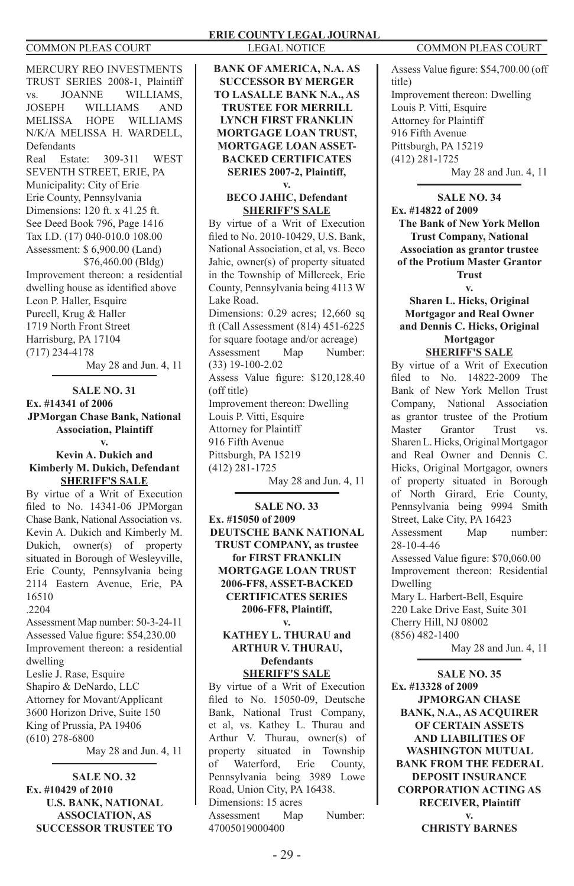MERCURY REO INVESTMENTS TRUST SERIES 2008-1, Plaintiff vs. JOANNE WILLIAMS, JOSEPH WILLIAMS AND MELISSA HOPE WILLIAMS N/K/A MELISSA H. WARDELL, Defendants

Real Estate: 309-311 WEST SEVENTH STREET, ERIE, PA

Municipality: City of Erie

Erie County, Pennsylvania

Dimensions: 120 ft. x 41.25 ft.

See Deed Book 796, Page 1416

Tax I.D. (17) 040-010.0 108.00

Assessment: $ 6,900.00 (Land)
$76,460.00 (Bldg)

Improvement thereon: a residential dwelling house as identified above

Leon P. Haller, Esquire

Purcell, Krug & Haller

1719 North Front Street

Harrisburg, PA 17104

(717) 234-4178

May 28 and Jun. 4, 11

---

**SALE NO. 31**

**Ex. #14341 of 2006**

**JPMorgan Chase Bank, National Association, Plaintiff**

**v.**

**Kevin A. Dukich and Kimberly M. Dukich, Defendant**

**SHERIFF'S SALE**

By virtue of a Writ of Execution filed to No. 14341-06 JPMorgan Chase Bank, National Association vs. Kevin A. Dukich and Kimberly M. Dukich, owner(s) of property situated in Borough of Wesleyville, Erie County, Pennsylvania being 2114 Eastern Avenue, Erie, PA 16510

.2204

Assessment Map number: 50-3-24-11

Assessed Value figure: $54,230.00

Improvement thereon: a residential dwelling

Leslie J. Rase, Esquire

Shapiro & DeNardo, LLC

Attorney for Movant/Applicant

3600 Horizon Drive, Suite 150

King of Prussia, PA 19406

(610) 278-6800

May 28 and Jun. 4, 11

---

**SALE NO. 32**

**Ex. #10429 of 2010**

**U.S. BANK, NATIONAL ASSOCIATION, AS SUCCESSOR TRUSTEE TO BANK OF AMERICA, N.A. AS SUCCESSOR BY MERGER TO LASALLE BANK N.A., AS TRUSTEE FOR MERRILL LYNCH FIRST FRANKLIN MORTGAGE LOAN TRUST, MORTGAGE LOAN ASSET-BACKED CERTIFICATES SERIES 2007-2, Plaintiff,**

**v.**

**BECO JAHIC, Defendant**

**SHERIFF'S SALE**

By virtue of a Writ of Execution filed to No. 2010-10429, U.S. Bank, National Association, et al, vs. Beco Jahic, owner(s) of property situated in the Township of Millcreek, Erie County, Pennsylvania being 4113 W Lake Road.

Dimensions: 0.29 acres; 12,660 sq ft (Call Assessment (814) 451-6225 for square footage and/or acreage)

Assessment Map Number: (33) 19-100-2.02

Assess Value figure: $120,128.40 (off title)

Improvement thereon: Dwelling

Louis P. Vitti, Esquire

Attorney for Plaintiff

916 Fifth Avenue

Pittsburgh, PA 15219

(412) 281-1725

May 28 and Jun. 4, 11

---

**SALE NO. 33**

**Ex. #15050 of 2009**

**DEUTSCHE BANK NATIONAL TRUST COMPANY, as trustee for FIRST FRANKLIN MORTGAGE LOAN TRUST 2006-FF8, ASSET-BACKED CERTIFICATES SERIES 2006-FF8, Plaintiff,**

**v.**

**KATHEY L. THURAU and ARTHUR V. THURAU, Defendants**

**SHERIFF'S SALE**

By virtue of a Writ of Execution filed to No. 15050-09, Deutsche Bank, National Trust Company, et al, vs. Kathey L. Thurau and Arthur V. Thurau, owner(s) of property situated in Township of Waterford, Erie County, Pennsylvania being 3989 Lowe Road, Union City, PA 16438.

Dimensions: 15 acres

Assessment Map Number: 47005019000400

Assess Value figure: $54,700.00 (off title)

Improvement thereon: Dwelling

Louis P. Vitti, Esquire

Attorney for Plaintiff

916 Fifth Avenue

Pittsburgh, PA 15219

(412) 281-1725

May 28 and Jun. 4, 11

---

**SALE NO. 34**

**Ex. #14822 of 2009**

**The Bank of New York Mellon Trust Company, National Association as grantor trustee of the Protium Master Grantor Trust**

**v.**

**Sharen L. Hicks, Original Mortgagor and Real Owner and Dennis C. Hicks, Original Mortgagor**

**SHERIFF'S SALE**

By virtue of a Writ of Execution filed to No. 14822-2009 The Bank of New York Mellon Trust Company, National Association as grantor trustee of the Protium Master Grantor Trust vs. Sharen L. Hicks, Original Mortgagor and Real Owner and Dennis C. Hicks, Original Mortgagor, owners of property situated in Borough of North Girard, Erie County, Pennsylvania being 9994 Smith Street, Lake City, PA 16423

Assessment Map number: 28-10-4-46

Assessed Value figure: $70,060.00

Improvement thereon: Residential Dwelling

Mary L. Harbert-Bell, Esquire

220 Lake Drive East, Suite 301

Cherry Hill, NJ 08002

(856) 482-1400

May 28 and Jun. 4, 11

---

**SALE NO. 35**

**Ex. #13328 of 2009**

**JPMORGAN CHASE BANK, N.A., AS ACQUIRER OF CERTAIN ASSETS AND LIABILITIES OF WASHINGTON MUTUAL BANK FROM THE FEDERAL DEPOSIT INSURANCE CORPORATION ACTING AS RECEIVER, Plaintiff**

**v.**

**CHRISTY BARNES**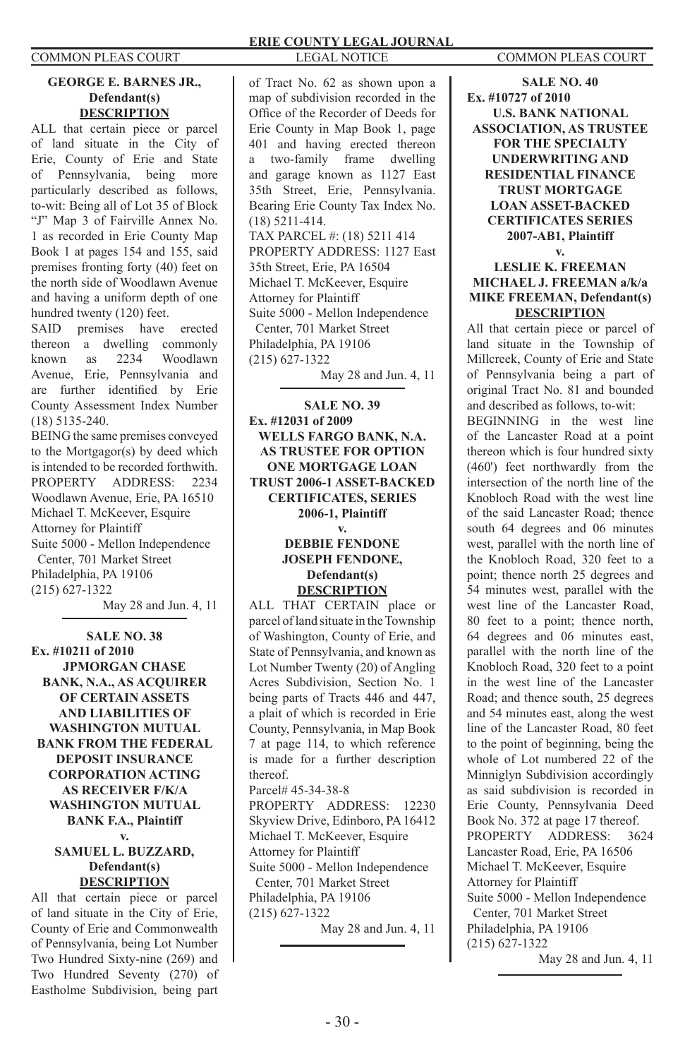**GEORGE E. BARNES JR., Defendant(s)**

**DESCRIPTION**

ALL that certain piece or parcel of land situate in the City of Erie, County of Erie and State of Pennsylvania, being more particularly described as follows, to-wit: Being all of Lot 35 of Block "J" Map 3 of Fairville Annex No. 1 as recorded in Erie County Map Book 1 at pages 154 and 155, said premises fronting forty (40) feet on the north side of Woodlawn Avenue and having a uniform depth of one hundred twenty (120) feet.

SAID premises have erected thereon a dwelling commonly known as 2234 Woodlawn Avenue, Erie, Pennsylvania and are further identified by Erie County Assessment Index Number (18) 5135-240.

BEING the same premises conveyed to the Mortgagor(s) by deed which is intended to be recorded forthwith.

PROPERTY ADDRESS: 2234 Woodlawn Avenue, Erie, PA 16510

Michael T. McKeever, Esquire
Attorney for Plaintiff
Suite 5000 - Mellon Independence Center, 701 Market Street
Philadelphia, PA 19106
(215) 627-1322

May 28 and Jun. 4, 11

---

**SALE NO. 38**

**Ex. #10211 of 2010**

**JPMORGAN CHASE BANK, N.A., AS ACQUIRER OF CERTAIN ASSETS AND LIABILITIES OF WASHINGTON MUTUAL BANK FROM THE FEDERAL DEPOSIT INSURANCE CORPORATION ACTING AS RECEIVER F/K/A WASHINGTON MUTUAL BANK F.A., Plaintiff**

**v.**

**SAMUEL L. BUZZARD, Defendant(s)**

**DESCRIPTION**

All that certain piece or parcel of land situate in the City of Erie, County of Erie and Commonwealth of Pennsylvania, being Lot Number Two Hundred Sixty-nine (269) and Two Hundred Seventy (270) of Eastholme Subdivision, being part of Tract No. 62 as shown upon a map of subdivision recorded in the Office of the Recorder of Deeds for Erie County in Map Book 1, page 401 and having erected thereon a two-family frame dwelling and garage known as 1127 East 35th Street, Erie, Pennsylvania. Bearing Erie County Tax Index No. (18) 5211-414.

TAX PARCEL #: (18) 5211 414

PROPERTY ADDRESS: 1127 East 35th Street, Erie, PA 16504

Michael T. McKeever, Esquire
Attorney for Plaintiff
Suite 5000 - Mellon Independence Center, 701 Market Street
Philadelphia, PA 19106
(215) 627-1322

May 28 and Jun. 4, 11

---

**SALE NO. 39**

**Ex. #12031 of 2009**

**WELLS FARGO BANK, N.A. AS TRUSTEE FOR OPTION ONE MORTGAGE LOAN TRUST 2006-1 ASSET-BACKED CERTIFICATES, SERIES 2006-1, Plaintiff**

**v.**

**DEBBIE FENDONE JOSEPH FENDONE, Defendant(s)**

**DESCRIPTION**

ALL THAT CERTAIN place or parcel of land situate in the Township of Washington, County of Erie, and State of Pennsylvania, and known as Lot Number Twenty (20) of Angling Acres Subdivision, Section No. 1 being parts of Tracts 446 and 447, a plait of which is recorded in Erie County, Pennsylvania, in Map Book 7 at page 114, to which reference is made for a further description thereof.

Parcel# 45-34-38-8

PROPERTY ADDRESS: 12230 Skyview Drive, Edinboro, PA 16412

Michael T. McKeever, Esquire
Attorney for Plaintiff
Suite 5000 - Mellon Independence Center, 701 Market Street
Philadelphia, PA 19106
(215) 627-1322

May 28 and Jun. 4, 11

---

**SALE NO. 40**

**Ex. #10727 of 2010**

**U.S. BANK NATIONAL ASSOCIATION, AS TRUSTEE FOR THE SPECIALTY UNDERWRITING AND RESIDENTIAL FINANCE TRUST MORTGAGE LOAN ASSET-BACKED CERTIFICATES SERIES 2007-AB1, Plaintiff**

**v.**

**LESLIE K. FREEMAN MICHAEL J. FREEMAN a/k/a MIKE FREEMAN, Defendant(s)**

**DESCRIPTION**

All that certain piece or parcel of land situate in the Township of Millcreek, County of Erie and State of Pennsylvania being a part of original Tract No. 81 and bounded and described as follows, to-wit:

BEGINNING in the west line of the Lancaster Road at a point thereon which is four hundred sixty (460') feet northwardly from the intersection of the north line of the Knobloch Road with the west line of the said Lancaster Road; thence south 64 degrees and 06 minutes west, parallel with the north line of the Knobloch Road, 320 feet to a point; thence north 25 degrees and 54 minutes west, parallel with the west line of the Lancaster Road, 80 feet to a point; thence north, 64 degrees and 06 minutes east, parallel with the north line of the Knobloch Road, 320 feet to a point in the west line of the Lancaster Road; and thence south, 25 degrees and 54 minutes east, along the west line of the Lancaster Road, 80 feet to the point of beginning, being the whole of Lot numbered 22 of the Minniglyn Subdivision accordingly as said subdivision is recorded in Erie County, Pennsylvania Deed Book No. 372 at page 17 thereof.

PROPERTY ADDRESS: 3624 Lancaster Road, Erie, PA 16506

Michael T. McKeever, Esquire
Attorney for Plaintiff
Suite 5000 - Mellon Independence Center, 701 Market Street
Philadelphia, PA 19106
(215) 627-1322

May 28 and Jun. 4, 11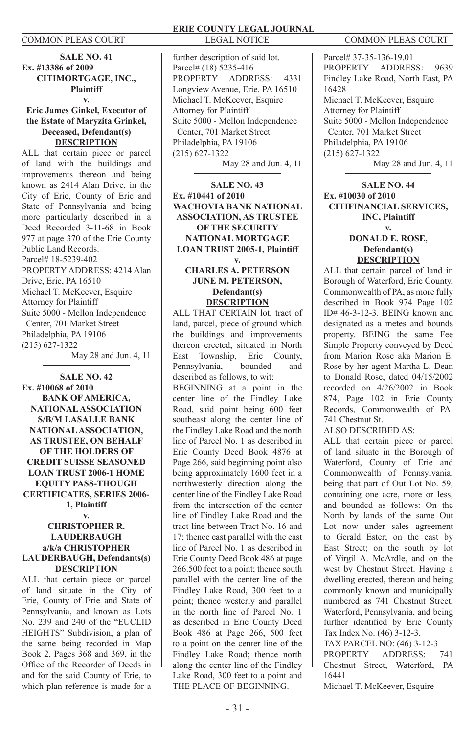**SALE NO. 41**
**Ex. #13386 of 2009**
**CITIMORTGAGE, INC., Plaintiff**
**v.**
**Eric James Ginkel, Executor of the Estate of Maryzita Grinkel, Deceased, Defendant(s)**
**DESCRIPTION**

ALL that certain piece or parcel of land with the buildings and improvements thereon and being known as 2414 Alan Drive, in the City of Erie, County of Erie and State of Pennsylvania and being more particularly described in a Deed Recorded 3-11-68 in Book 977 at page 370 of the Erie County Public Land Records.
Parcel# 18-5239-402
PROPERTY ADDRESS: 4214 Alan Drive, Erie, PA 16510
Michael T. McKeever, Esquire
Attorney for Plaintiff
Suite 5000 - Mellon Independence Center, 701 Market Street
Philadelphia, PA 19106
(215) 627-1322

May 28 and Jun. 4, 11

**SALE NO. 42**
**Ex. #10068 of 2010**
**BANK OF AMERICA, NATIONAL ASSOCIATION S/B/M LASALLE BANK NATIONAL ASSOCIATION, AS TRUSTEE, ON BEHALF OF THE HOLDERS OF CREDIT SUISSE SEASONED LOAN TRUST 2006-1 HOME EQUITY PASS-THOUGH CERTIFICATES, SERIES 2006-1, Plaintiff**
**v.**
**CHRISTOPHER R. LAUDERBAUGH a/k/a CHRISTOPHER LAUDERBAUGH, Defendants(s)**
**DESCRIPTION**

ALL that certain piece or parcel of land situate in the City of Erie, County of Erie and State of Pennsylvania, and known as Lots No. 239 and 240 of the "EUCLID HEIGHTS" Subdivision, a plan of the same being recorded in Map Book 2, Pages 368 and 369, in the Office of the Recorder of Deeds in and for the said County of Erie, to which plan reference is made for a further description of said lot.
Parcel# (18) 5235-416
PROPERTY ADDRESS: 4331 Longview Avenue, Erie, PA 16510
Michael T. McKeever, Esquire
Attorney for Plaintiff
Suite 5000 - Mellon Independence Center, 701 Market Street
Philadelphia, PA 19106
(215) 627-1322

May 28 and Jun. 4, 11

**SALE NO. 43**
**Ex. #10441 of 2010**
**WACHOVIA BANK NATIONAL ASSOCIATION, AS TRUSTEE OF THE SECURITY NATIONAL MORTGAGE LOAN TRUST 2005-1, Plaintiff**
**v.**
**CHARLES A. PETERSON JUNE M. PETERSON, Defendant(s)**
**DESCRIPTION**

ALL THAT CERTAIN lot, tract of land, parcel, piece of ground which the buildings and improvements thereon erected, situated in North East Township, Erie County, Pennsylvania, bounded and described as follows, to wit:

BEGINNING at a point in the center line of the Findley Lake Road, said point being 600 feet southeast along the center line of the Findley Lake Road and the north line of Parcel No. 1 as described in Erie County Deed Book 4876 at Page 266, said beginning point also being approximately 1600 feet in a northwesterly direction along the center line of the Findley Lake Road from the intersection of the center line of Findley Lake Road and the tract line between Tract No. 16 and 17; thence east parallel with the east line of Parcel No. 1 as described in Erie County Deed Book 486 at page 266.500 feet to a point; thence south parallel with the center line of the Findley Lake Road, 300 feet to a point; thence westerly and parallel in the north line of Parcel No. 1 as described in Erie County Deed Book 486 at Page 266, 500 feet to a point on the center line of the Findley Lake Road; thence north along the center line of the Findley Lake Road, 300 feet to a point and THE PLACE OF BEGINNING.
Parcel# 37-35-136-19.01
PROPERTY ADDRESS: 9639 Findley Lake Road, North East, PA 16428
Michael T. McKeever, Esquire
Attorney for Plaintiff
Suite 5000 - Mellon Independence Center, 701 Market Street
Philadelphia, PA 19106
(215) 627-1322

May 28 and Jun. 4, 11

**SALE NO. 44**
**Ex. #10030 of 2010**
**CITIFINANCIAL SERVICES, INC, Plaintiff**
**v.**
**DONALD E. ROSE, Defendant(s)**
**DESCRIPTION**

ALL that certain parcel of land in Borough of Waterford, Erie County, Commonwealth of PA, as more fully described in Book 974 Page 102 ID# 46-3-12-3. BEING known and designated as a metes and bounds property. BEING the same Fee Simple Property conveyed by Deed from Marion Rose aka Marion E. Rose by her agent Martha L. Dean to Donald Rose, dated 04/15/2002 recorded on 4/26/2002 in Book 874, Page 102 in Erie County Records, Commonwealth of PA. 741 Chestnut St.

ALSO DESCRIBED AS:

ALL that certain piece or parcel of land situate in the Borough of Waterford, County of Erie and Commonwealth of Pennsylvania, being that part of Out Lot No. 59, containing one acre, more or less, and bounded as follows: On the North by lands of the same Out Lot now under sales agreement to Gerald Ester; on the east by East Street; on the south by lot of Virgil A. McArdle, and on the west by Chestnut Street. Having a dwelling erected, thereon and being commonly known and municipally numbered as 741 Chestnut Street, Waterford, Pennsylvania, and being further identified by Erie County Tax Index No. (46) 3-12-3.
TAX PARCEL NO: (46) 3-12-3
PROPERTY ADDRESS: 741 Chestnut Street, Waterford, PA 16441
Michael T. McKeever, Esquire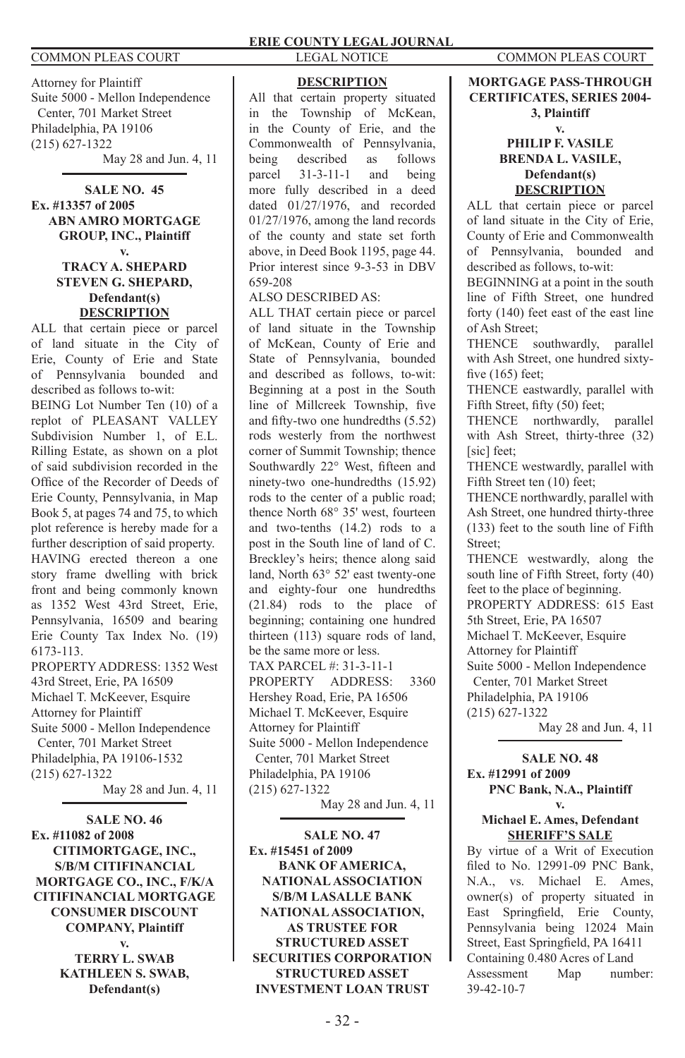Attorney for Plaintiff
Suite 5000 - Mellon Independence Center, 701 Market Street
Philadelphia, PA 19106
(215) 627-1322

May 28 and Jun. 4, 11

**SALE NO. 45**
**Ex. #13357 of 2005**
**ABN AMRO MORTGAGE GROUP, INC., Plaintiff**
**v.**
**TRACY A. SHEPARD**
**STEVEN G. SHEPARD, Defendant(s)**

**DESCRIPTION**

ALL that certain piece or parcel of land situate in the City of Erie, County of Erie and State of Pennsylvania bounded and described as follows to-wit:

BEING Lot Number Ten (10) of a replot of PLEASANT VALLEY Subdivision Number 1, of E.L. Rilling Estate, as shown on a plot of said subdivision recorded in the Office of the Recorder of Deeds of Erie County, Pennsylvania, in Map Book 5, at pages 74 and 75, to which plot reference is hereby made for a further description of said property.

HAVING erected thereon a one story frame dwelling with brick front and being commonly known as 1352 West 43rd Street, Erie, Pennsylvania, 16509 and bearing Erie County Tax Index No. (19) 6173-113.

PROPERTY ADDRESS: 1352 West 43rd Street, Erie, PA 16509

Michael T. McKeever, Esquire
Attorney for Plaintiff
Suite 5000 - Mellon Independence Center, 701 Market Street
Philadelphia, PA 19106-1532
(215) 627-1322

May 28 and Jun. 4, 11

**SALE NO. 46**
**Ex. #11082 of 2008**
**CITIMORTGAGE, INC., S/B/M CITIFINANCIAL MORTGAGE CO., INC., F/K/A CITIFINANCIAL MORTGAGE CONSUMER DISCOUNT COMPANY, Plaintiff**
**v.**
**TERRY L. SWAB**
**KATHLEEN S. SWAB, Defendant(s)**

**DESCRIPTION**

All that certain property situated in the Township of McKean, in the County of Erie, and the Commonwealth of Pennsylvania, being described as follows parcel 31-3-11-1 and being more fully described in a deed dated 01/27/1976, and recorded 01/27/1976, among the land records of the county and state set forth above, in Deed Book 1195, page 44. Prior interest since 9-3-53 in DBV 659-208

ALSO DESCRIBED AS:

ALL THAT certain piece or parcel of land situate in the Township of McKean, County of Erie and State of Pennsylvania, bounded and described as follows, to-wit: Beginning at a post in the South line of Millcreek Township, five and fifty-two one hundredths (5.52) rods westerly from the northwest corner of Summit Township; thence Southwardly 22° West, fifteen and ninety-two one-hundredths (15.92) rods to the center of a public road; thence North 68° 35' west, fourteen and two-tenths (14.2) rods to a post in the South line of land of C. Breckley's heirs; thence along said land, North 63° 52' east twenty-one and eighty-four one hundredths (21.84) rods to the place of beginning; containing one hundred thirteen (113) square rods of land, be the same more or less.

TAX PARCEL #: 31-3-11-1

PROPERTY ADDRESS: 3360 Hershey Road, Erie, PA 16506

Michael T. McKeever, Esquire
Attorney for Plaintiff
Suite 5000 - Mellon Independence Center, 701 Market Street
Philadelphia, PA 19106
(215) 627-1322

May 28 and Jun. 4, 11

**SALE NO. 47**
**Ex. #15451 of 2009**
**BANK OF AMERICA, NATIONAL ASSOCIATION S/B/M LASALLE BANK NATIONAL ASSOCIATION, AS TRUSTEE FOR STRUCTURED ASSET SECURITIES CORPORATION STRUCTURED ASSET INVESTMENT LOAN TRUST MORTGAGE PASS-THROUGH CERTIFICATES, SERIES 2004-3, Plaintiff**
**v.**
**PHILIP F. VASILE**
**BRENDA L. VASILE, Defendant(s)**

**DESCRIPTION**

ALL that certain piece or parcel of land situate in the City of Erie, County of Erie and Commonwealth of Pennsylvania, bounded and described as follows, to-wit:

BEGINNING at a point in the south line of Fifth Street, one hundred forty (140) feet east of the east line of Ash Street;

THENCE southwardly, parallel with Ash Street, one hundred sixty-five (165) feet;

THENCE eastwardly, parallel with Fifth Street, fifty (50) feet;

THENCE northwardly, parallel with Ash Street, thirty-three (32) [sic] feet;

THENCE westwardly, parallel with Fifth Street ten (10) feet;

THENCE northwardly, parallel with Ash Street, one hundred thirty-three (133) feet to the south line of Fifth Street;

THENCE westwardly, along the south line of Fifth Street, forty (40) feet to the place of beginning.

PROPERTY ADDRESS: 615 East 5th Street, Erie, PA 16507

Michael T. McKeever, Esquire
Attorney for Plaintiff
Suite 5000 - Mellon Independence Center, 701 Market Street
Philadelphia, PA 19106
(215) 627-1322

May 28 and Jun. 4, 11

**SALE NO. 48**
**Ex. #12991 of 2009**
**PNC Bank, N.A., Plaintiff**
**v.**
**Michael E. Ames, Defendant**

**SHERIFF'S SALE**

By virtue of a Writ of Execution filed to No. 12991-09 PNC Bank, N.A., vs. Michael E. Ames, owner(s) of property situated in East Springfield, Erie County, Pennsylvania being 12024 Main Street, East Springfield, PA 16411

Containing 0.480 Acres of Land

Assessment Map number: 39-42-10-7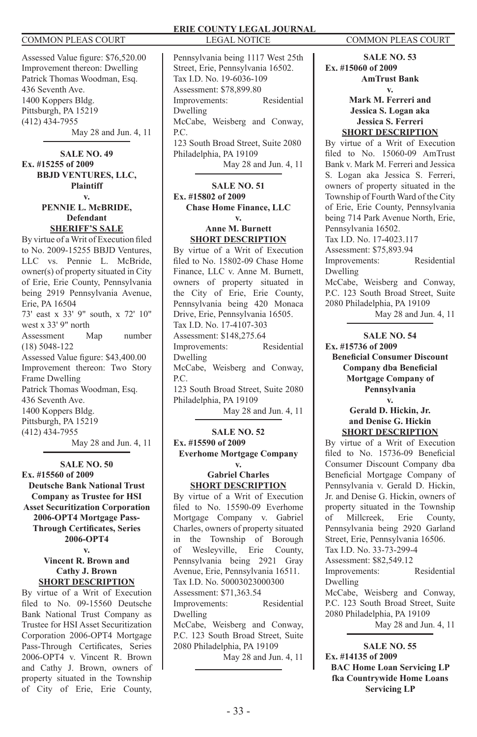Assessed Value figure: $76,520.00
Improvement thereon: Dwelling
Patrick Thomas Woodman, Esq.
436 Seventh Ave.
1400 Koppers Bldg.
Pittsburgh, PA 15219
(412) 434-7955

May 28 and Jun. 4, 11

**SALE NO. 49**
**Ex. #15255 of 2009**
**BBJD VENTURES, LLC, Plaintiff**
**v.**
**PENNIE L. McBRIDE, Defendant**
**SHERIFF'S SALE**

By virtue of a Writ of Execution filed to No. 2009-15255 BBJD Ventures, LLC vs. Pennie L. McBride, owner(s) of property situated in City of Erie, Erie County, Pennsylvania being 2919 Pennsylvania Avenue, Erie, PA 16504
73' east x 33' 9" south, x 72' 10" west x 33' 9" north
Assessment Map number (18) 5048-122
Assessed Value figure: $43,400.00
Improvement thereon: Two Story Frame Dwelling
Patrick Thomas Woodman, Esq.
436 Seventh Ave.
1400 Koppers Bldg.
Pittsburgh, PA 15219
(412) 434-7955

May 28 and Jun. 4, 11

**SALE NO. 50**
**Ex. #15560 of 2009**
**Deutsche Bank National Trust Company as Trustee for HSI Asset Securitization Corporation 2006-OPT4 Mortgage Pass-Through Certificates, Series 2006-OPT4**
**v.**
**Vincent R. Brown and Cathy J. Brown**
**SHORT DESCRIPTION**

By virtue of a Writ of Execution filed to No. 09-15560 Deutsche Bank National Trust Company as Trustee for HSI Asset Securitization Corporation 2006-OPT4 Mortgage Pass-Through Certificates, Series 2006-OPT4 v. Vincent R. Brown and Cathy J. Brown, owners of property situated in the Township of City of Erie, Erie County, Pennsylvania being 1117 West 25th Street, Erie, Pennsylvania 16502.
Tax I.D. No. 19-6036-109
Assessment: $78,899.80
Improvements: Residential Dwelling
McCabe, Weisberg and Conway, P.C.
123 South Broad Street, Suite 2080
Philadelphia, PA 19109

May 28 and Jun. 4, 11

**SALE NO. 51**
**Ex. #15802 of 2009**
**Chase Home Finance, LLC**
**v.**
**Anne M. Burnett**
**SHORT DESCRIPTION**

By virtue of a Writ of Execution filed to No. 15802-09 Chase Home Finance, LLC v. Anne M. Burnett, owners of property situated in the City of Erie, Erie County, Pennsylvania being 420 Monaca Drive, Erie, Pennsylvania 16505.
Tax I.D. No. 17-4107-303
Assessment: $148,275.64
Improvements: Residential Dwelling
McCabe, Weisberg and Conway, P.C.
123 South Broad Street, Suite 2080
Philadelphia, PA 19109

May 28 and Jun. 4, 11

**SALE NO. 52**
**Ex. #15590 of 2009**
**Everhome Mortgage Company**
**v.**
**Gabriel Charles**
**SHORT DESCRIPTION**

By virtue of a Writ of Execution filed to No. 15590-09 Everhome Mortgage Company v. Gabriel Charles, owners of property situated in the Township of Borough of Wesleyville, Erie County, Pennsylvania being 2921 Gray Avenue, Erie, Pennsylvania 16511.
Tax I.D. No. 50003023000300
Assessment: $71,363.54
Improvements: Residential Dwelling
McCabe, Weisberg and Conway, P.C. 123 South Broad Street, Suite 2080 Philadelphia, PA 19109

May 28 and Jun. 4, 11

**SALE NO. 53**
**Ex. #15060 of 2009**
**AmTrust Bank**
**v.**
**Mark M. Ferreri and Jessica S. Logan aka Jessica S. Ferreri**
**SHORT DESCRIPTION**

By virtue of a Writ of Execution filed to No. 15060-09 AmTrust Bank v. Mark M. Ferreri and Jessica S. Logan aka Jessica S. Ferreri, owners of property situated in the Township of Fourth Ward of the City of Erie, Erie County, Pennsylvania being 714 Park Avenue North, Erie, Pennsylvania 16502.
Tax I.D. No. 17-4023.117
Assessment: $75,893.94
Improvements: Residential Dwelling
McCabe, Weisberg and Conway, P.C. 123 South Broad Street, Suite 2080 Philadelphia, PA 19109

May 28 and Jun. 4, 11

**SALE NO. 54**
**Ex. #15736 of 2009**
**Beneficial Consumer Discount Company dba Beneficial Mortgage Company of Pennsylvania**
**v.**
**Gerald D. Hickin, Jr. and Denise G. Hickin**
**SHORT DESCRIPTION**

By virtue of a Writ of Execution filed to No. 15736-09 Beneficial Consumer Discount Company dba Beneficial Mortgage Company of Pennsylvania v. Gerald D. Hickin, Jr. and Denise G. Hickin, owners of property situated in the Township of Millcreek, Erie County, Pennsylvania being 2920 Garland Street, Erie, Pennsylvania 16506.
Tax I.D. No. 33-73-299-4
Assessment: $82,549.12
Improvements: Residential Dwelling
McCabe, Weisberg and Conway, P.C. 123 South Broad Street, Suite 2080 Philadelphia, PA 19109

May 28 and Jun. 4, 11

**SALE NO. 55**
**Ex. #14135 of 2009**
**BAC Home Loan Servicing LP fka Countrywide Home Loans Servicing LP**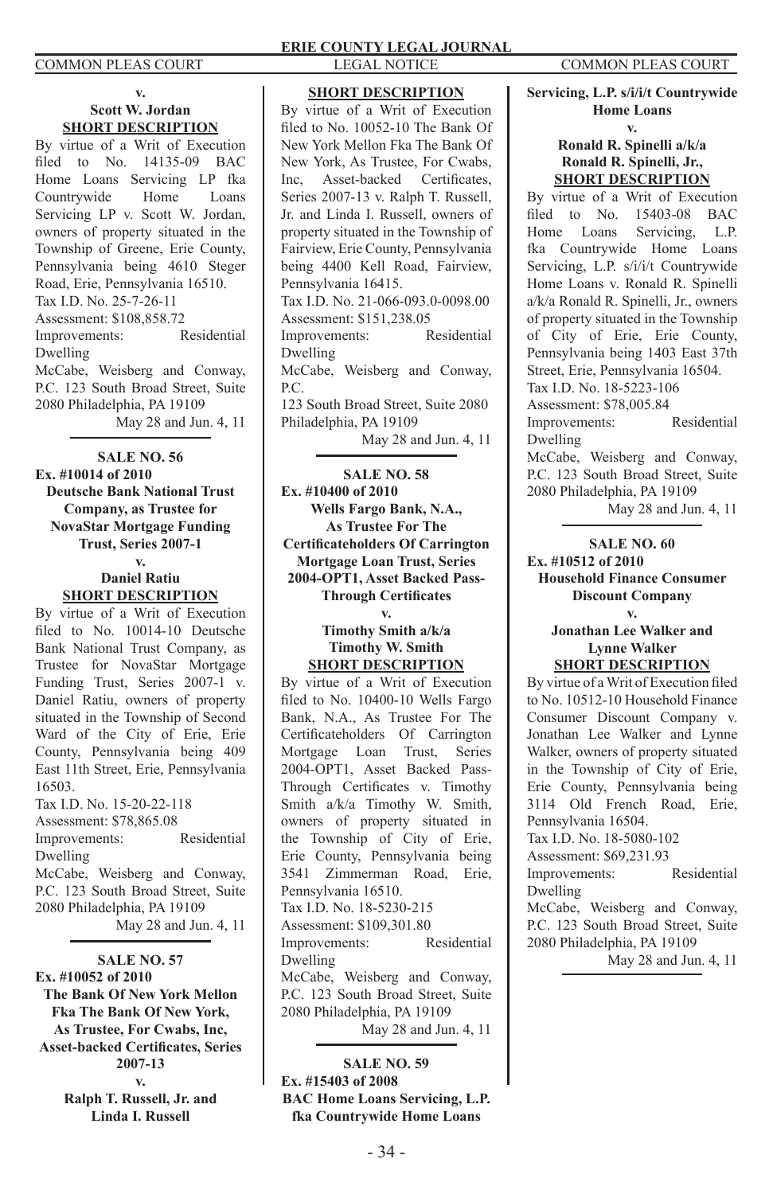**v.**

**Scott W. Jordan**

**SHORT DESCRIPTION**

By virtue of a Writ of Execution filed to No. 14135-09 BAC Home Loans Servicing LP fka Countrywide Home Loans Servicing LP v. Scott W. Jordan, owners of property situated in the Township of Greene, Erie County, Pennsylvania being 4610 Steger Road, Erie, Pennsylvania 16510.

Tax I.D. No. 25-7-26-11

Assessment: $108,858.72

Improvements: Residential Dwelling

McCabe, Weisberg and Conway, P.C. 123 South Broad Street, Suite 2080 Philadelphia, PA 19109

May 28 and Jun. 4, 11

---

**SALE NO. 56**

**Ex. #10014 of 2010**

**Deutsche Bank National Trust Company, as Trustee for NovaStar Mortgage Funding Trust, Series 2007-1**

**v.**

**Daniel Ratiu**

**SHORT DESCRIPTION**

By virtue of a Writ of Execution filed to No. 10014-10 Deutsche Bank National Trust Company, as Trustee for NovaStar Mortgage Funding Trust, Series 2007-1 v. Daniel Ratiu, owners of property situated in the Township of Second Ward of the City of Erie, Erie County, Pennsylvania being 409 East 11th Street, Erie, Pennsylvania 16503.

Tax I.D. No. 15-20-22-118

Assessment: $78,865.08

Improvements: Residential Dwelling

McCabe, Weisberg and Conway, P.C. 123 South Broad Street, Suite 2080 Philadelphia, PA 19109

May 28 and Jun. 4, 11

---

**SALE NO. 57**

**Ex. #10052 of 2010**

**The Bank Of New York Mellon Fka The Bank Of New York, As Trustee, For Cwabs, Inc, Asset-backed Certificates, Series 2007-13**

**v.**

**Ralph T. Russell, Jr. and Linda I. Russell**

**SHORT DESCRIPTION**

By virtue of a Writ of Execution filed to No. 10052-10 The Bank Of New York Mellon Fka The Bank Of New York, As Trustee, For Cwabs, Inc, Asset-backed Certificates, Series 2007-13 v. Ralph T. Russell, Jr. and Linda I. Russell, owners of property situated in the Township of Fairview, Erie County, Pennsylvania being 4400 Kell Road, Fairview, Pennsylvania 16415.

Tax I.D. No. 21-066-093.0-0098.00

Assessment: $151,238.05

Improvements: Residential Dwelling

McCabe, Weisberg and Conway, P.C.

123 South Broad Street, Suite 2080 Philadelphia, PA 19109

May 28 and Jun. 4, 11

---

**SALE NO. 58**

**Ex. #10400 of 2010**

**Wells Fargo Bank, N.A., As Trustee For The Certificateholders Of Carrington Mortgage Loan Trust, Series 2004-OPT1, Asset Backed Pass-Through Certificates**

**v.**

**Timothy Smith a/k/a Timothy W. Smith**

**SHORT DESCRIPTION**

By virtue of a Writ of Execution filed to No. 10400-10 Wells Fargo Bank, N.A., As Trustee For The Certificateholders Of Carrington Mortgage Loan Trust, Series 2004-OPT1, Asset Backed Pass-Through Certificates v. Timothy Smith a/k/a Timothy W. Smith, owners of property situated in the Township of City of Erie, Erie County, Pennsylvania being 3541 Zimmerman Road, Erie, Pennsylvania 16510.

Tax I.D. No. 18-5230-215

Assessment: $109,301.80

Improvements: Residential Dwelling

McCabe, Weisberg and Conway, P.C. 123 South Broad Street, Suite 2080 Philadelphia, PA 19109

May 28 and Jun. 4, 11

---

**SALE NO. 59**

**Ex. #15403 of 2008**

**BAC Home Loans Servicing, L.P. fka Countrywide Home Loans Servicing, L.P. s/i/i/t Countrywide Home Loans**

**v.**

**Ronald R. Spinelli a/k/a Ronald R. Spinelli, Jr.,**

**SHORT DESCRIPTION**

By virtue of a Writ of Execution filed to No. 15403-08 BAC Home Loans Servicing, L.P. fka Countrywide Home Loans Servicing, L.P. s/i/i/t Countrywide Home Loans v. Ronald R. Spinelli a/k/a Ronald R. Spinelli, Jr., owners of property situated in the Township of City of Erie, Erie County, Pennsylvania being 1403 East 37th Street, Erie, Pennsylvania 16504.

Tax I.D. No. 18-5223-106

Assessment: $78,005.84

Improvements: Residential Dwelling

McCabe, Weisberg and Conway, P.C. 123 South Broad Street, Suite 2080 Philadelphia, PA 19109

May 28 and Jun. 4, 11

---

**SALE NO. 60**

**Ex. #10512 of 2010**

**Household Finance Consumer Discount Company**

**v.**

**Jonathan Lee Walker and Lynne Walker**

**SHORT DESCRIPTION**

By virtue of a Writ of Execution filed to No. 10512-10 Household Finance Consumer Discount Company v. Jonathan Lee Walker and Lynne Walker, owners of property situated in the Township of City of Erie, Erie County, Pennsylvania being 3114 Old French Road, Erie, Pennsylvania 16504.

Tax I.D. No. 18-5080-102

Assessment: $69,231.93

Improvements: Residential Dwelling

McCabe, Weisberg and Conway, P.C. 123 South Broad Street, Suite 2080 Philadelphia, PA 19109

May 28 and Jun. 4, 11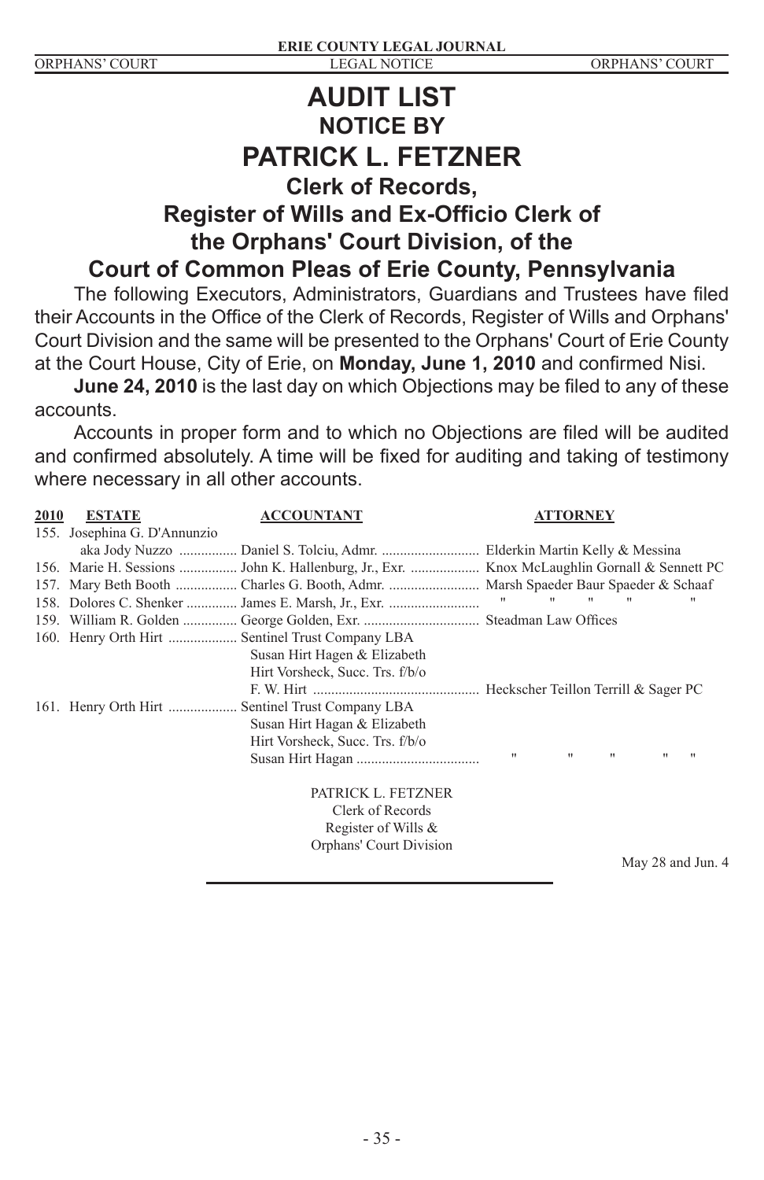# AUDIT LIST
## NOTICE BY
# PATRICK L. FETZNER
## Clerk of Records,
## Register of Wills and Ex-Officio Clerk of the Orphans' Court Division, of the Court of Common Pleas of Erie County, Pennsylvania

The following Executors, Administrators, Guardians and Trustees have filed their Accounts in the Office of the Clerk of Records, Register of Wills and Orphans' Court Division and the same will be presented to the Orphans' Court of Erie County at the Court House, City of Erie, on **Monday, June 1, 2010** and confirmed Nisi.

**June 24, 2010** is the last day on which Objections may be filed to any of these accounts.

Accounts in proper form and to which no Objections are filed will be audited and confirmed absolutely. A time will be fixed for auditing and taking of testimony where necessary in all other accounts.

| 2010 | ESTATE | ACCOUNTANT | ATTORNEY |
|---|---|---|---|
| 155. | Josephina G. D'Annunzio aka Jody Nuzzo | Daniel S. Tolciu, Admr. | Elderkin Martin Kelly & Messina |
| 156. | Marie H. Sessions | John K. Hallenburg, Jr., Exr. | Knox McLaughlin Gornall & Sennett PC |
| 157. | Mary Beth Booth | Charles G. Booth, Admr. | Marsh Spaeder Baur Spaeder & Schaaf |
| 158. | Dolores C. Shenker | James E. Marsh, Jr., Exr. | " " " " " |
| 159. | William R. Golden | George Golden, Exr. | Steadman Law Offices |
| 160. | Henry Orth Hirt | Sentinel Trust Company LBA Susan Hirt Hagen & Elizabeth Hirt Vorsheck, Succ. Trs. f/b/o F. W. Hirt | Heckscher Teillon Terrill & Sager PC |
| 161. | Henry Orth Hirt | Sentinel Trust Company LBA Susan Hirt Hagan & Elizabeth Hirt Vorsheck, Succ. Trs. f/b/o Susan Hirt Hagan | " " " " " |

PATRICK L. FETZNER
Clerk of Records
Register of Wills &
Orphans' Court Division

May 28 and Jun. 4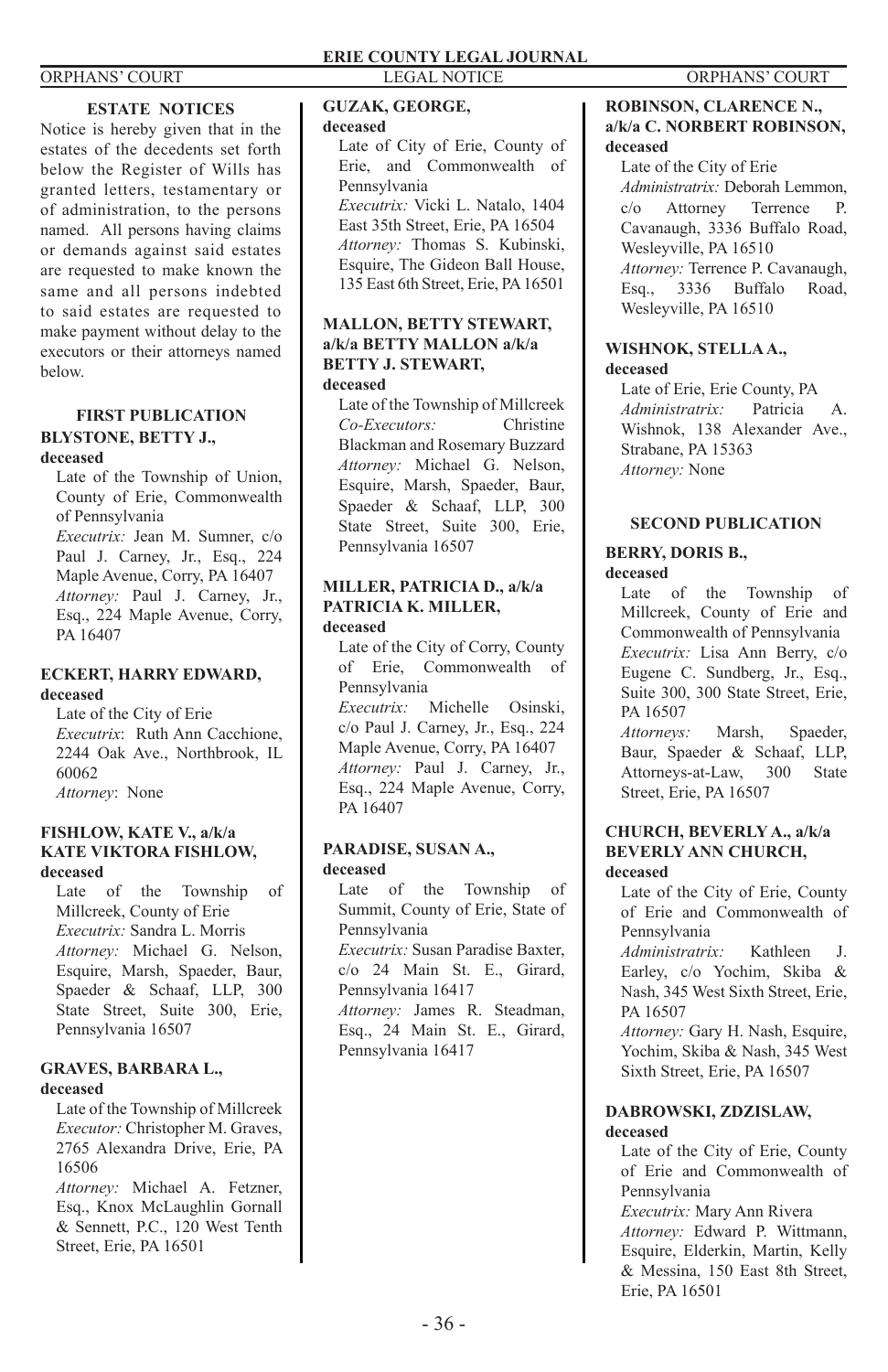## ESTATE NOTICES

Notice is hereby given that in the estates of the decedents set forth below the Register of Wills has granted letters, testamentary or of administration, to the persons named. All persons having claims or demands against said estates are requested to make known the same and all persons indebted to said estates are requested to make payment without delay to the executors or their attorneys named below.

### FIRST PUBLICATION

**BLYSTONE, BETTY J., deceased**

Late of the Township of Union, County of Erie, Commonwealth of Pennsylvania
*Executrix:* Jean M. Sumner, c/o Paul J. Carney, Jr., Esq., 224 Maple Avenue, Corry, PA 16407
*Attorney:* Paul J. Carney, Jr., Esq., 224 Maple Avenue, Corry, PA 16407

**ECKERT, HARRY EDWARD, deceased**

Late of the City of Erie
*Executrix*: Ruth Ann Cacchione, 2244 Oak Ave., Northbrook, IL 60062
*Attorney*: None

**FISHLOW, KATE V., a/k/a KATE VIKTORA FISHLOW, deceased**

Late of the Township of Millcreek, County of Erie
*Executrix:* Sandra L. Morris
*Attorney:* Michael G. Nelson, Esquire, Marsh, Spaeder, Baur, Spaeder & Schaaf, LLP, 300 State Street, Suite 300, Erie, Pennsylvania 16507

**GRAVES, BARBARA L., deceased**

Late of the Township of Millcreek
*Executor:* Christopher M. Graves, 2765 Alexandra Drive, Erie, PA 16506
*Attorney:* Michael A. Fetzner, Esq., Knox McLaughlin Gornall & Sennett, P.C., 120 West Tenth Street, Erie, PA 16501

**GUZAK, GEORGE, deceased**

Late of City of Erie, County of Erie, and Commonwealth of Pennsylvania
*Executrix:* Vicki L. Natalo, 1404 East 35th Street, Erie, PA 16504
*Attorney:* Thomas S. Kubinski, Esquire, The Gideon Ball House, 135 East 6th Street, Erie, PA 16501

**MALLON, BETTY STEWART, a/k/a BETTY MALLON a/k/a BETTY J. STEWART, deceased**

Late of the Township of Millcreek
*Co-Executors:* Christine Blackman and Rosemary Buzzard
*Attorney:* Michael G. Nelson, Esquire, Marsh, Spaeder, Baur, Spaeder & Schaaf, LLP, 300 State Street, Suite 300, Erie, Pennsylvania 16507

**MILLER, PATRICIA D., a/k/a PATRICIA K. MILLER, deceased**

Late of the City of Corry, County of Erie, Commonwealth of Pennsylvania
*Executrix:* Michelle Osinski, c/o Paul J. Carney, Jr., Esq., 224 Maple Avenue, Corry, PA 16407
*Attorney:* Paul J. Carney, Jr., Esq., 224 Maple Avenue, Corry, PA 16407

**PARADISE, SUSAN A., deceased**

Late of the Township of Summit, County of Erie, State of Pennsylvania
*Executrix:* Susan Paradise Baxter, c/o 24 Main St. E., Girard, Pennsylvania 16417
*Attorney:* James R. Steadman, Esq., 24 Main St. E., Girard, Pennsylvania 16417

**ROBINSON, CLARENCE N., a/k/a C. NORBERT ROBINSON, deceased**

Late of the City of Erie
*Administratrix:* Deborah Lemmon, c/o Attorney Terrence P. Cavanaugh, 3336 Buffalo Road, Wesleyville, PA 16510
*Attorney:* Terrence P. Cavanaugh, Esq., 3336 Buffalo Road, Wesleyville, PA 16510

**WISHNOK, STELLA A., deceased**

Late of Erie, Erie County, PA
*Administratrix:* Patricia A. Wishnok, 138 Alexander Ave., Strabane, PA 15363
*Attorney:* None

### SECOND PUBLICATION

**BERRY, DORIS B., deceased**

Late of the Township of Millcreek, County of Erie and Commonwealth of Pennsylvania
*Executrix:* Lisa Ann Berry, c/o Eugene C. Sundberg, Jr., Esq., Suite 300, 300 State Street, Erie, PA 16507
*Attorneys:* Marsh, Spaeder, Baur, Spaeder & Schaaf, LLP, Attorneys-at-Law, 300 State Street, Erie, PA 16507

**CHURCH, BEVERLY A., a/k/a BEVERLY ANN CHURCH, deceased**

Late of the City of Erie, County of Erie and Commonwealth of Pennsylvania
*Administratrix:* Kathleen J. Earley, c/o Yochim, Skiba & Nash, 345 West Sixth Street, Erie, PA 16507
*Attorney:* Gary H. Nash, Esquire, Yochim, Skiba & Nash, 345 West Sixth Street, Erie, PA 16507

**DABROWSKI, ZDZISLAW, deceased**

Late of the City of Erie, County of Erie and Commonwealth of Pennsylvania
*Executrix:* Mary Ann Rivera
*Attorney:* Edward P. Wittmann, Esquire, Elderkin, Martin, Kelly & Messina, 150 East 8th Street, Erie, PA 16501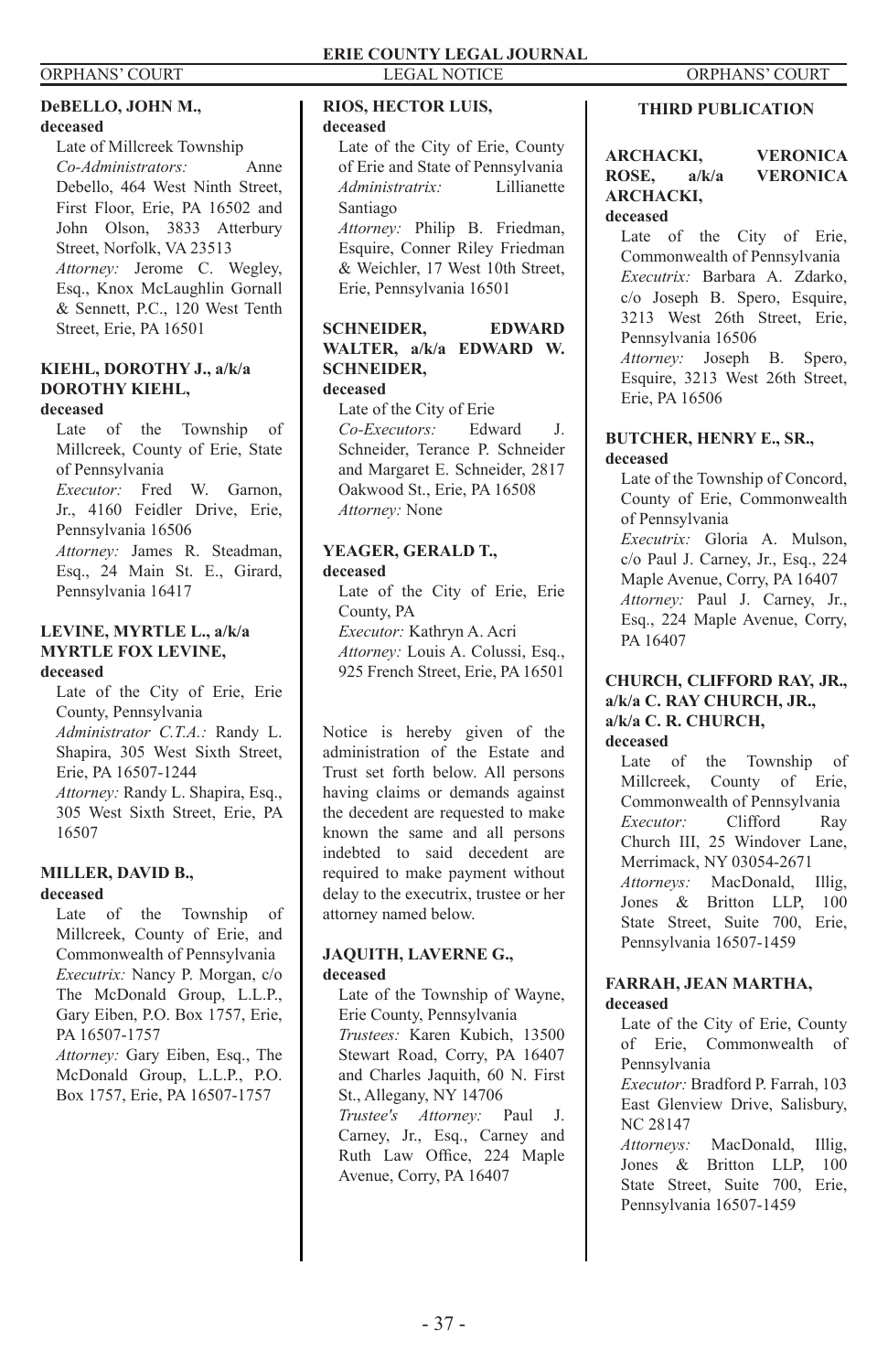**DeBELLO, JOHN M.,**
**deceased**

Late of Millcreek Township
*Co-Administrators:* Anne Debello, 464 West Ninth Street, First Floor, Erie, PA 16502 and John Olson, 3833 Atterbury Street, Norfolk, VA 23513
*Attorney:* Jerome C. Wegley, Esq., Knox McLaughlin Gornall & Sennett, P.C., 120 West Tenth Street, Erie, PA 16501

**KIEHL, DOROTHY J., a/k/a DOROTHY KIEHL,**
**deceased**

Late of the Township of Millcreek, County of Erie, State of Pennsylvania
*Executor:* Fred W. Garnon, Jr., 4160 Feidler Drive, Erie, Pennsylvania 16506
*Attorney:* James R. Steadman, Esq., 24 Main St. E., Girard, Pennsylvania 16417

**LEVINE, MYRTLE L., a/k/a MYRTLE FOX LEVINE,**
**deceased**

Late of the City of Erie, Erie County, Pennsylvania
*Administrator C.T.A.:* Randy L. Shapira, 305 West Sixth Street, Erie, PA 16507-1244
*Attorney:* Randy L. Shapira, Esq., 305 West Sixth Street, Erie, PA 16507

**MILLER, DAVID B.,**
**deceased**

Late of the Township of Millcreek, County of Erie, and Commonwealth of Pennsylvania
*Executrix:* Nancy P. Morgan, c/o The McDonald Group, L.L.P., Gary Eiben, P.O. Box 1757, Erie, PA 16507-1757
*Attorney:* Gary Eiben, Esq., The McDonald Group, L.L.P., P.O. Box 1757, Erie, PA 16507-1757

**RIOS, HECTOR LUIS,**
**deceased**

Late of the City of Erie, County of Erie and State of Pennsylvania
*Administratrix:* Lillianette Santiago
*Attorney:* Philip B. Friedman, Esquire, Conner Riley Friedman & Weichler, 17 West 10th Street, Erie, Pennsylvania 16501

**SCHNEIDER, EDWARD WALTER, a/k/a EDWARD W. SCHNEIDER,**
**deceased**

Late of the City of Erie
*Co-Executors:* Edward J. Schneider, Terance P. Schneider and Margaret E. Schneider, 2817 Oakwood St., Erie, PA 16508
*Attorney:* None

**YEAGER, GERALD T.,**
**deceased**

Late of the City of Erie, Erie County, PA
*Executor:* Kathryn A. Acri
*Attorney:* Louis A. Colussi, Esq., 925 French Street, Erie, PA 16501

Notice is hereby given of the administration of the Estate and Trust set forth below. All persons having claims or demands against the decedent are requested to make known the same and all persons indebted to said decedent are required to make payment without delay to the executrix, trustee or her attorney named below.

**JAQUITH, LAVERNE G.,**
**deceased**

Late of the Township of Wayne, Erie County, Pennsylvania
*Trustees:* Karen Kubich, 13500 Stewart Road, Corry, PA 16407 and Charles Jaquith, 60 N. First St., Allegany, NY 14706
*Trustee's Attorney:* Paul J. Carney, Jr., Esq., Carney and Ruth Law Office, 224 Maple Avenue, Corry, PA 16407

**THIRD PUBLICATION**

**ARCHACKI, VERONICA ROSE, a/k/a VERONICA ARCHACKI,**
**deceased**

Late of the City of Erie, Commonwealth of Pennsylvania
*Executrix:* Barbara A. Zdarko, c/o Joseph B. Spero, Esquire, 3213 West 26th Street, Erie, Pennsylvania 16506
*Attorney:* Joseph B. Spero, Esquire, 3213 West 26th Street, Erie, PA 16506

**BUTCHER, HENRY E., SR.,**
**deceased**

Late of the Township of Concord, County of Erie, Commonwealth of Pennsylvania
*Executrix:* Gloria A. Mulson, c/o Paul J. Carney, Jr., Esq., 224 Maple Avenue, Corry, PA 16407
*Attorney:* Paul J. Carney, Jr., Esq., 224 Maple Avenue, Corry, PA 16407

**CHURCH, CLIFFORD RAY, JR., a/k/a C. RAY CHURCH, JR., a/k/a C. R. CHURCH,**
**deceased**

Late of the Township of Millcreek, County of Erie, Commonwealth of Pennsylvania
*Executor:* Clifford Ray Church III, 25 Windover Lane, Merrimack, NY 03054-2671
*Attorneys:* MacDonald, Illig, Jones & Britton LLP, 100 State Street, Suite 700, Erie, Pennsylvania 16507-1459

**FARRAH, JEAN MARTHA,**
**deceased**

Late of the City of Erie, County of Erie, Commonwealth of Pennsylvania
*Executor:* Bradford P. Farrah, 103 East Glenview Drive, Salisbury, NC 28147
*Attorneys:* MacDonald, Illig, Jones & Britton LLP, 100 State Street, Suite 700, Erie, Pennsylvania 16507-1459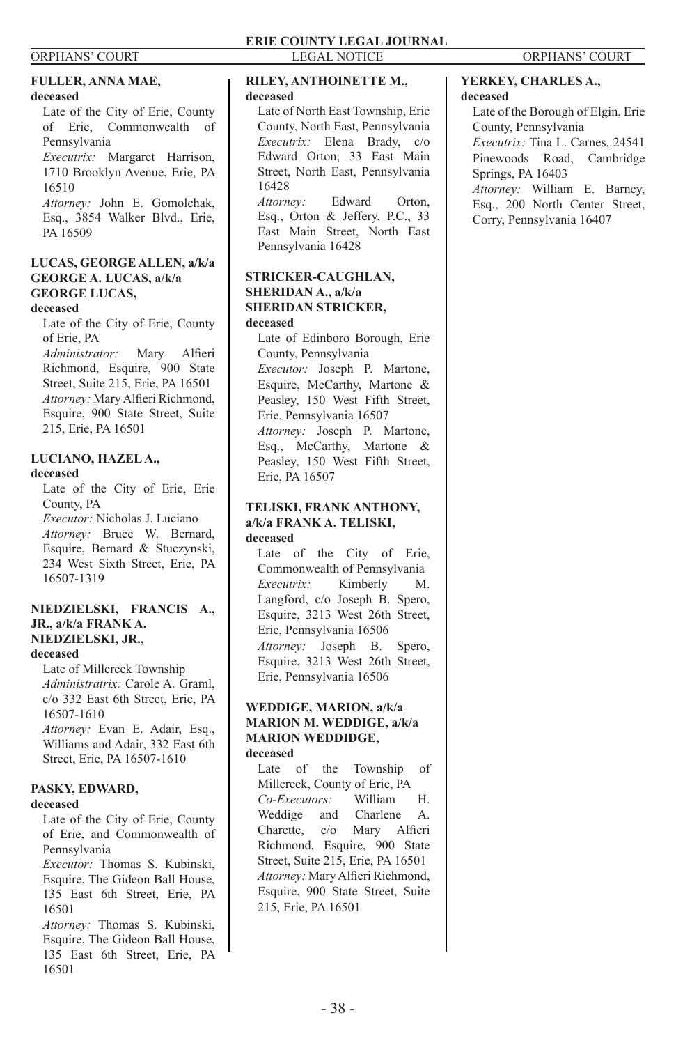**FULLER, ANNA MAE,**
**deceased**

Late of the City of Erie, County of Erie, Commonwealth of Pennsylvania
*Executrix:* Margaret Harrison, 1710 Brooklyn Avenue, Erie, PA 16510
*Attorney:* John E. Gomolchak, Esq., 3854 Walker Blvd., Erie, PA 16509

**LUCAS, GEORGE ALLEN, a/k/a GEORGE A. LUCAS, a/k/a GEORGE LUCAS,**
**deceased**

Late of the City of Erie, County of Erie, PA
*Administrator:* Mary Alfieri Richmond, Esquire, 900 State Street, Suite 215, Erie, PA 16501
*Attorney:* Mary Alfieri Richmond, Esquire, 900 State Street, Suite 215, Erie, PA 16501

**LUCIANO, HAZEL A.,**
**deceased**

Late of the City of Erie, Erie County, PA
*Executor:* Nicholas J. Luciano
*Attorney:* Bruce W. Bernard, Esquire, Bernard & Stuczynski, 234 West Sixth Street, Erie, PA 16507-1319

**NIEDZIELSKI, FRANCIS A., JR., a/k/a FRANK A. NIEDZIELSKI, JR.,**
**deceased**

Late of Millcreek Township
*Administratrix:* Carole A. Graml, c/o 332 East 6th Street, Erie, PA 16507-1610
*Attorney:* Evan E. Adair, Esq., Williams and Adair, 332 East 6th Street, Erie, PA 16507-1610

**PASKY, EDWARD,**
**deceased**

Late of the City of Erie, County of Erie, and Commonwealth of Pennsylvania
*Executor:* Thomas S. Kubinski, Esquire, The Gideon Ball House, 135 East 6th Street, Erie, PA 16501
*Attorney:* Thomas S. Kubinski, Esquire, The Gideon Ball House, 135 East 6th Street, Erie, PA 16501

**RILEY, ANTHOINETTE M.,**
**deceased**

Late of North East Township, Erie County, North East, Pennsylvania
*Executrix:* Elena Brady, c/o Edward Orton, 33 East Main Street, North East, Pennsylvania 16428
*Attorney:* Edward Orton, Esq., Orton & Jeffery, P.C., 33 East Main Street, North East Pennsylvania 16428

**STRICKER-CAUGHLAN, SHERIDAN A., a/k/a SHERIDAN STRICKER,**
**deceased**

Late of Edinboro Borough, Erie County, Pennsylvania
*Executor:* Joseph P. Martone, Esquire, McCarthy, Martone & Peasley, 150 West Fifth Street, Erie, Pennsylvania 16507
*Attorney:* Joseph P. Martone, Esq., McCarthy, Martone & Peasley, 150 West Fifth Street, Erie, PA 16507

**TELISKI, FRANK ANTHONY, a/k/a FRANK A. TELISKI,**
**deceased**

Late of the City of Erie, Commonwealth of Pennsylvania
*Executrix:* Kimberly M. Langford, c/o Joseph B. Spero, Esquire, 3213 West 26th Street, Erie, Pennsylvania 16506
*Attorney:* Joseph B. Spero, Esquire, 3213 West 26th Street, Erie, Pennsylvania 16506

**WEDDIGE, MARION, a/k/a MARION M. WEDDIGE, a/k/a MARION WEDDIDGE,**
**deceased**

Late of the Township of Millcreek, County of Erie, PA
*Co-Executors:* William H. Weddige and Charlene A. Charette, c/o Mary Alfieri Richmond, Esquire, 900 State Street, Suite 215, Erie, PA 16501
*Attorney:* Mary Alfieri Richmond, Esquire, 900 State Street, Suite 215, Erie, PA 16501

**YERKEY, CHARLES A.,**
**deceased**

Late of the Borough of Elgin, Erie County, Pennsylvania
*Executrix:* Tina L. Carnes, 24541 Pinewoods Road, Cambridge Springs, PA 16403
*Attorney:* William E. Barney, Esq., 200 North Center Street, Corry, Pennsylvania 16407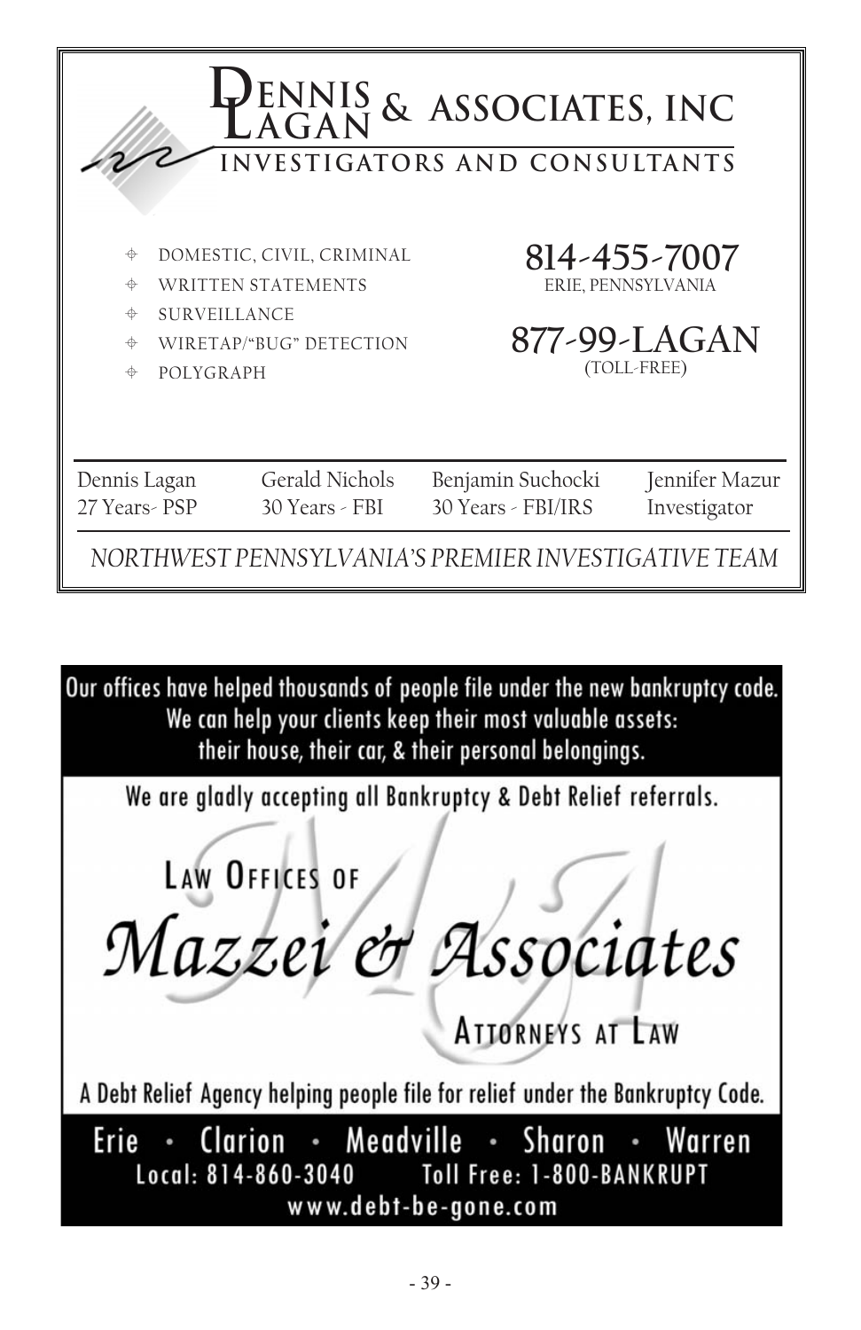# Dennis Lagan & Associates, Inc

## Investigators and Consultants

- DOMESTIC, CIVIL, CRIMINAL
- WRITTEN STATEMENTS
- SURVEILLANCE
- WIRETAP/"BUG" DETECTION
- POLYGRAPH

**814-455-7007**
ERIE, PENNSYLVANIA

**877-99-LAGAN**
(TOLL-FREE)

| Dennis Lagan | Gerald Nichols | Benjamin Suchocki | Jennifer Mazur |
|---|---|---|---|
| 27 Years- PSP | 30 Years - FBI | 30 Years - FBI/IRS | Investigator |

*NORTHWEST PENNSYLVANIA'S PREMIER INVESTIGATIVE TEAM*

---

Our offices have helped thousands of people file under the new bankruptcy code.
We can help your clients keep their most valuable assets:
their house, their car, & their personal belongings.

We are gladly accepting all Bankruptcy & Debt Relief referrals.

## Law Offices of Mazzei & Associates

### Attorneys at Law

A Debt Relief Agency helping people file for relief under the Bankruptcy Code.

Erie · Clarion · Meadville · Sharon · Warren

Local: 814-860-3040 Toll Free: 1-800-BANKRUPT

www.debt-be-gone.com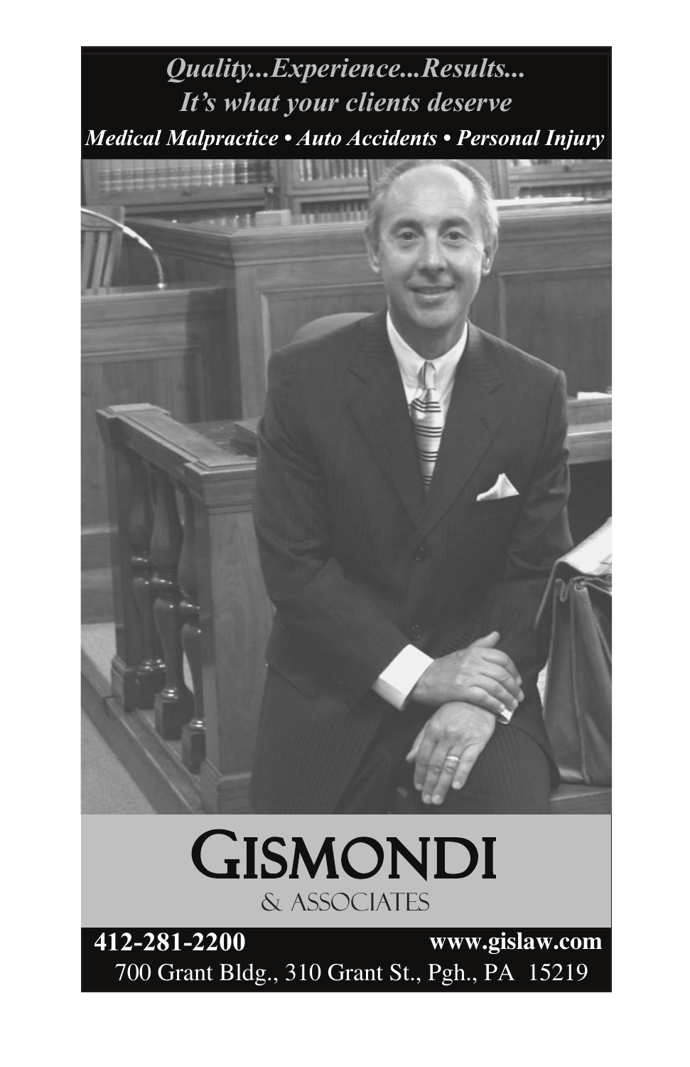***Quality...Experience...Results...***
***It's what your clients deserve***

***Medical Malpractice • Auto Accidents • Personal Injury***

# GISMONDI

& ASSOCIATES

**412-281-2200** **www.gislaw.com**

700 Grant Bldg., 310 Grant St., Pgh., PA 15219